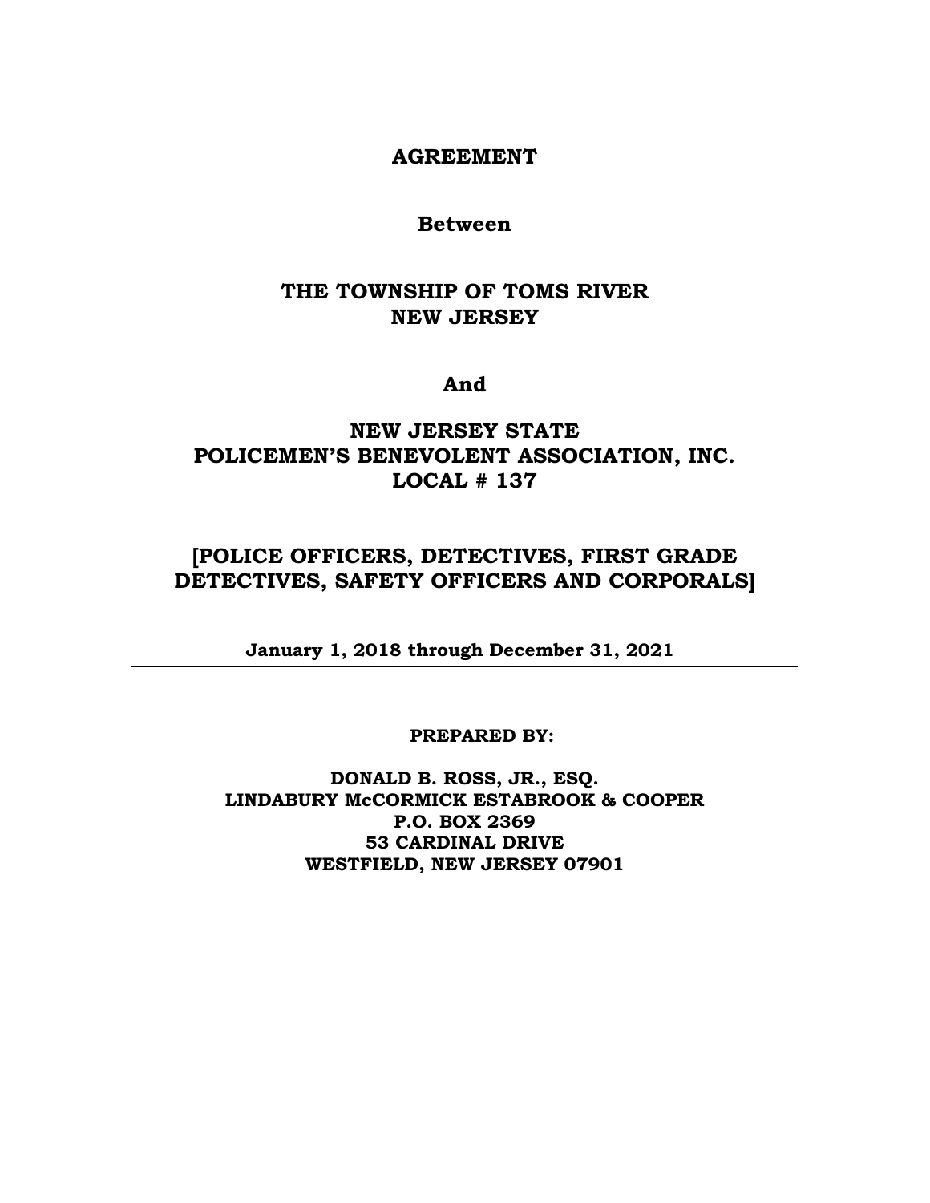# AGREEMENT

**Between**

## THE TOWNSHIP OF TOMS RIVER
## NEW JERSEY

**And**

## NEW JERSEY STATE
## POLICEMEN'S BENEVOLENT ASSOCIATION, INC.
## LOCAL # 137

## [POLICE OFFICERS, DETECTIVES, FIRST GRADE DETECTIVES, SAFETY OFFICERS AND CORPORALS]

**January 1, 2018 through December 31, 2021**

---

**PREPARED BY:**

**DONALD B. ROSS, JR., ESQ.**
**LINDABURY McCORMICK ESTABROOK & COOPER**
**P.O. BOX 2369**
**53 CARDINAL DRIVE**
**WESTFIELD, NEW JERSEY 07901**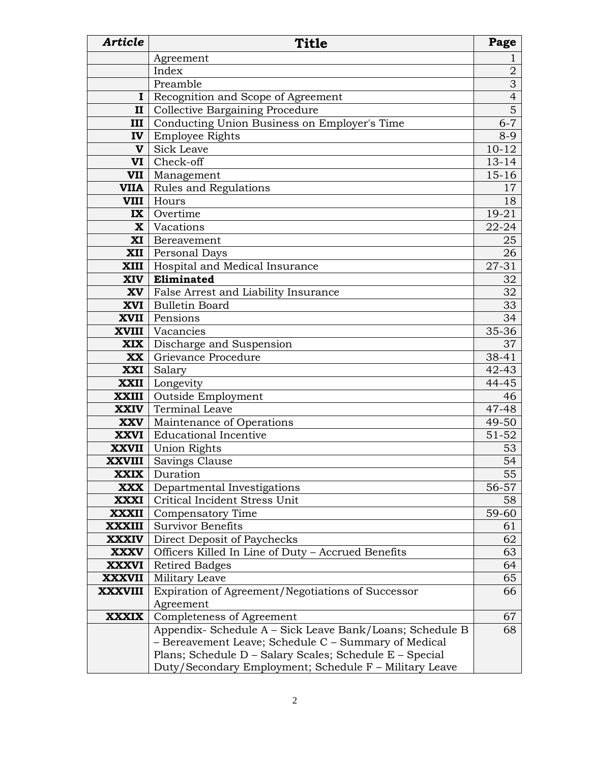| *Article* | **Title** | **Page** |
|---|---|---|
| | Agreement | 1 |
| | Index | 2 |
| | Preamble | 3 |
| **I** | Recognition and Scope of Agreement | 4 |
| **II** | Collective Bargaining Procedure | 5 |
| **III** | Conducting Union Business on Employer's Time | 6-7 |
| **IV** | Employee Rights | 8-9 |
| **V** | Sick Leave | 10-12 |
| **VI** | Check-off | 13-14 |
| **VII** | Management | 15-16 |
| **VIIA** | Rules and Regulations | 17 |
| **VIII** | Hours | 18 |
| **IX** | Overtime | 19-21 |
| **X** | Vacations | 22-24 |
| **XI** | Bereavement | 25 |
| **XII** | Personal Days | 26 |
| **XIII** | Hospital and Medical Insurance | 27-31 |
| **XIV** | **Eliminated** | 32 |
| **XV** | False Arrest and Liability Insurance | 32 |
| **XVI** | Bulletin Board | 33 |
| **XVII** | Pensions | 34 |
| **XVIII** | Vacancies | 35-36 |
| **XIX** | Discharge and Suspension | 37 |
| **XX** | Grievance Procedure | 38-41 |
| **XXI** | Salary | 42-43 |
| **XXII** | Longevity | 44-45 |
| **XXIII** | Outside Employment | 46 |
| **XXIV** | Terminal Leave | 47-48 |
| **XXV** | Maintenance of Operations | 49-50 |
| **XXVI** | Educational Incentive | 51-52 |
| **XXVII** | Union Rights | 53 |
| **XXVIII** | Savings Clause | 54 |
| **XXIX** | Duration | 55 |
| **XXX** | Departmental Investigations | 56-57 |
| **XXXI** | Critical Incident Stress Unit | 58 |
| **XXXII** | Compensatory Time | 59-60 |
| **XXXIII** | Survivor Benefits | 61 |
| **XXXIV** | Direct Deposit of Paychecks | 62 |
| **XXXV** | Officers Killed In Line of Duty – Accrued Benefits | 63 |
| **XXXVI** | Retired Badges | 64 |
| **XXXVII** | Military Leave | 65 |
| **XXXVIII** | Expiration of Agreement/Negotiations of Successor Agreement | 66 |
| **XXXIX** | Completeness of Agreement | 67 |
| | Appendix- Schedule A – Sick Leave Bank/Loans; Schedule B – Bereavement Leave; Schedule C – Summary of Medical Plans; Schedule D – Salary Scales; Schedule E – Special Duty/Secondary Employment; Schedule F – Military Leave | 68 |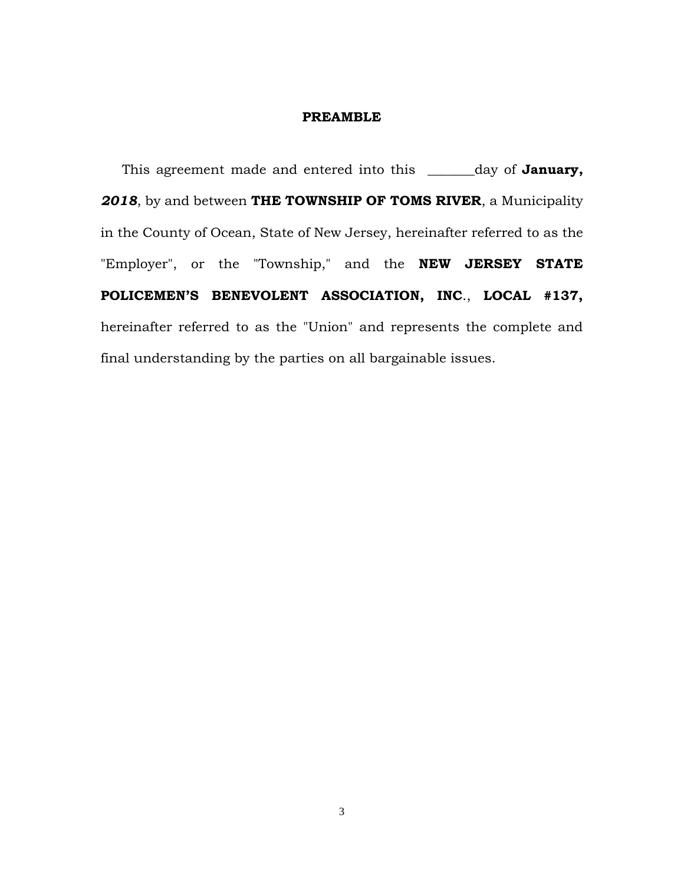## PREAMBLE

This agreement made and entered into this _______day of **January, *2018***, by and between **THE TOWNSHIP OF TOMS RIVER**, a Municipality in the County of Ocean, State of New Jersey, hereinafter referred to as the "Employer", or the "Township," and the **NEW JERSEY STATE POLICEMEN'S BENEVOLENT ASSOCIATION, INC**., **LOCAL #137,** hereinafter referred to as the "Union" and represents the complete and final understanding by the parties on all bargainable issues.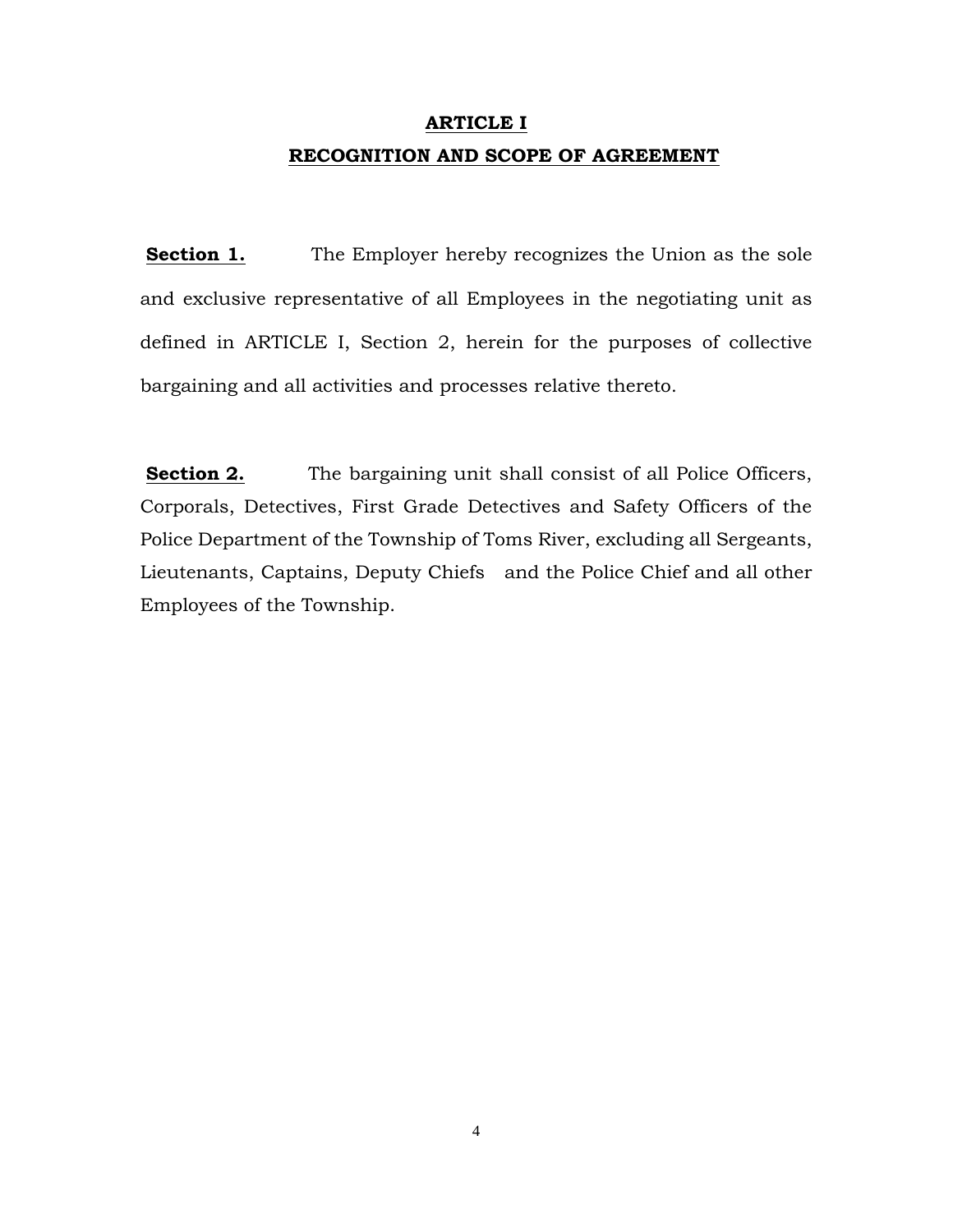# ARTICLE I
# RECOGNITION AND SCOPE OF AGREEMENT

**Section 1.** The Employer hereby recognizes the Union as the sole and exclusive representative of all Employees in the negotiating unit as defined in ARTICLE I, Section 2, herein for the purposes of collective bargaining and all activities and processes relative thereto.

**Section 2.** The bargaining unit shall consist of all Police Officers, Corporals, Detectives, First Grade Detectives and Safety Officers of the Police Department of the Township of Toms River, excluding all Sergeants, Lieutenants, Captains, Deputy Chiefs and the Police Chief and all other Employees of the Township.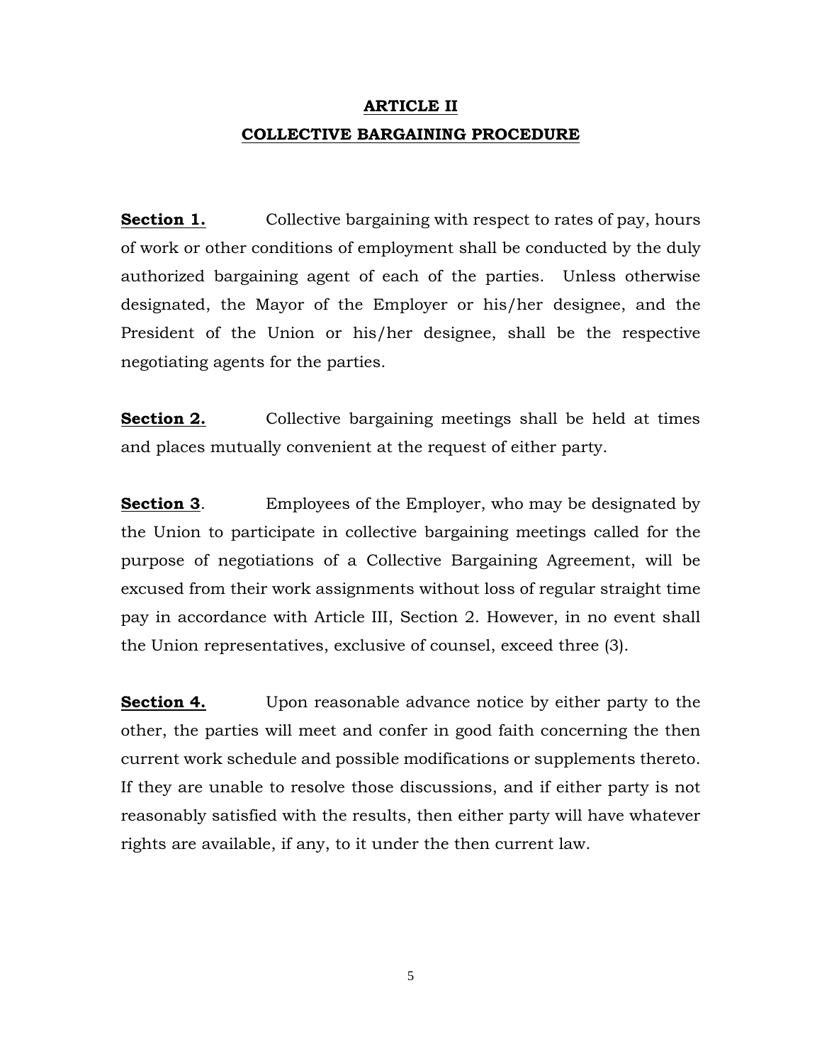# ARTICLE II
## COLLECTIVE BARGAINING PROCEDURE

**Section 1.** Collective bargaining with respect to rates of pay, hours of work or other conditions of employment shall be conducted by the duly authorized bargaining agent of each of the parties. Unless otherwise designated, the Mayor of the Employer or his/her designee, and the President of the Union or his/her designee, shall be the respective negotiating agents for the parties.

**Section 2.** Collective bargaining meetings shall be held at times and places mutually convenient at the request of either party.

**Section 3**. Employees of the Employer, who may be designated by the Union to participate in collective bargaining meetings called for the purpose of negotiations of a Collective Bargaining Agreement, will be excused from their work assignments without loss of regular straight time pay in accordance with Article III, Section 2. However, in no event shall the Union representatives, exclusive of counsel, exceed three (3).

**Section 4.** Upon reasonable advance notice by either party to the other, the parties will meet and confer in good faith concerning the then current work schedule and possible modifications or supplements thereto. If they are unable to resolve those discussions, and if either party is not reasonably satisfied with the results, then either party will have whatever rights are available, if any, to it under the then current law.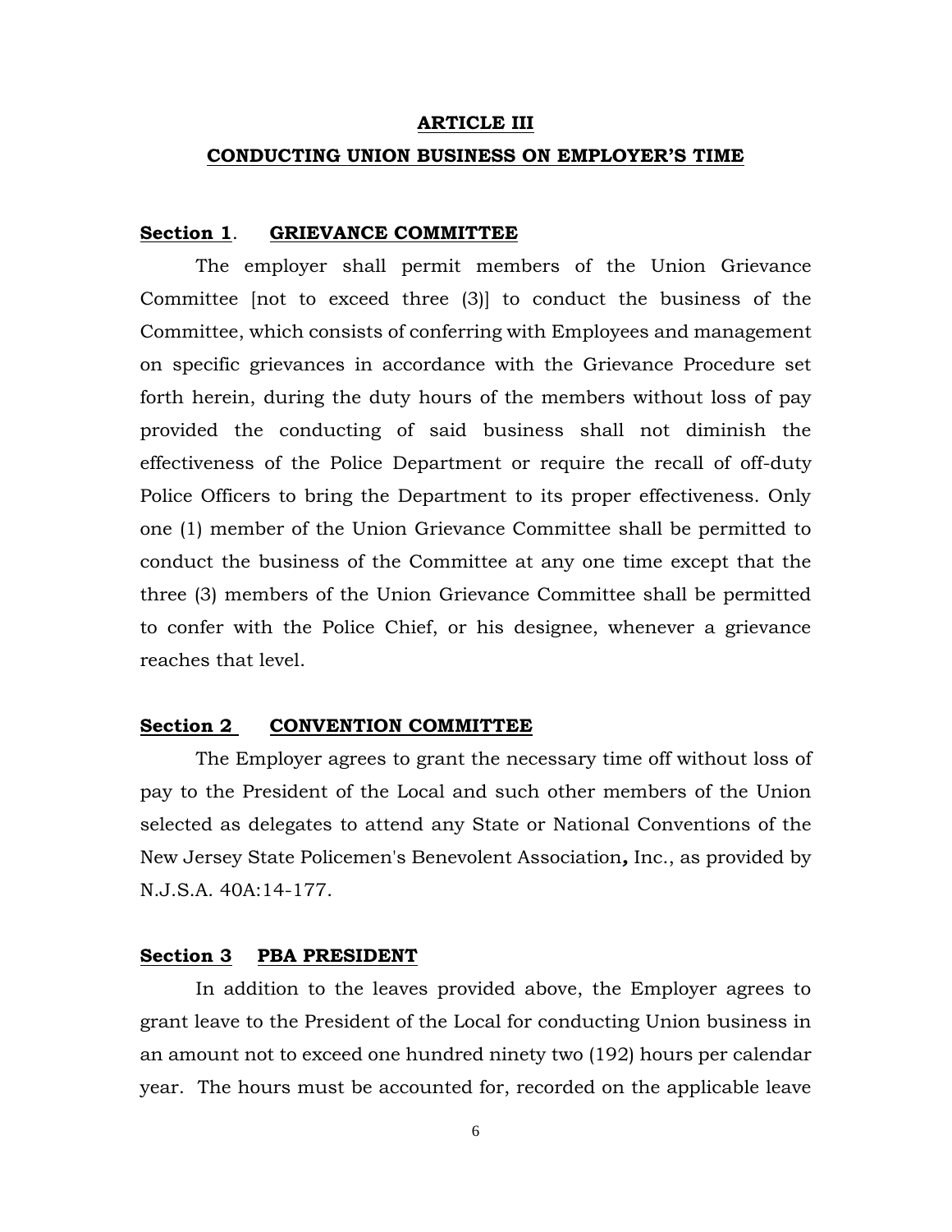# ARTICLE III

# CONDUCTING UNION BUSINESS ON EMPLOYER'S TIME

**Section 1**. **GRIEVANCE COMMITTEE**

The employer shall permit members of the Union Grievance Committee [not to exceed three (3)] to conduct the business of the Committee, which consists of conferring with Employees and management on specific grievances in accordance with the Grievance Procedure set forth herein, during the duty hours of the members without loss of pay provided the conducting of said business shall not diminish the effectiveness of the Police Department or require the recall of off-duty Police Officers to bring the Department to its proper effectiveness. Only one (1) member of the Union Grievance Committee shall be permitted to conduct the business of the Committee at any one time except that the three (3) members of the Union Grievance Committee shall be permitted to confer with the Police Chief, or his designee, whenever a grievance reaches that level.

**Section 2** **CONVENTION COMMITTEE**

The Employer agrees to grant the necessary time off without loss of pay to the President of the Local and such other members of the Union selected as delegates to attend any State or National Conventions of the New Jersey State Policemen's Benevolent Association**,** Inc., as provided by N.J.S.A. 40A:14-177.

**Section 3** **PBA PRESIDENT**

In addition to the leaves provided above, the Employer agrees to grant leave to the President of the Local for conducting Union business in an amount not to exceed one hundred ninety two (192) hours per calendar year. The hours must be accounted for, recorded on the applicable leave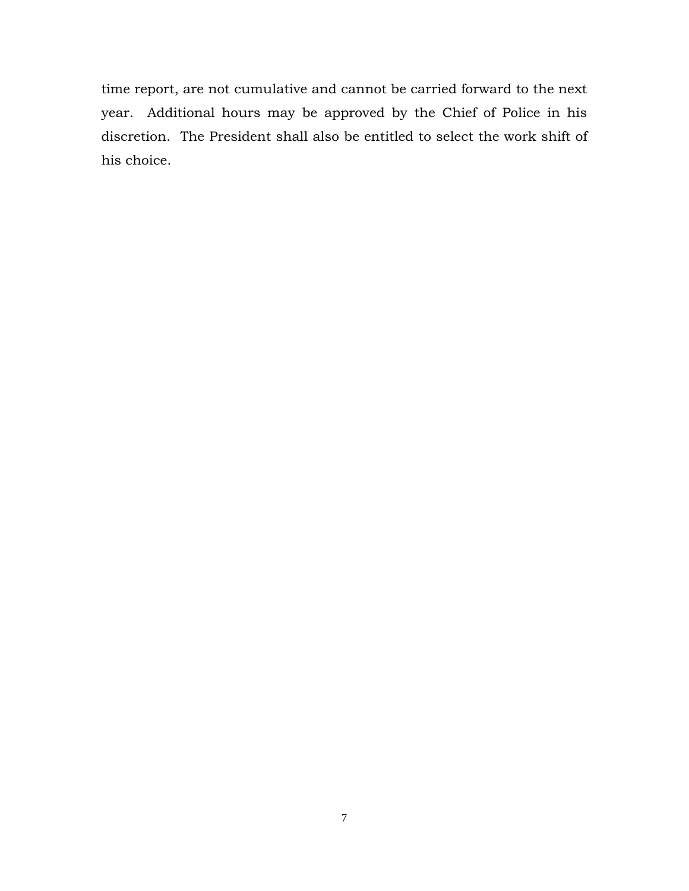time report, are not cumulative and cannot be carried forward to the next year. Additional hours may be approved by the Chief of Police in his discretion. The President shall also be entitled to select the work shift of his choice.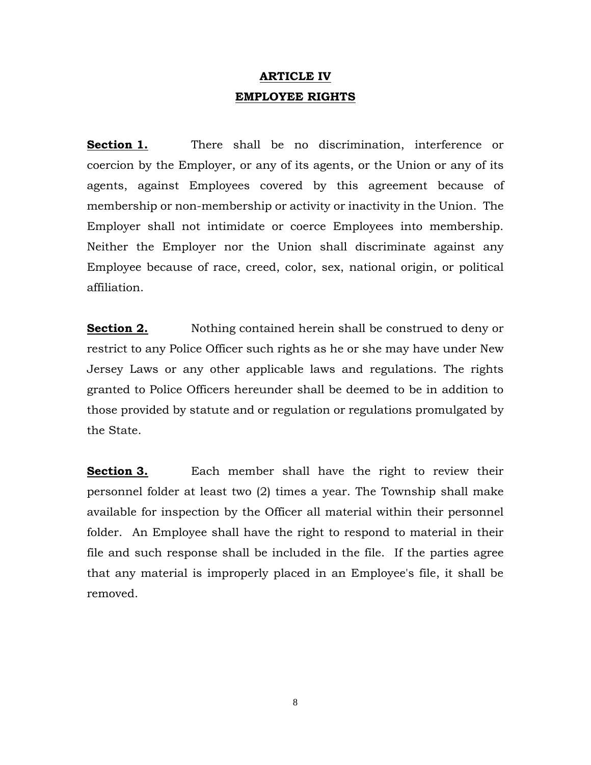# ARTICLE IV
# EMPLOYEE RIGHTS

**Section 1.** There shall be no discrimination, interference or coercion by the Employer, or any of its agents, or the Union or any of its agents, against Employees covered by this agreement because of membership or non-membership or activity or inactivity in the Union. The Employer shall not intimidate or coerce Employees into membership. Neither the Employer nor the Union shall discriminate against any Employee because of race, creed, color, sex, national origin, or political affiliation.

**Section 2.** Nothing contained herein shall be construed to deny or restrict to any Police Officer such rights as he or she may have under New Jersey Laws or any other applicable laws and regulations. The rights granted to Police Officers hereunder shall be deemed to be in addition to those provided by statute and or regulation or regulations promulgated by the State.

**Section 3.** Each member shall have the right to review their personnel folder at least two (2) times a year. The Township shall make available for inspection by the Officer all material within their personnel folder. An Employee shall have the right to respond to material in their file and such response shall be included in the file. If the parties agree that any material is improperly placed in an Employee's file, it shall be removed.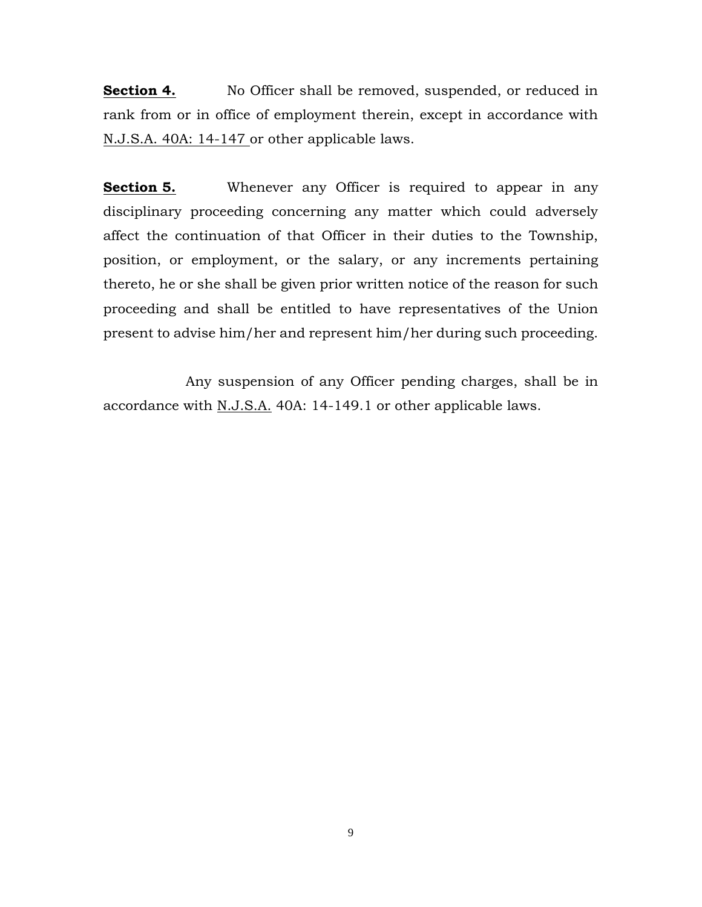**Section 4.** No Officer shall be removed, suspended, or reduced in rank from or in office of employment therein, except in accordance with N.J.S.A. 40A: 14-147 or other applicable laws.

**Section 5.** Whenever any Officer is required to appear in any disciplinary proceeding concerning any matter which could adversely affect the continuation of that Officer in their duties to the Township, position, or employment, or the salary, or any increments pertaining thereto, he or she shall be given prior written notice of the reason for such proceeding and shall be entitled to have representatives of the Union present to advise him/her and represent him/her during such proceeding.

Any suspension of any Officer pending charges, shall be in accordance with N.J.S.A. 40A: 14-149.1 or other applicable laws.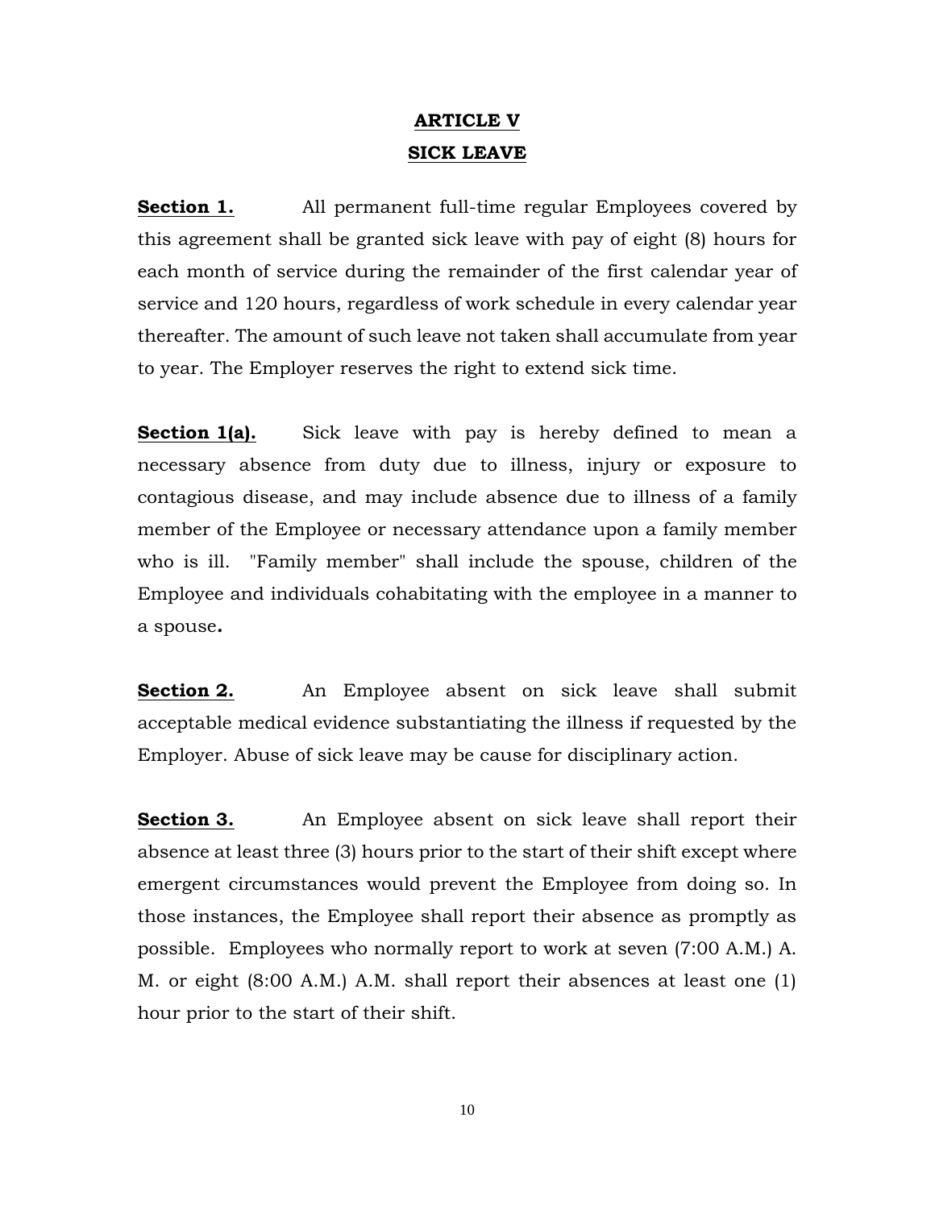# ARTICLE V
# SICK LEAVE

**Section 1.** All permanent full-time regular Employees covered by this agreement shall be granted sick leave with pay of eight (8) hours for each month of service during the remainder of the first calendar year of service and 120 hours, regardless of work schedule in every calendar year thereafter. The amount of such leave not taken shall accumulate from year to year. The Employer reserves the right to extend sick time.

**Section 1(a).** Sick leave with pay is hereby defined to mean a necessary absence from duty due to illness, injury or exposure to contagious disease, and may include absence due to illness of a family member of the Employee or necessary attendance upon a family member who is ill. "Family member" shall include the spouse, children of the Employee and individuals cohabitating with the employee in a manner to a spouse**.**

**Section 2.** An Employee absent on sick leave shall submit acceptable medical evidence substantiating the illness if requested by the Employer. Abuse of sick leave may be cause for disciplinary action.

**Section 3.** An Employee absent on sick leave shall report their absence at least three (3) hours prior to the start of their shift except where emergent circumstances would prevent the Employee from doing so. In those instances, the Employee shall report their absence as promptly as possible. Employees who normally report to work at seven (7:00 A.M.) A. M. or eight (8:00 A.M.) A.M. shall report their absences at least one (1) hour prior to the start of their shift.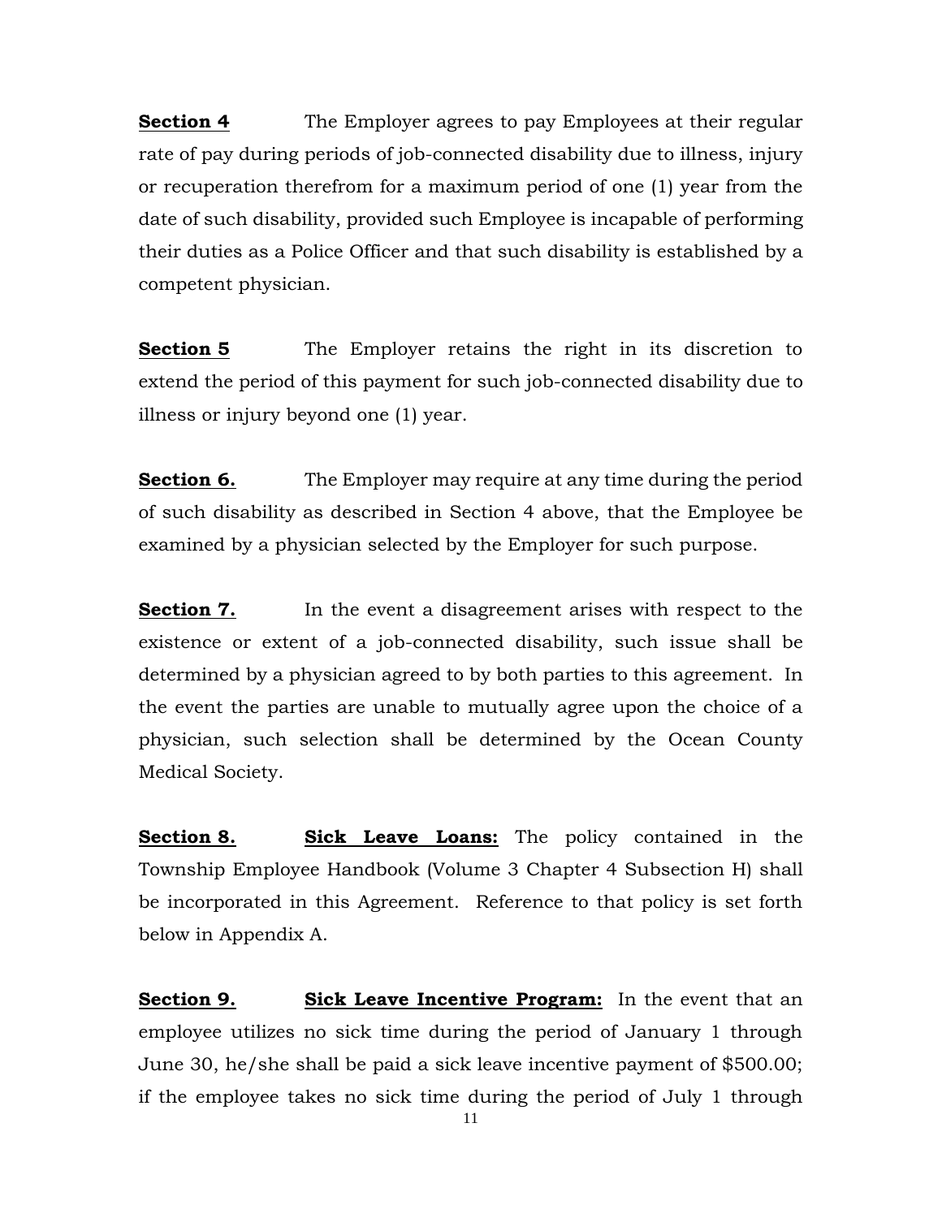**Section 4** The Employer agrees to pay Employees at their regular rate of pay during periods of job-connected disability due to illness, injury or recuperation therefrom for a maximum period of one (1) year from the date of such disability, provided such Employee is incapable of performing their duties as a Police Officer and that such disability is established by a competent physician.

**Section 5** The Employer retains the right in its discretion to extend the period of this payment for such job-connected disability due to illness or injury beyond one (1) year.

**Section 6.** The Employer may require at any time during the period of such disability as described in Section 4 above, that the Employee be examined by a physician selected by the Employer for such purpose.

**Section 7.** In the event a disagreement arises with respect to the existence or extent of a job-connected disability, such issue shall be determined by a physician agreed to by both parties to this agreement. In the event the parties are unable to mutually agree upon the choice of a physician, such selection shall be determined by the Ocean County Medical Society.

**Section 8.** **Sick Leave Loans:** The policy contained in the Township Employee Handbook (Volume 3 Chapter 4 Subsection H) shall be incorporated in this Agreement. Reference to that policy is set forth below in Appendix A.

**Section 9.** **Sick Leave Incentive Program:** In the event that an employee utilizes no sick time during the period of January 1 through June 30, he/she shall be paid a sick leave incentive payment of $500.00; if the employee takes no sick time during the period of July 1 through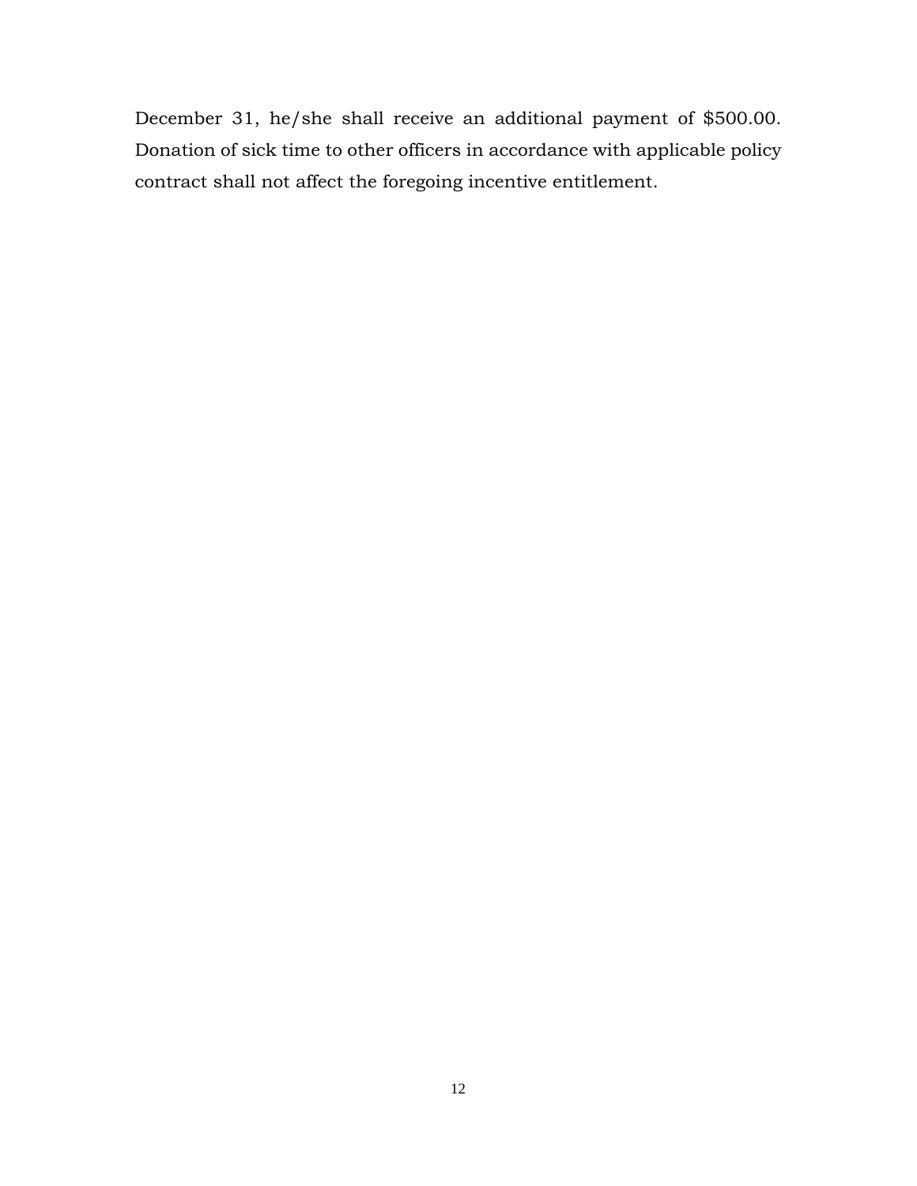December 31, he/she shall receive an additional payment of $500.00. Donation of sick time to other officers in accordance with applicable policy contract shall not affect the foregoing incentive entitlement.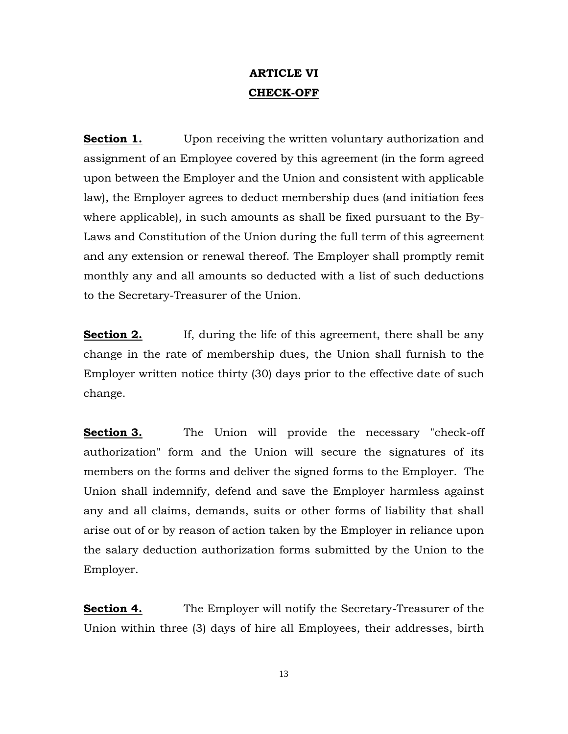# ARTICLE VI
# CHECK-OFF

**Section 1.** Upon receiving the written voluntary authorization and assignment of an Employee covered by this agreement (in the form agreed upon between the Employer and the Union and consistent with applicable law), the Employer agrees to deduct membership dues (and initiation fees where applicable), in such amounts as shall be fixed pursuant to the By-Laws and Constitution of the Union during the full term of this agreement and any extension or renewal thereof. The Employer shall promptly remit monthly any and all amounts so deducted with a list of such deductions to the Secretary-Treasurer of the Union.

**Section 2.** If, during the life of this agreement, there shall be any change in the rate of membership dues, the Union shall furnish to the Employer written notice thirty (30) days prior to the effective date of such change.

**Section 3.** The Union will provide the necessary "check-off authorization" form and the Union will secure the signatures of its members on the forms and deliver the signed forms to the Employer. The Union shall indemnify, defend and save the Employer harmless against any and all claims, demands, suits or other forms of liability that shall arise out of or by reason of action taken by the Employer in reliance upon the salary deduction authorization forms submitted by the Union to the Employer.

**Section 4.** The Employer will notify the Secretary-Treasurer of the Union within three (3) days of hire all Employees, their addresses, birth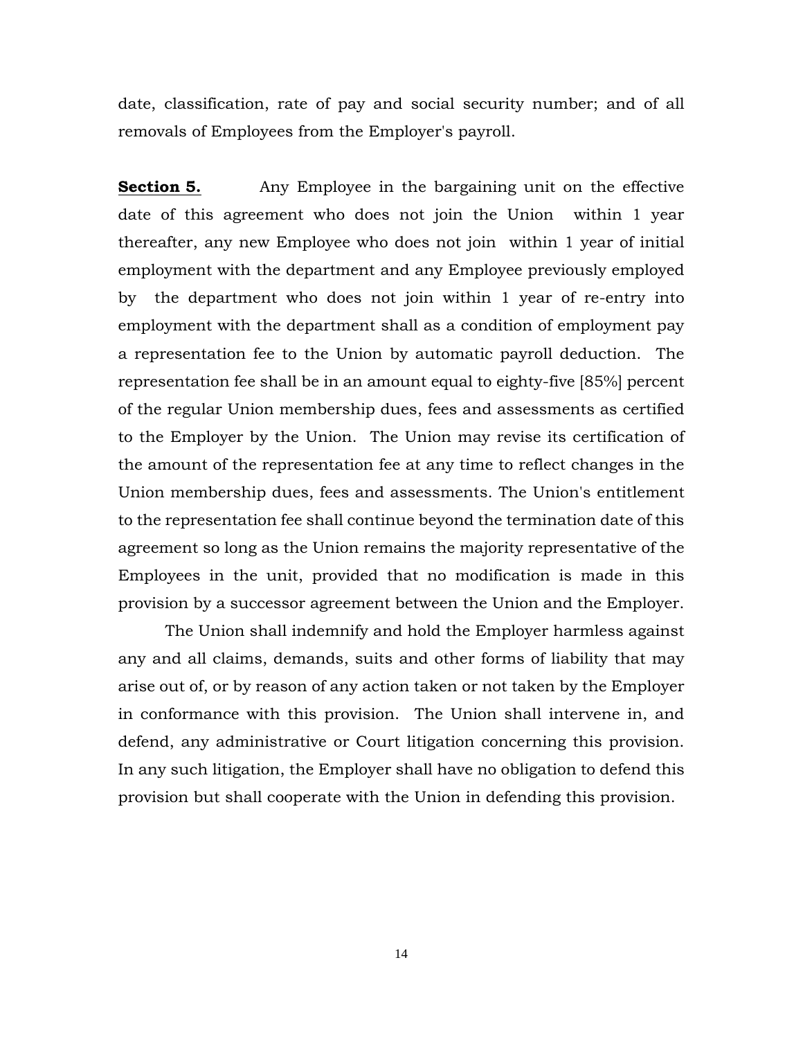date, classification, rate of pay and social security number; and of all removals of Employees from the Employer's payroll.

**Section 5.** Any Employee in the bargaining unit on the effective date of this agreement who does not join the Union within 1 year thereafter, any new Employee who does not join within 1 year of initial employment with the department and any Employee previously employed by the department who does not join within 1 year of re-entry into employment with the department shall as a condition of employment pay a representation fee to the Union by automatic payroll deduction. The representation fee shall be in an amount equal to eighty-five [85%] percent of the regular Union membership dues, fees and assessments as certified to the Employer by the Union. The Union may revise its certification of the amount of the representation fee at any time to reflect changes in the Union membership dues, fees and assessments. The Union's entitlement to the representation fee shall continue beyond the termination date of this agreement so long as the Union remains the majority representative of the Employees in the unit, provided that no modification is made in this provision by a successor agreement between the Union and the Employer.

The Union shall indemnify and hold the Employer harmless against any and all claims, demands, suits and other forms of liability that may arise out of, or by reason of any action taken or not taken by the Employer in conformance with this provision. The Union shall intervene in, and defend, any administrative or Court litigation concerning this provision. In any such litigation, the Employer shall have no obligation to defend this provision but shall cooperate with the Union in defending this provision.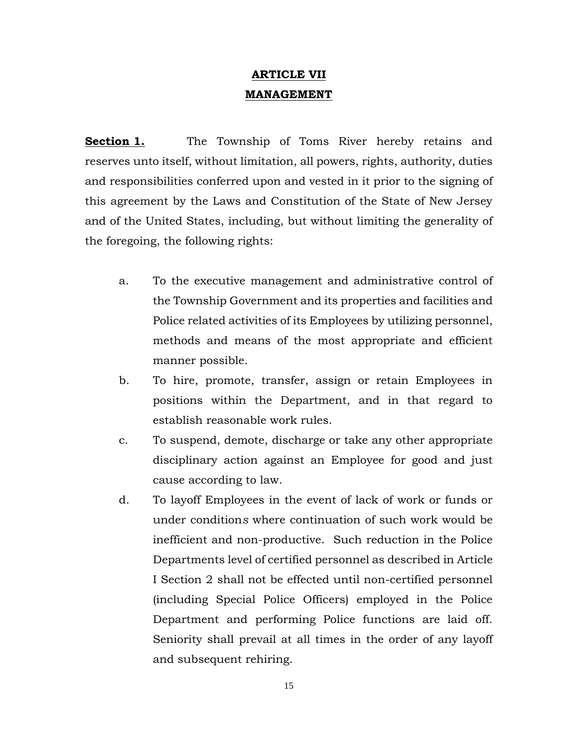# ARTICLE VII

# MANAGEMENT

**Section 1.** The Township of Toms River hereby retains and reserves unto itself, without limitation, all powers, rights, authority, duties and responsibilities conferred upon and vested in it prior to the signing of this agreement by the Laws and Constitution of the State of New Jersey and of the United States, including, but without limiting the generality of the foregoing, the following rights:

a. To the executive management and administrative control of the Township Government and its properties and facilities and Police related activities of its Employees by utilizing personnel, methods and means of the most appropriate and efficient manner possible.

b. To hire, promote, transfer, assign or retain Employees in positions within the Department, and in that regard to establish reasonable work rules.

c. To suspend, demote, discharge or take any other appropriate disciplinary action against an Employee for good and just cause according to law.

d. To layoff Employees in the event of lack of work or funds or under conditions where continuation of such work would be inefficient and non-productive. Such reduction in the Police Departments level of certified personnel as described in Article I Section 2 shall not be effected until non-certified personnel (including Special Police Officers) employed in the Police Department and performing Police functions are laid off. Seniority shall prevail at all times in the order of any layoff and subsequent rehiring.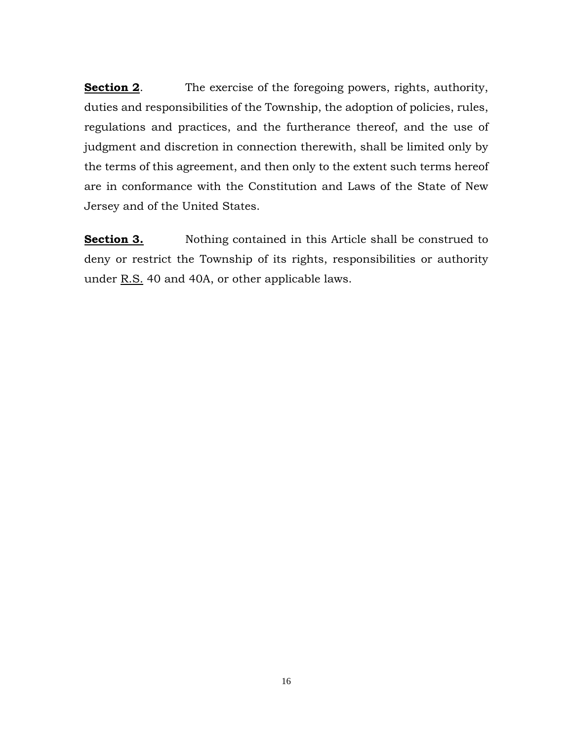**<u>Section 2</u>**. The exercise of the foregoing powers, rights, authority, duties and responsibilities of the Township, the adoption of policies, rules, regulations and practices, and the furtherance thereof, and the use of judgment and discretion in connection therewith, shall be limited only by the terms of this agreement, and then only to the extent such terms hereof are in conformance with the Constitution and Laws of the State of New Jersey and of the United States.

**<u>Section 3.</u>** Nothing contained in this Article shall be construed to deny or restrict the Township of its rights, responsibilities or authority under <u>R.S.</u> 40 and 40A, or other applicable laws.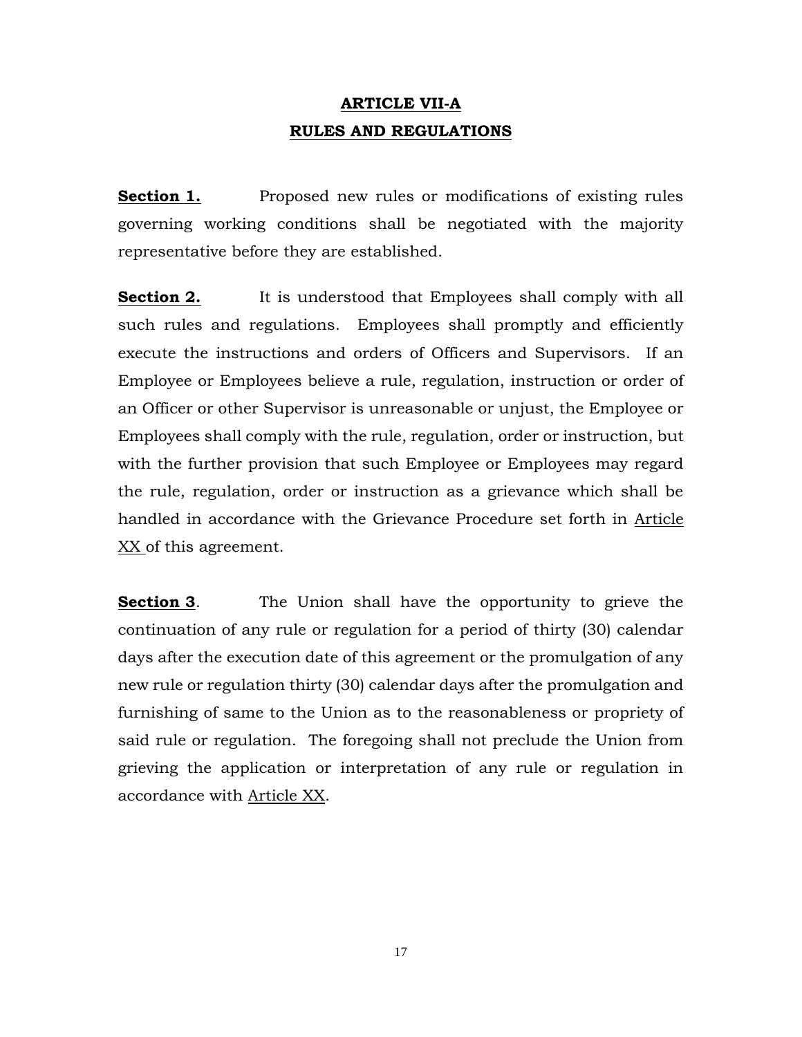# ARTICLE VII-A
# RULES AND REGULATIONS

**Section 1.** Proposed new rules or modifications of existing rules governing working conditions shall be negotiated with the majority representative before they are established.

**Section 2.** It is understood that Employees shall comply with all such rules and regulations. Employees shall promptly and efficiently execute the instructions and orders of Officers and Supervisors. If an Employee or Employees believe a rule, regulation, instruction or order of an Officer or other Supervisor is unreasonable or unjust, the Employee or Employees shall comply with the rule, regulation, order or instruction, but with the further provision that such Employee or Employees may regard the rule, regulation, order or instruction as a grievance which shall be handled in accordance with the Grievance Procedure set forth in Article XX of this agreement.

**Section 3**. The Union shall have the opportunity to grieve the continuation of any rule or regulation for a period of thirty (30) calendar days after the execution date of this agreement or the promulgation of any new rule or regulation thirty (30) calendar days after the promulgation and furnishing of same to the Union as to the reasonableness or propriety of said rule or regulation. The foregoing shall not preclude the Union from grieving the application or interpretation of any rule or regulation in accordance with Article XX.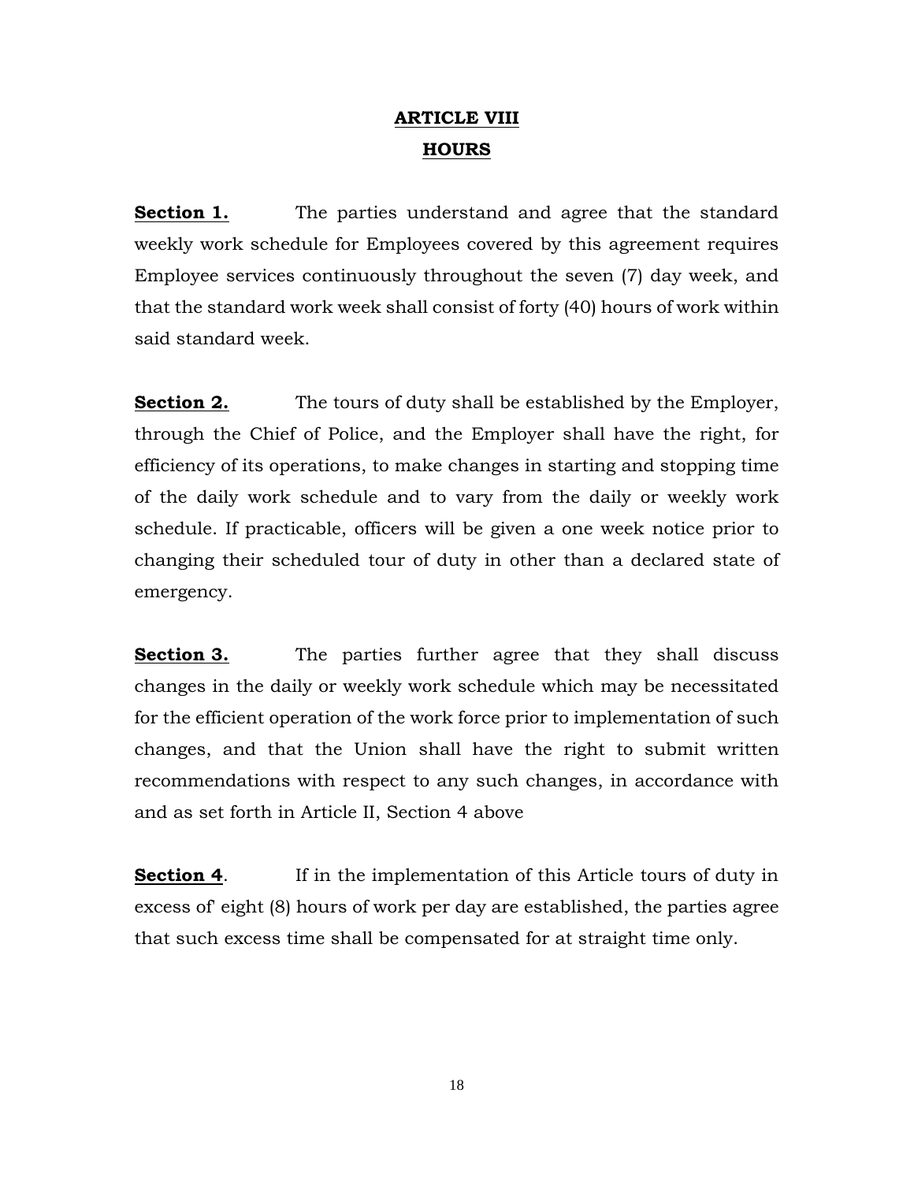# ARTICLE VIII
# HOURS

**Section 1.** The parties understand and agree that the standard weekly work schedule for Employees covered by this agreement requires Employee services continuously throughout the seven (7) day week, and that the standard work week shall consist of forty (40) hours of work within said standard week.

**Section 2.** The tours of duty shall be established by the Employer, through the Chief of Police, and the Employer shall have the right, for efficiency of its operations, to make changes in starting and stopping time of the daily work schedule and to vary from the daily or weekly work schedule. If practicable, officers will be given a one week notice prior to changing their scheduled tour of duty in other than a declared state of emergency.

**Section 3.** The parties further agree that they shall discuss changes in the daily or weekly work schedule which may be necessitated for the efficient operation of the work force prior to implementation of such changes, and that the Union shall have the right to submit written recommendations with respect to any such changes, in accordance with and as set forth in Article II, Section 4 above

**Section 4**. If in the implementation of this Article tours of duty in excess of' eight (8) hours of work per day are established, the parties agree that such excess time shall be compensated for at straight time only.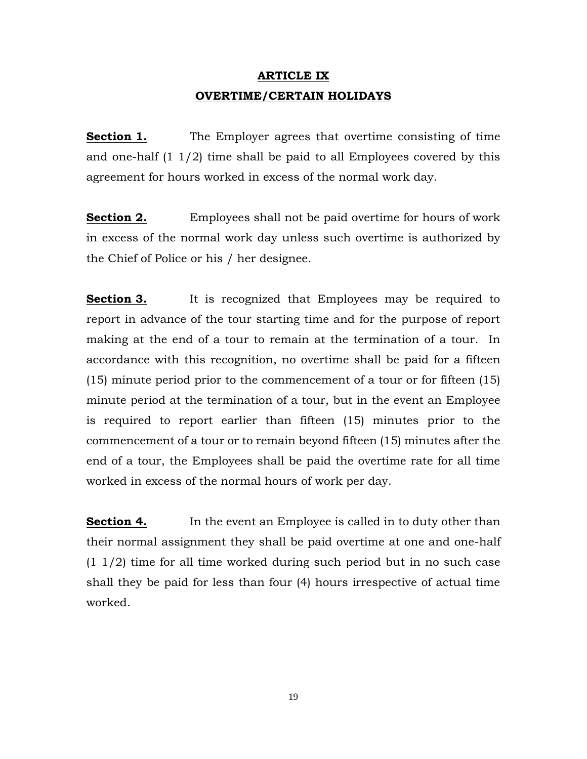# ARTICLE IX
## OVERTIME/CERTAIN HOLIDAYS

**Section 1.** The Employer agrees that overtime consisting of time and one-half (1 1/2) time shall be paid to all Employees covered by this agreement for hours worked in excess of the normal work day.

**Section 2.** Employees shall not be paid overtime for hours of work in excess of the normal work day unless such overtime is authorized by the Chief of Police or his / her designee.

**Section 3.** It is recognized that Employees may be required to report in advance of the tour starting time and for the purpose of report making at the end of a tour to remain at the termination of a tour. In accordance with this recognition, no overtime shall be paid for a fifteen (15) minute period prior to the commencement of a tour or for fifteen (15) minute period at the termination of a tour, but in the event an Employee is required to report earlier than fifteen (15) minutes prior to the commencement of a tour or to remain beyond fifteen (15) minutes after the end of a tour, the Employees shall be paid the overtime rate for all time worked in excess of the normal hours of work per day.

**Section 4.** In the event an Employee is called in to duty other than their normal assignment they shall be paid overtime at one and one-half (1 1/2) time for all time worked during such period but in no such case shall they be paid for less than four (4) hours irrespective of actual time worked.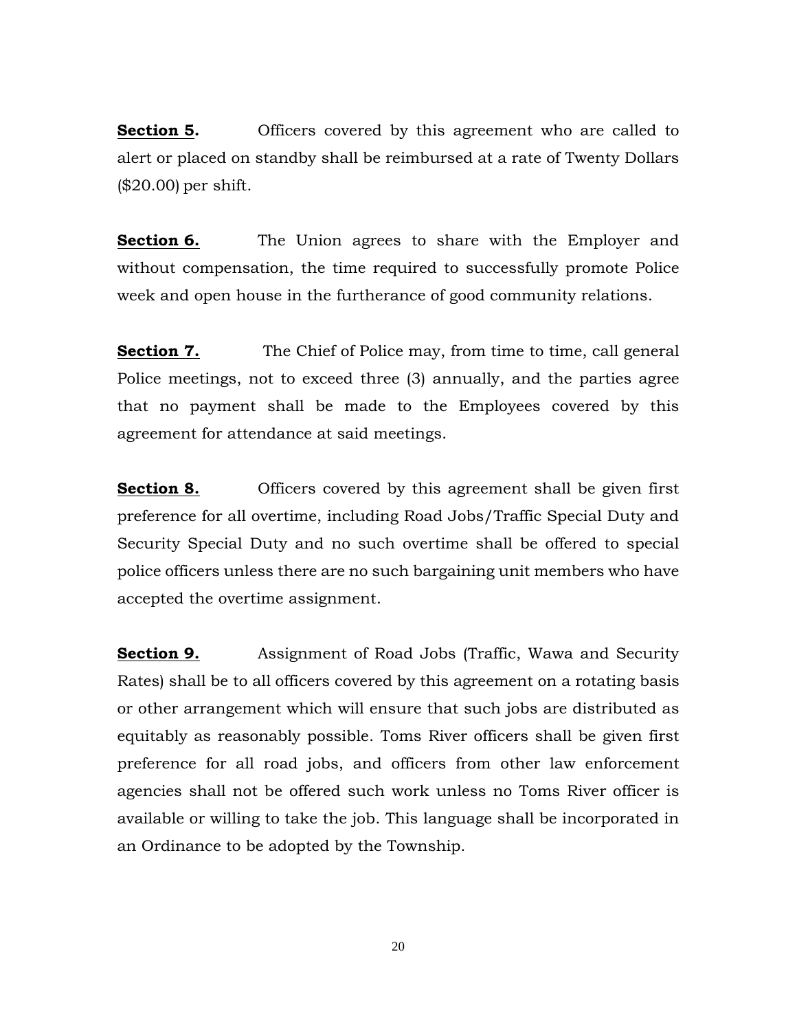**<u>Section 5</u>.** Officers covered by this agreement who are called to alert or placed on standby shall be reimbursed at a rate of Twenty Dollars ($20.00) per shift.

**<u>Section 6.</u>** The Union agrees to share with the Employer and without compensation, the time required to successfully promote Police week and open house in the furtherance of good community relations.

**<u>Section 7.</u>** The Chief of Police may, from time to time, call general Police meetings, not to exceed three (3) annually, and the parties agree that no payment shall be made to the Employees covered by this agreement for attendance at said meetings.

**<u>Section 8.</u>** Officers covered by this agreement shall be given first preference for all overtime, including Road Jobs/Traffic Special Duty and Security Special Duty and no such overtime shall be offered to special police officers unless there are no such bargaining unit members who have accepted the overtime assignment.

**<u>Section 9.</u>** Assignment of Road Jobs (Traffic, Wawa and Security Rates) shall be to all officers covered by this agreement on a rotating basis or other arrangement which will ensure that such jobs are distributed as equitably as reasonably possible. Toms River officers shall be given first preference for all road jobs, and officers from other law enforcement agencies shall not be offered such work unless no Toms River officer is available or willing to take the job. This language shall be incorporated in an Ordinance to be adopted by the Township.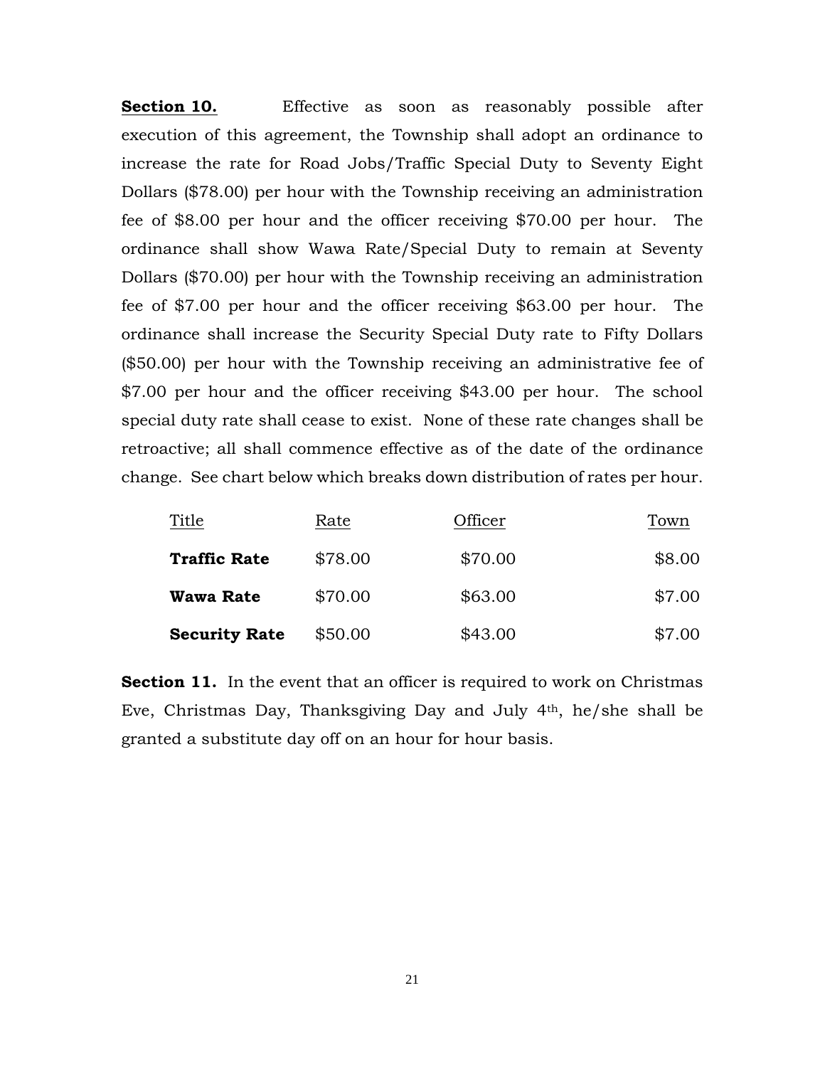**Section 10.** Effective as soon as reasonably possible after execution of this agreement, the Township shall adopt an ordinance to increase the rate for Road Jobs/Traffic Special Duty to Seventy Eight Dollars ($78.00) per hour with the Township receiving an administration fee of $8.00 per hour and the officer receiving $70.00 per hour. The ordinance shall show Wawa Rate/Special Duty to remain at Seventy Dollars ($70.00) per hour with the Township receiving an administration fee of $7.00 per hour and the officer receiving $63.00 per hour. The ordinance shall increase the Security Special Duty rate to Fifty Dollars ($50.00) per hour with the Township receiving an administrative fee of $7.00 per hour and the officer receiving $43.00 per hour. The school special duty rate shall cease to exist. None of these rate changes shall be retroactive; all shall commence effective as of the date of the ordinance change. See chart below which breaks down distribution of rates per hour.

| Title | Rate | Officer | Town |
|---|---|---|---|
| **Traffic Rate** | $78.00 | $70.00 | $8.00 |
| **Wawa Rate** | $70.00 | $63.00 | $7.00 |
| **Security Rate** | $50.00 | $43.00 | $7.00 |

**Section 11.** In the event that an officer is required to work on Christmas Eve, Christmas Day, Thanksgiving Day and July 4th, he/she shall be granted a substitute day off on an hour for hour basis.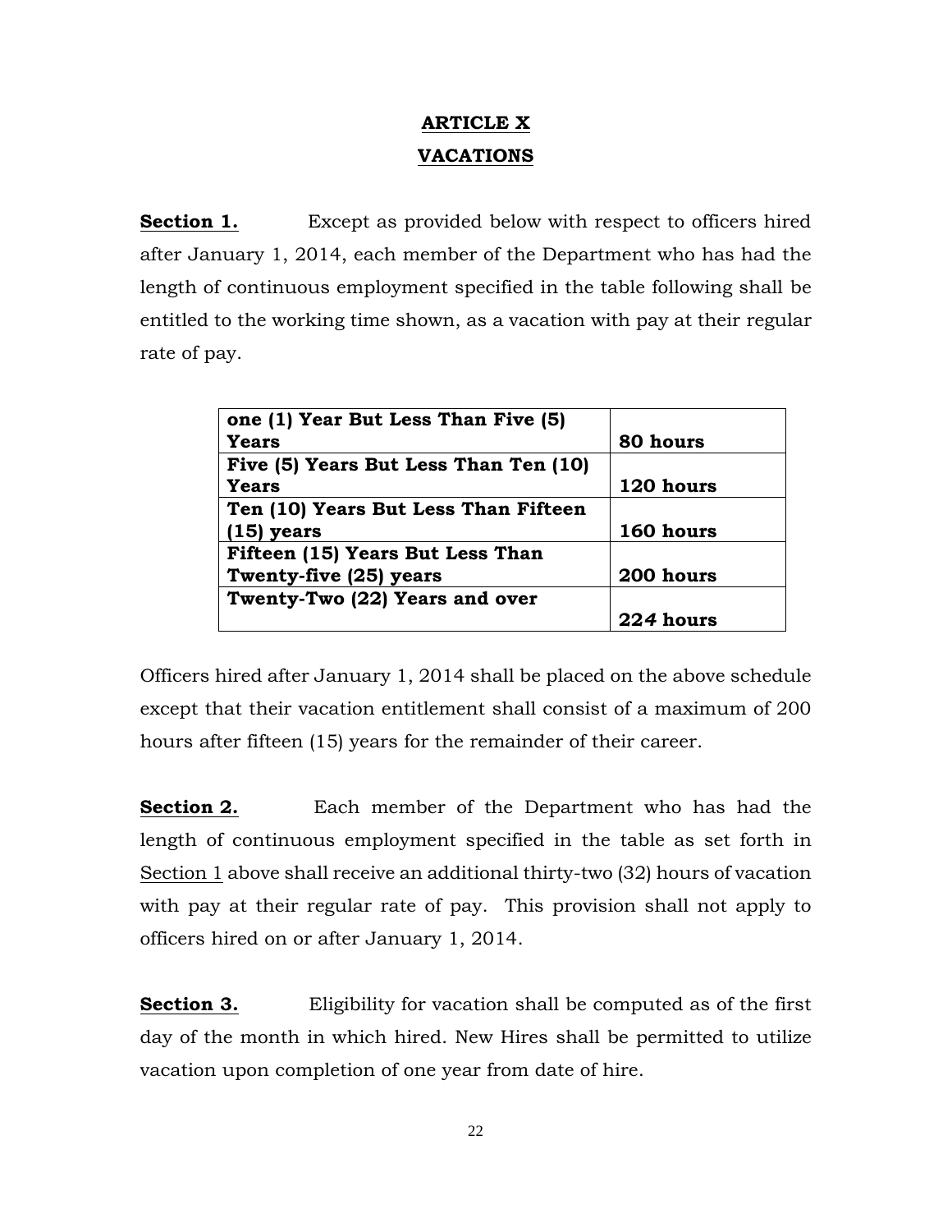# ARTICLE X

# VACATIONS

**Section 1.** Except as provided below with respect to officers hired after January 1, 2014, each member of the Department who has had the length of continuous employment specified in the table following shall be entitled to the working time shown, as a vacation with pay at their regular rate of pay.

| | |
|---|---|
| **one (1) Year But Less Than Five (5) Years** | **80 hours** |
| **Five (5) Years But Less Than Ten (10) Years** | **120 hours** |
| **Ten (10) Years But Less Than Fifteen (15) years** | **160 hours** |
| **Fifteen (15) Years But Less Than Twenty-five (25) years** | **200 hours** |
| **Twenty-Two (22) Years and over** | **224 hours** |

Officers hired after January 1, 2014 shall be placed on the above schedule except that their vacation entitlement shall consist of a maximum of 200 hours after fifteen (15) years for the remainder of their career.

**Section 2.** Each member of the Department who has had the length of continuous employment specified in the table as set forth in Section 1 above shall receive an additional thirty-two (32) hours of vacation with pay at their regular rate of pay. This provision shall not apply to officers hired on or after January 1, 2014.

**Section 3.** Eligibility for vacation shall be computed as of the first day of the month in which hired. New Hires shall be permitted to utilize vacation upon completion of one year from date of hire.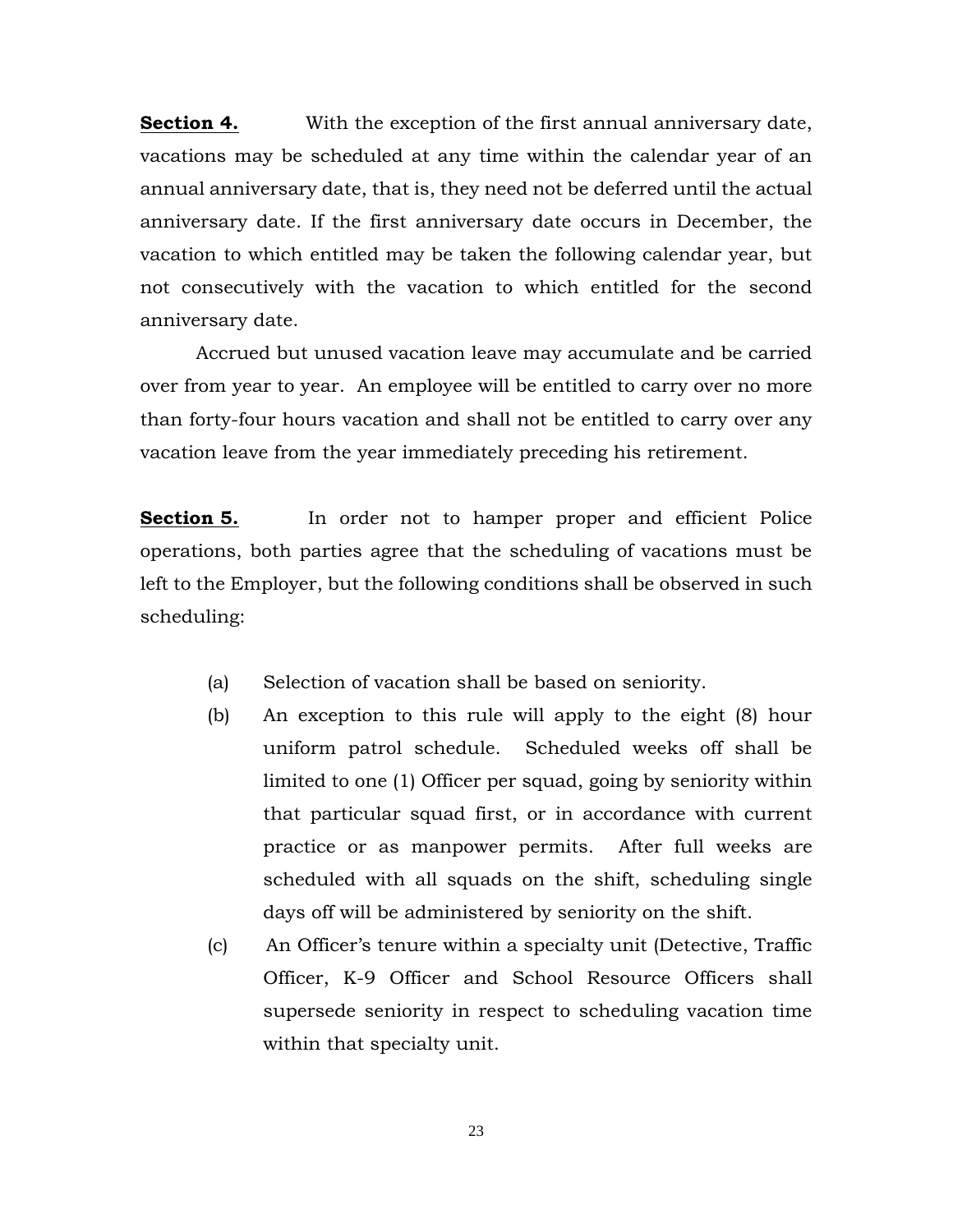**Section 4.** With the exception of the first annual anniversary date, vacations may be scheduled at any time within the calendar year of an annual anniversary date, that is, they need not be deferred until the actual anniversary date. If the first anniversary date occurs in December, the vacation to which entitled may be taken the following calendar year, but not consecutively with the vacation to which entitled for the second anniversary date.

Accrued but unused vacation leave may accumulate and be carried over from year to year. An employee will be entitled to carry over no more than forty-four hours vacation and shall not be entitled to carry over any vacation leave from the year immediately preceding his retirement.

**Section 5.** In order not to hamper proper and efficient Police operations, both parties agree that the scheduling of vacations must be left to the Employer, but the following conditions shall be observed in such scheduling:

(a) Selection of vacation shall be based on seniority.

(b) An exception to this rule will apply to the eight (8) hour uniform patrol schedule. Scheduled weeks off shall be limited to one (1) Officer per squad, going by seniority within that particular squad first, or in accordance with current practice or as manpower permits. After full weeks are scheduled with all squads on the shift, scheduling single days off will be administered by seniority on the shift.

(c) An Officer's tenure within a specialty unit (Detective, Traffic Officer, K-9 Officer and School Resource Officers shall supersede seniority in respect to scheduling vacation time within that specialty unit.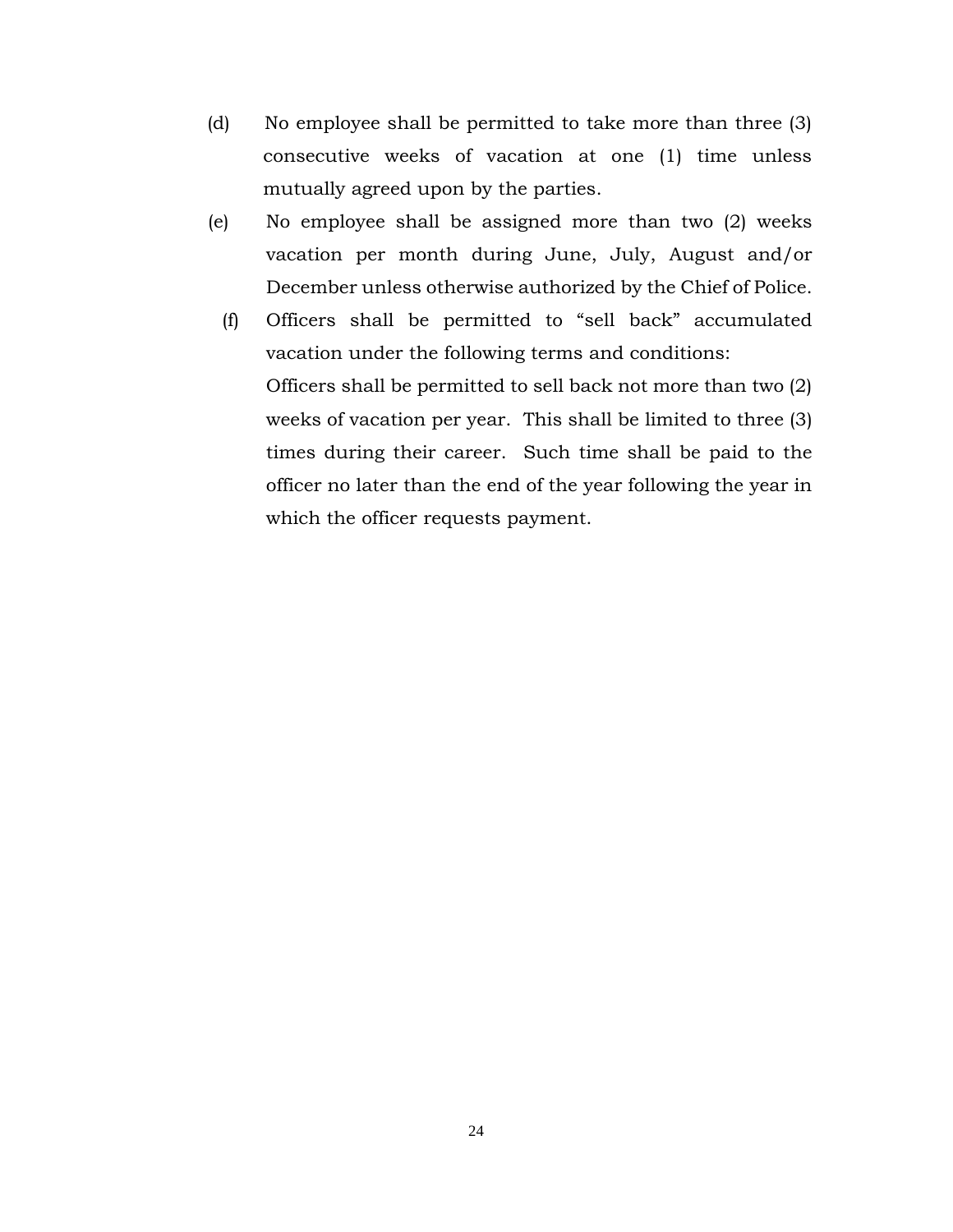(d) No employee shall be permitted to take more than three (3) consecutive weeks of vacation at one (1) time unless mutually agreed upon by the parties.

(e) No employee shall be assigned more than two (2) weeks vacation per month during June, July, August and/or December unless otherwise authorized by the Chief of Police.

(f) Officers shall be permitted to "sell back" accumulated vacation under the following terms and conditions:

Officers shall be permitted to sell back not more than two (2) weeks of vacation per year. This shall be limited to three (3) times during their career. Such time shall be paid to the officer no later than the end of the year following the year in which the officer requests payment.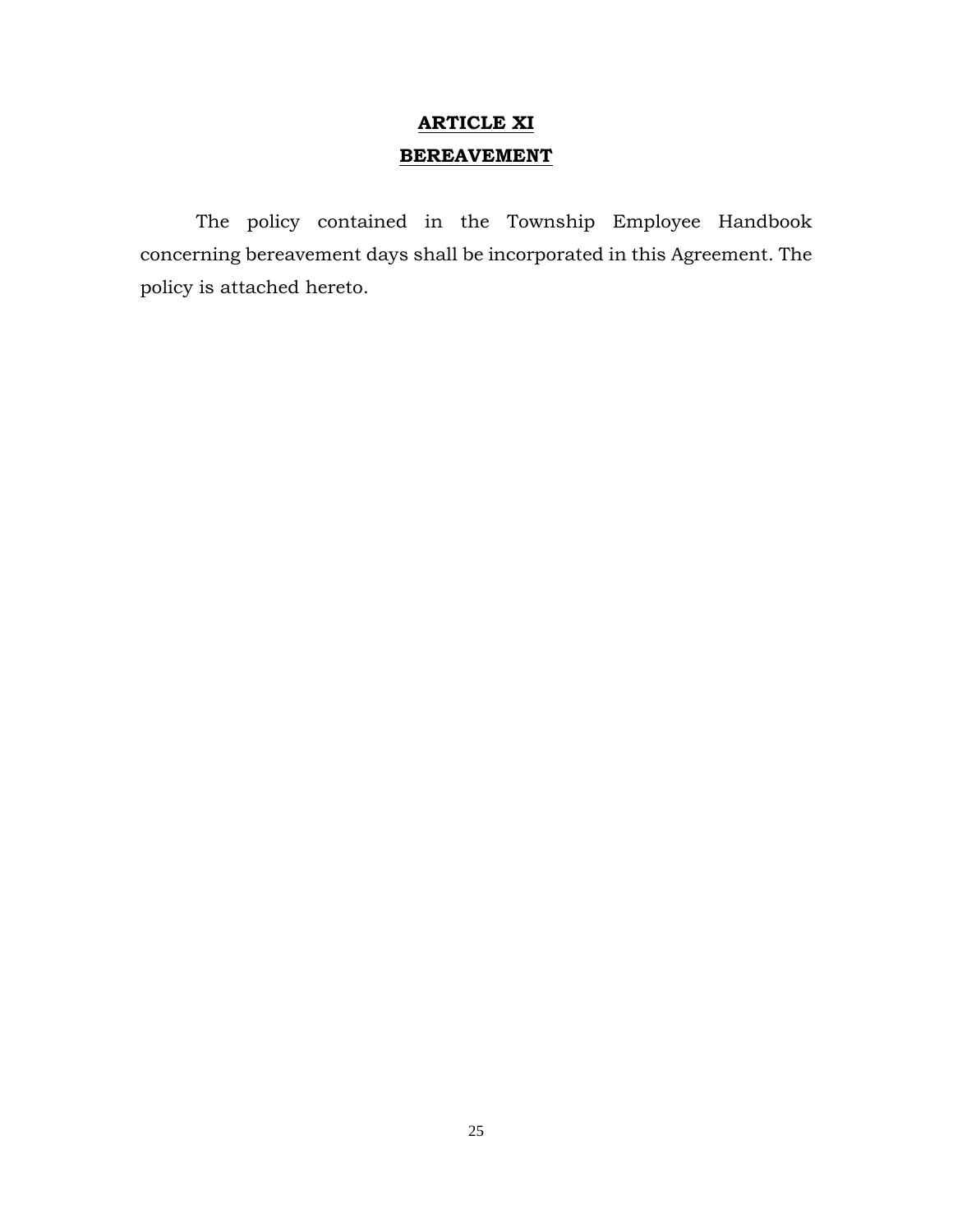# **ARTICLE XI**
## **BEREAVEMENT**

The policy contained in the Township Employee Handbook concerning bereavement days shall be incorporated in this Agreement. The policy is attached hereto.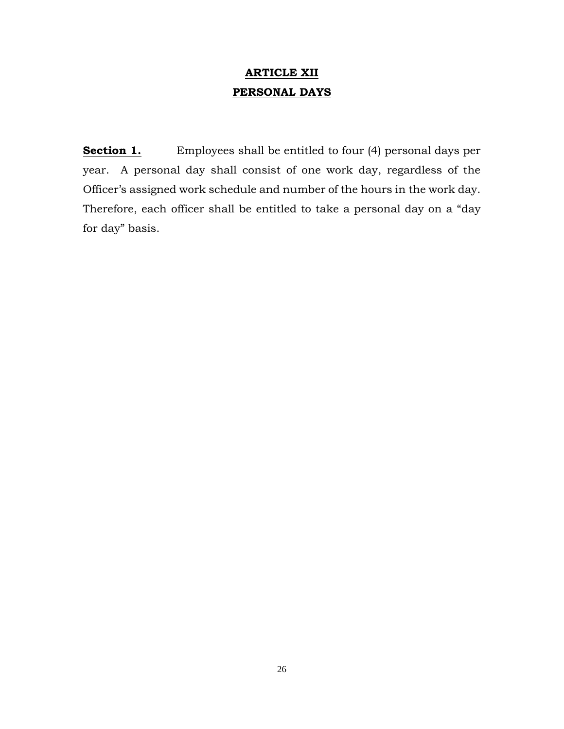# ARTICLE XII
# PERSONAL DAYS

**Section 1.** Employees shall be entitled to four (4) personal days per year. A personal day shall consist of one work day, regardless of the Officer's assigned work schedule and number of the hours in the work day. Therefore, each officer shall be entitled to take a personal day on a "day for day" basis.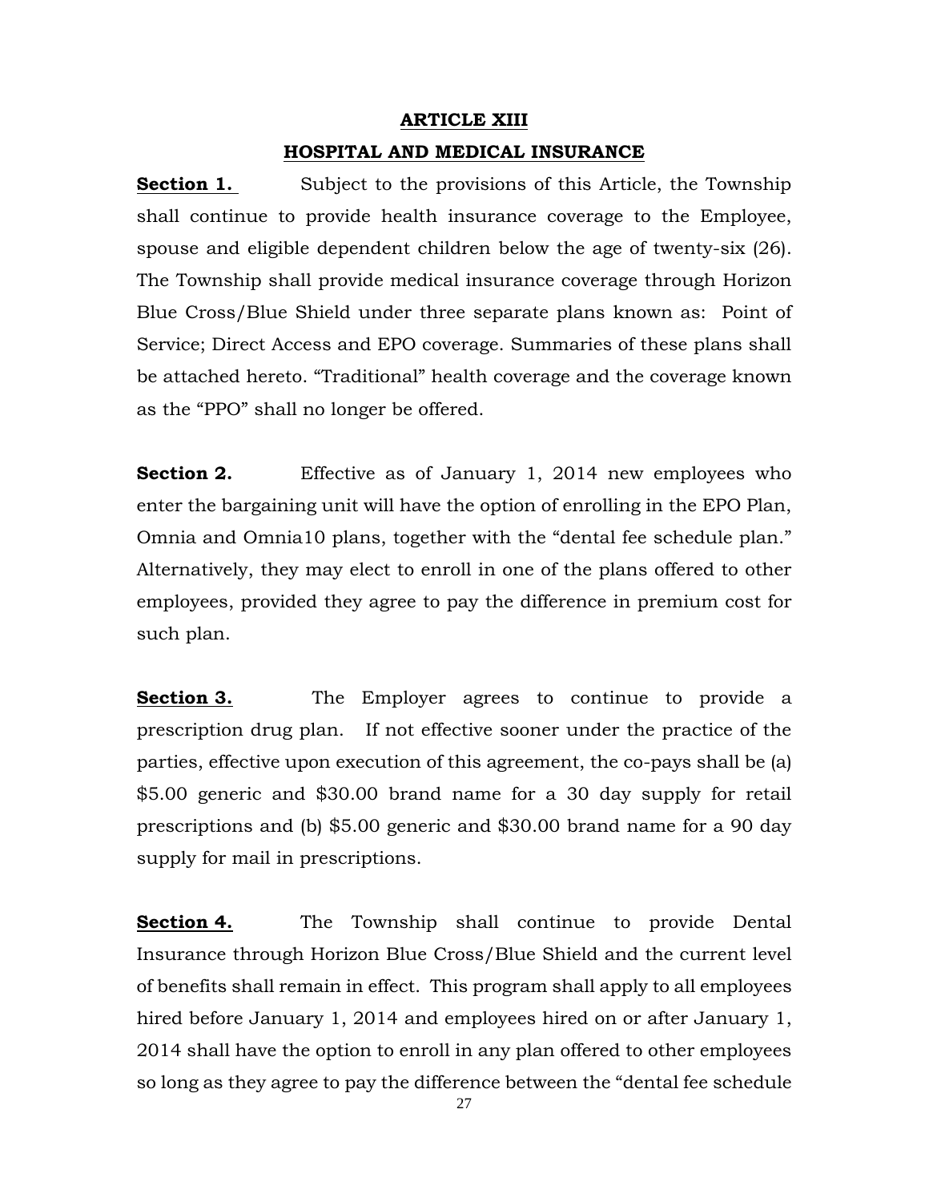# ARTICLE XIII

## HOSPITAL AND MEDICAL INSURANCE

**Section 1.** Subject to the provisions of this Article, the Township shall continue to provide health insurance coverage to the Employee, spouse and eligible dependent children below the age of twenty-six (26). The Township shall provide medical insurance coverage through Horizon Blue Cross/Blue Shield under three separate plans known as: Point of Service; Direct Access and EPO coverage. Summaries of these plans shall be attached hereto. "Traditional" health coverage and the coverage known as the "PPO" shall no longer be offered.

**Section 2.** Effective as of January 1, 2014 new employees who enter the bargaining unit will have the option of enrolling in the EPO Plan, Omnia and Omnia10 plans, together with the "dental fee schedule plan." Alternatively, they may elect to enroll in one of the plans offered to other employees, provided they agree to pay the difference in premium cost for such plan.

**Section 3.** The Employer agrees to continue to provide a prescription drug plan. If not effective sooner under the practice of the parties, effective upon execution of this agreement, the co-pays shall be (a) $5.00 generic and $30.00 brand name for a 30 day supply for retail prescriptions and (b) $5.00 generic and $30.00 brand name for a 90 day supply for mail in prescriptions.

**Section 4.** The Township shall continue to provide Dental Insurance through Horizon Blue Cross/Blue Shield and the current level of benefits shall remain in effect. This program shall apply to all employees hired before January 1, 2014 and employees hired on or after January 1, 2014 shall have the option to enroll in any plan offered to other employees so long as they agree to pay the difference between the "dental fee schedule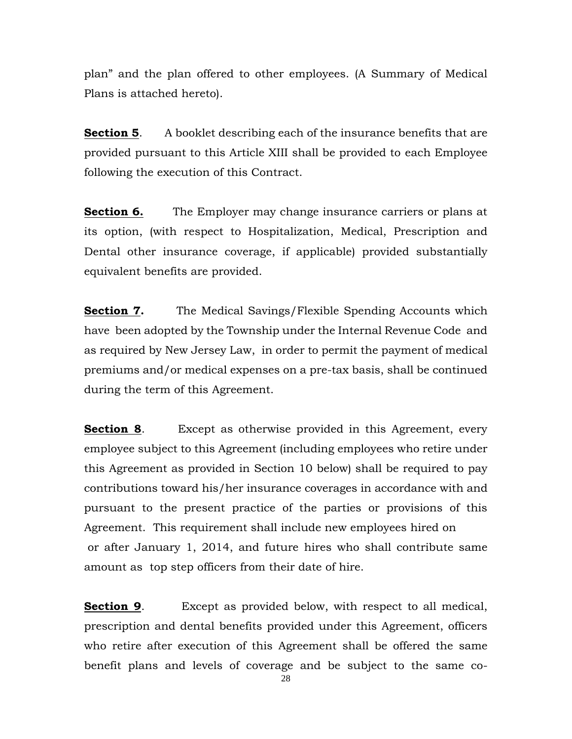plan" and the plan offered to other employees. (A Summary of Medical Plans is attached hereto).

**Section 5**. A booklet describing each of the insurance benefits that are provided pursuant to this Article XIII shall be provided to each Employee following the execution of this Contract.

**Section 6.** The Employer may change insurance carriers or plans at its option, (with respect to Hospitalization, Medical, Prescription and Dental other insurance coverage, if applicable) provided substantially equivalent benefits are provided.

**Section 7.** The Medical Savings/Flexible Spending Accounts which have been adopted by the Township under the Internal Revenue Code and as required by New Jersey Law, in order to permit the payment of medical premiums and/or medical expenses on a pre-tax basis, shall be continued during the term of this Agreement.

**Section 8**. Except as otherwise provided in this Agreement, every employee subject to this Agreement (including employees who retire under this Agreement as provided in Section 10 below) shall be required to pay contributions toward his/her insurance coverages in accordance with and pursuant to the present practice of the parties or provisions of this Agreement. This requirement shall include new employees hired on or after January 1, 2014, and future hires who shall contribute same amount as top step officers from their date of hire.

**Section 9**. Except as provided below, with respect to all medical, prescription and dental benefits provided under this Agreement, officers who retire after execution of this Agreement shall be offered the same benefit plans and levels of coverage and be subject to the same co-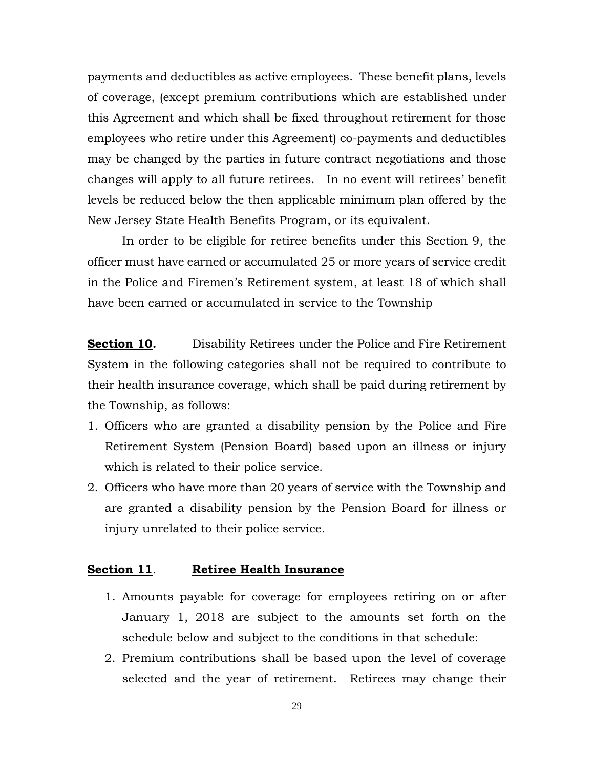payments and deductibles as active employees. These benefit plans, levels of coverage, (except premium contributions which are established under this Agreement and which shall be fixed throughout retirement for those employees who retire under this Agreement) co-payments and deductibles may be changed by the parties in future contract negotiations and those changes will apply to all future retirees. In no event will retirees' benefit levels be reduced below the then applicable minimum plan offered by the New Jersey State Health Benefits Program, or its equivalent.

In order to be eligible for retiree benefits under this Section 9, the officer must have earned or accumulated 25 or more years of service credit in the Police and Firemen's Retirement system, at least 18 of which shall have been earned or accumulated in service to the Township

**<u>Section 10</u>.** Disability Retirees under the Police and Fire Retirement System in the following categories shall not be required to contribute to their health insurance coverage, which shall be paid during retirement by the Township, as follows:

1. Officers who are granted a disability pension by the Police and Fire Retirement System (Pension Board) based upon an illness or injury which is related to their police service.
2. Officers who have more than 20 years of service with the Township and are granted a disability pension by the Pension Board for illness or injury unrelated to their police service.

**<u>Section 11</u>. <u>Retiree Health Insurance</u>**

1. Amounts payable for coverage for employees retiring on or after January 1, 2018 are subject to the amounts set forth on the schedule below and subject to the conditions in that schedule:
2. Premium contributions shall be based upon the level of coverage selected and the year of retirement. Retirees may change their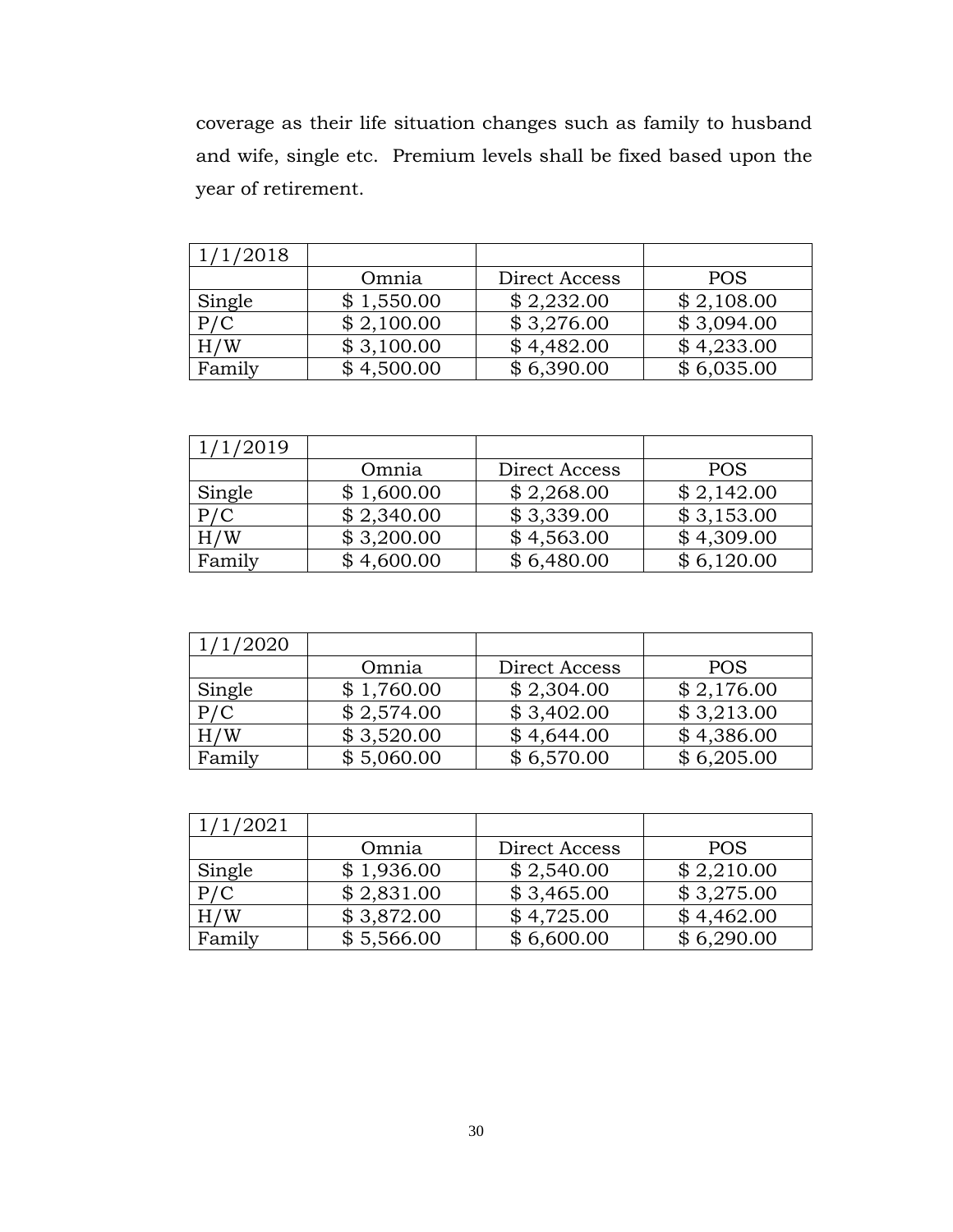coverage as their life situation changes such as family to husband and wife, single etc. Premium levels shall be fixed based upon the year of retirement.

| 1/1/2018 | | | |
|---|---|---|---|
| | Omnia | Direct Access | POS |
| Single | $ 1,550.00 | $ 2,232.00 | $ 2,108.00 |
| P/C | $ 2,100.00 | $ 3,276.00 | $ 3,094.00 |
| H/W | $ 3,100.00 | $ 4,482.00 | $ 4,233.00 |
| Family | $ 4,500.00 | $ 6,390.00 | $ 6,035.00 |

| 1/1/2019 | | | |
|---|---|---|---|
| | Omnia | Direct Access | POS |
| Single | $ 1,600.00 | $ 2,268.00 | $ 2,142.00 |
| P/C | $ 2,340.00 | $ 3,339.00 | $ 3,153.00 |
| H/W | $ 3,200.00 | $ 4,563.00 | $ 4,309.00 |
| Family | $ 4,600.00 | $ 6,480.00 | $ 6,120.00 |

| 1/1/2020 | | | |
|---|---|---|---|
| | Omnia | Direct Access | POS |
| Single | $ 1,760.00 | $ 2,304.00 | $ 2,176.00 |
| P/C | $ 2,574.00 | $ 3,402.00 | $ 3,213.00 |
| H/W | $ 3,520.00 | $ 4,644.00 | $ 4,386.00 |
| Family | $ 5,060.00 | $ 6,570.00 | $ 6,205.00 |

| 1/1/2021 | | | |
|---|---|---|---|
| | Omnia | Direct Access | POS |
| Single | $ 1,936.00 | $ 2,540.00 | $ 2,210.00 |
| P/C | $ 2,831.00 | $ 3,465.00 | $ 3,275.00 |
| H/W | $ 3,872.00 | $ 4,725.00 | $ 4,462.00 |
| Family | $ 5,566.00 | $ 6,600.00 | $ 6,290.00 |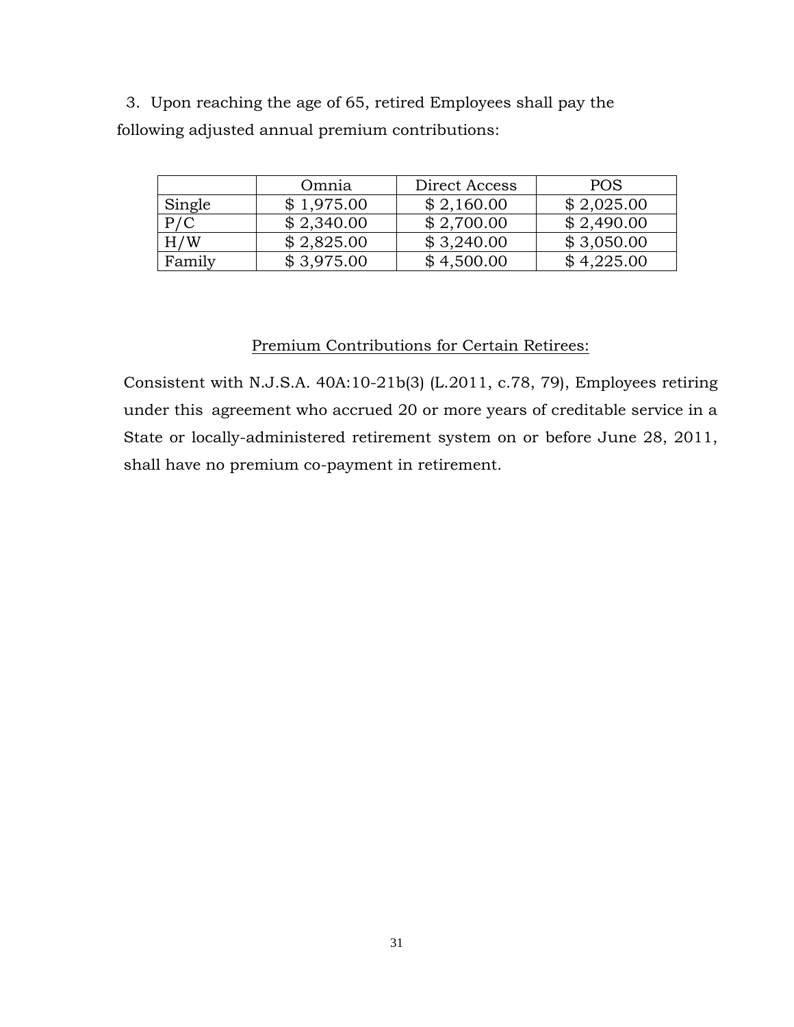3. Upon reaching the age of 65, retired Employees shall pay the following adjusted annual premium contributions:

| | Omnia | Direct Access | POS |
|---|---|---|---|
| Single | $ 1,975.00 | $ 2,160.00 | $ 2,025.00 |
| P/C | $ 2,340.00 | $ 2,700.00 | $ 2,490.00 |
| H/W | $ 2,825.00 | $ 3,240.00 | $ 3,050.00 |
| Family | $ 3,975.00 | $ 4,500.00 | $ 4,225.00 |

<u>Premium Contributions for Certain Retirees:</u>

Consistent with N.J.S.A. 40A:10-21b(3) (L.2011, c.78, 79), Employees retiring under this agreement who accrued 20 or more years of creditable service in a State or locally-administered retirement system on or before June 28, 2011, shall have no premium co-payment in retirement.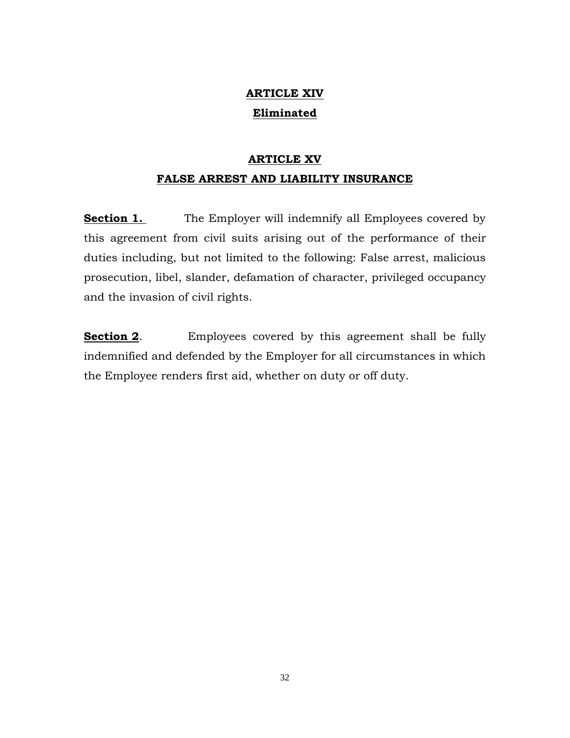## ARTICLE XIV

## Eliminated

## ARTICLE XV

## FALSE ARREST AND LIABILITY INSURANCE

**Section 1.** The Employer will indemnify all Employees covered by this agreement from civil suits arising out of the performance of their duties including, but not limited to the following: False arrest, malicious prosecution, libel, slander, defamation of character, privileged occupancy and the invasion of civil rights.

**Section 2**. Employees covered by this agreement shall be fully indemnified and defended by the Employer for all circumstances in which the Employee renders first aid, whether on duty or off duty.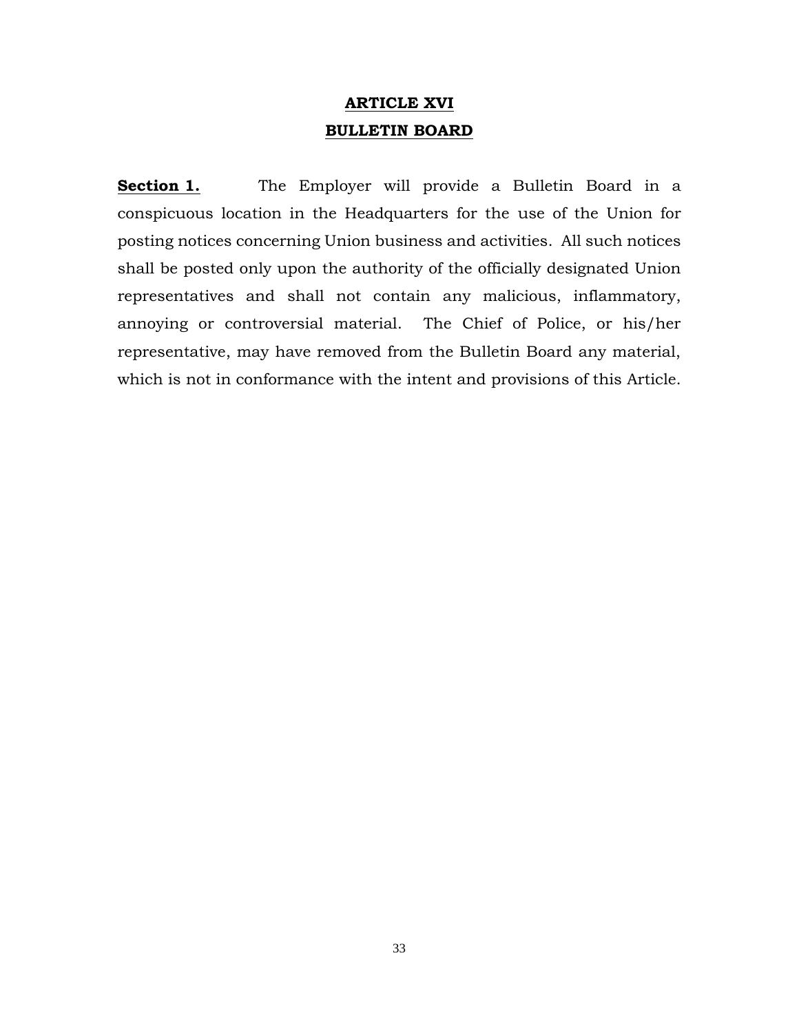# ARTICLE XVI
# BULLETIN BOARD

**Section 1.** The Employer will provide a Bulletin Board in a conspicuous location in the Headquarters for the use of the Union for posting notices concerning Union business and activities. All such notices shall be posted only upon the authority of the officially designated Union representatives and shall not contain any malicious, inflammatory, annoying or controversial material. The Chief of Police, or his/her representative, may have removed from the Bulletin Board any material, which is not in conformance with the intent and provisions of this Article.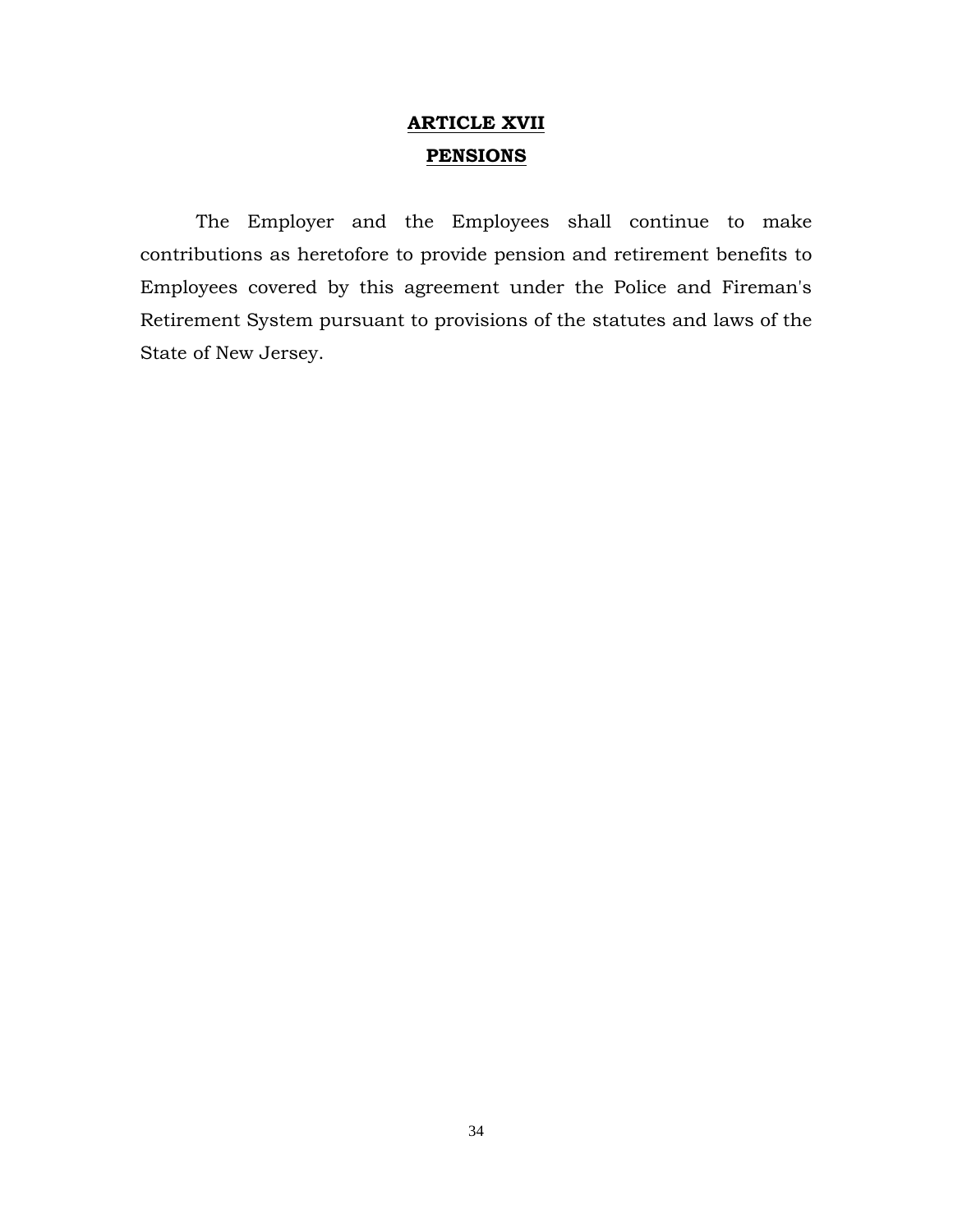# **ARTICLE XVII**

# **PENSIONS**

The Employer and the Employees shall continue to make contributions as heretofore to provide pension and retirement benefits to Employees covered by this agreement under the Police and Fireman's Retirement System pursuant to provisions of the statutes and laws of the State of New Jersey.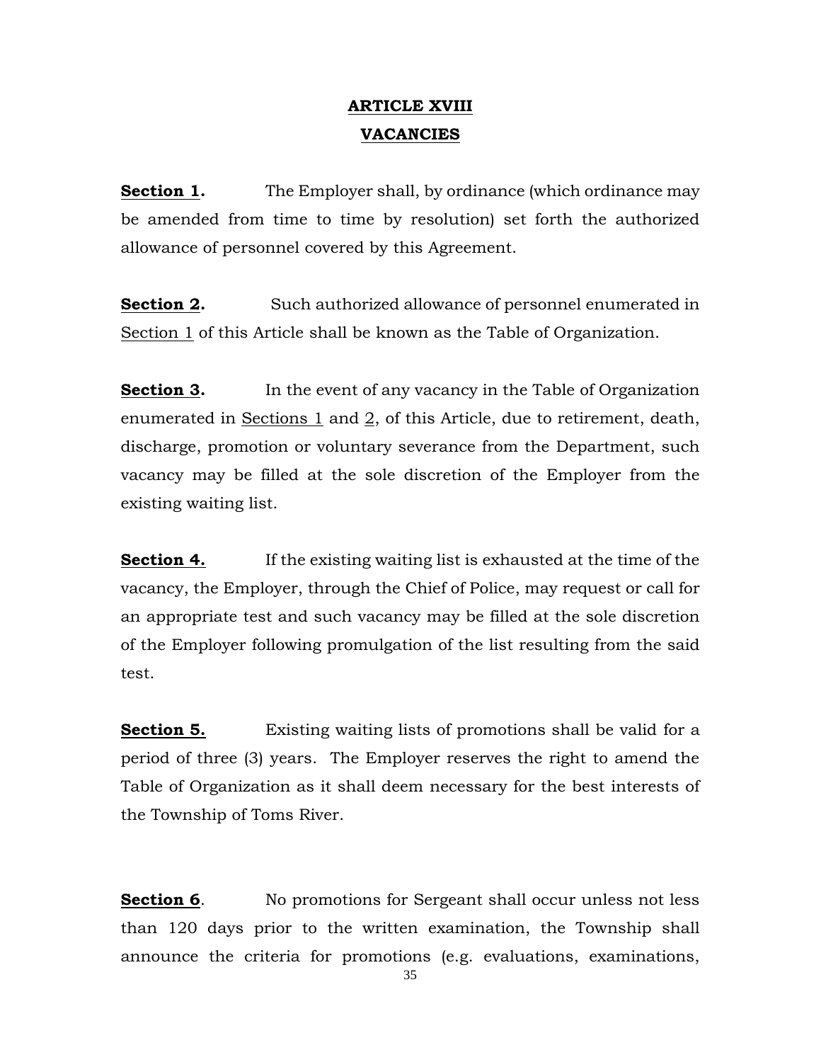# ARTICLE XVIII
# VACANCIES

**Section 1.** The Employer shall, by ordinance (which ordinance may be amended from time to time by resolution) set forth the authorized allowance of personnel covered by this Agreement.

**Section 2.** Such authorized allowance of personnel enumerated in Section 1 of this Article shall be known as the Table of Organization.

**Section 3.** In the event of any vacancy in the Table of Organization enumerated in Sections 1 and 2, of this Article, due to retirement, death, discharge, promotion or voluntary severance from the Department, such vacancy may be filled at the sole discretion of the Employer from the existing waiting list.

**Section 4.** If the existing waiting list is exhausted at the time of the vacancy, the Employer, through the Chief of Police, may request or call for an appropriate test and such vacancy may be filled at the sole discretion of the Employer following promulgation of the list resulting from the said test.

**Section 5.** Existing waiting lists of promotions shall be valid for a period of three (3) years. The Employer reserves the right to amend the Table of Organization as it shall deem necessary for the best interests of the Township of Toms River.

**Section 6**. No promotions for Sergeant shall occur unless not less than 120 days prior to the written examination, the Township shall announce the criteria for promotions (e.g. evaluations, examinations,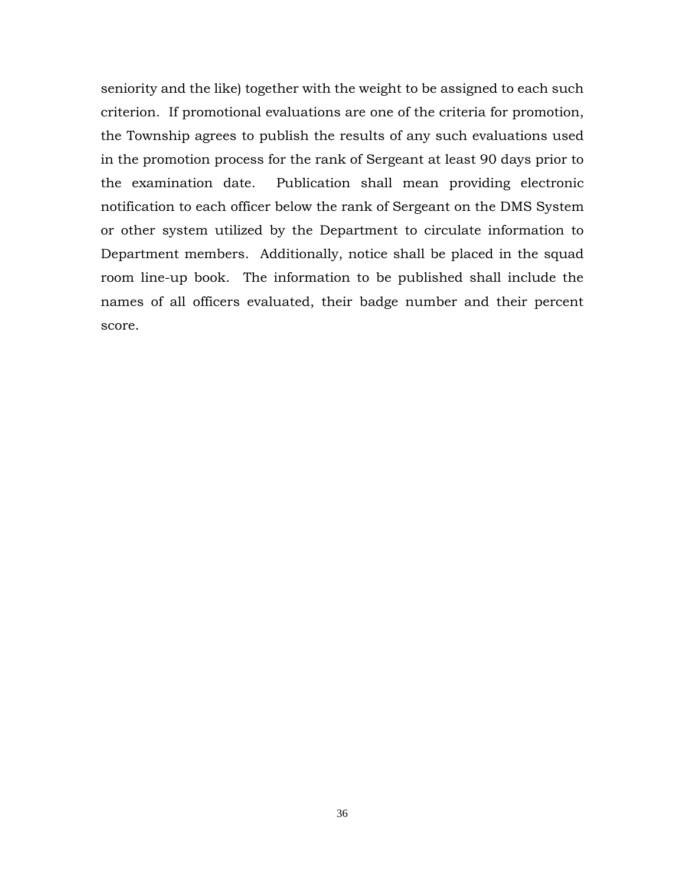seniority and the like) together with the weight to be assigned to each such criterion. If promotional evaluations are one of the criteria for promotion, the Township agrees to publish the results of any such evaluations used in the promotion process for the rank of Sergeant at least 90 days prior to the examination date. Publication shall mean providing electronic notification to each officer below the rank of Sergeant on the DMS System or other system utilized by the Department to circulate information to Department members. Additionally, notice shall be placed in the squad room line-up book. The information to be published shall include the names of all officers evaluated, their badge number and their percent score.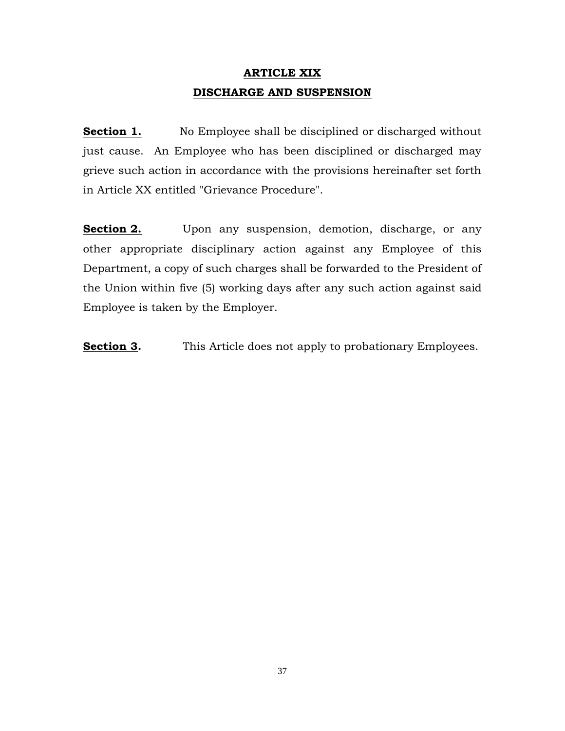# ARTICLE XIX
# DISCHARGE AND SUSPENSION

**Section 1.** No Employee shall be disciplined or discharged without just cause. An Employee who has been disciplined or discharged may grieve such action in accordance with the provisions hereinafter set forth in Article XX entitled "Grievance Procedure".

**Section 2.** Upon any suspension, demotion, discharge, or any other appropriate disciplinary action against any Employee of this Department, a copy of such charges shall be forwarded to the President of the Union within five (5) working days after any such action against said Employee is taken by the Employer.

**Section 3.** This Article does not apply to probationary Employees.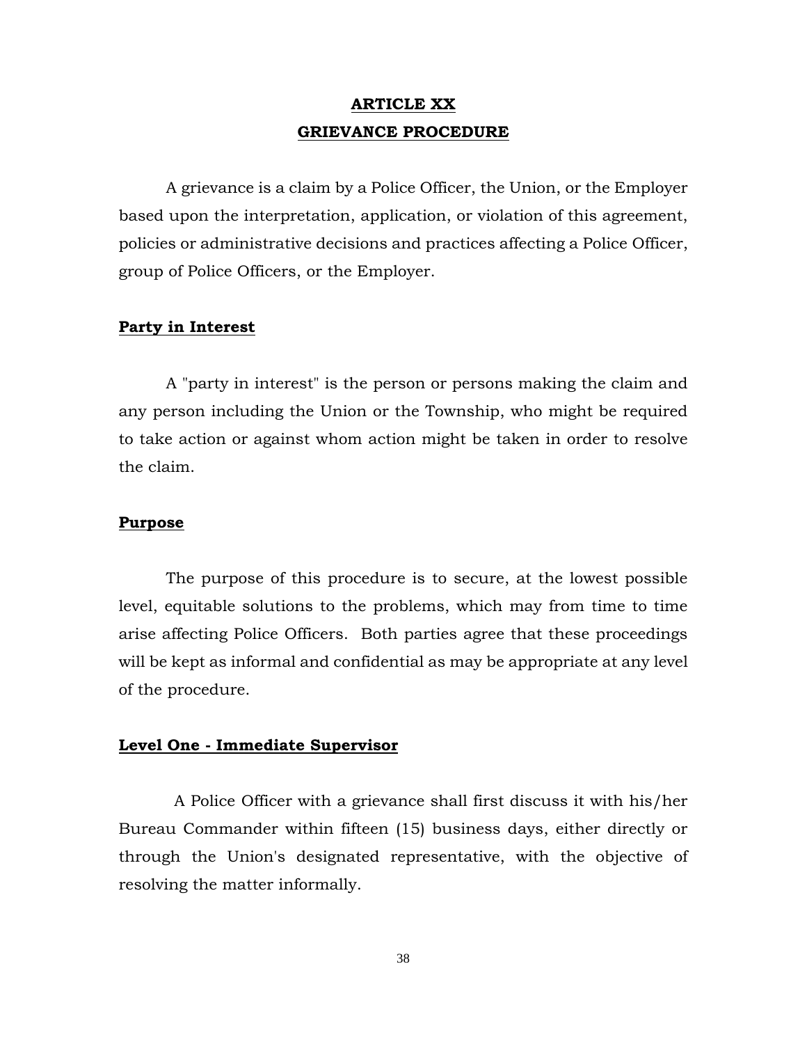# ARTICLE XX
# GRIEVANCE PROCEDURE

A grievance is a claim by a Police Officer, the Union, or the Employer based upon the interpretation, application, or violation of this agreement, policies or administrative decisions and practices affecting a Police Officer, group of Police Officers, or the Employer.

## Party in Interest

A "party in interest" is the person or persons making the claim and any person including the Union or the Township, who might be required to take action or against whom action might be taken in order to resolve the claim.

## Purpose

The purpose of this procedure is to secure, at the lowest possible level, equitable solutions to the problems, which may from time to time arise affecting Police Officers. Both parties agree that these proceedings will be kept as informal and confidential as may be appropriate at any level of the procedure.

## Level One - Immediate Supervisor

A Police Officer with a grievance shall first discuss it with his/her Bureau Commander within fifteen (15) business days, either directly or through the Union's designated representative, with the objective of resolving the matter informally.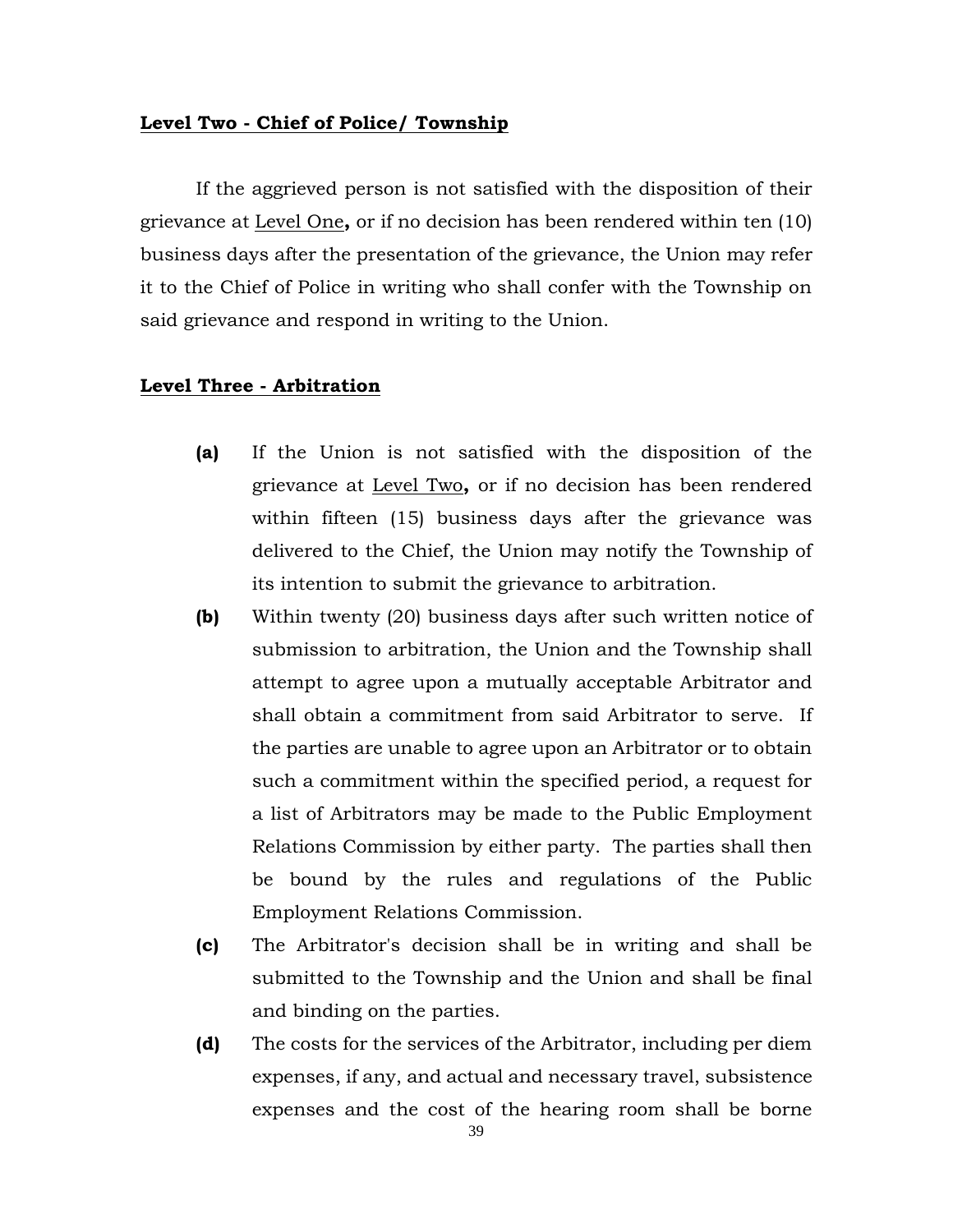**Level Two - Chief of Police/ Township**

If the aggrieved person is not satisfied with the disposition of their grievance at Level One**,** or if no decision has been rendered within ten (10) business days after the presentation of the grievance, the Union may refer it to the Chief of Police in writing who shall confer with the Township on said grievance and respond in writing to the Union.

**Level Three - Arbitration**

**(a)** If the Union is not satisfied with the disposition of the grievance at Level Two**,** or if no decision has been rendered within fifteen (15) business days after the grievance was delivered to the Chief, the Union may notify the Township of its intention to submit the grievance to arbitration.

**(b)** Within twenty (20) business days after such written notice of submission to arbitration, the Union and the Township shall attempt to agree upon a mutually acceptable Arbitrator and shall obtain a commitment from said Arbitrator to serve. If the parties are unable to agree upon an Arbitrator or to obtain such a commitment within the specified period, a request for a list of Arbitrators may be made to the Public Employment Relations Commission by either party. The parties shall then be bound by the rules and regulations of the Public Employment Relations Commission.

**(c)** The Arbitrator's decision shall be in writing and shall be submitted to the Township and the Union and shall be final and binding on the parties.

**(d)** The costs for the services of the Arbitrator, including per diem expenses, if any, and actual and necessary travel, subsistence expenses and the cost of the hearing room shall be borne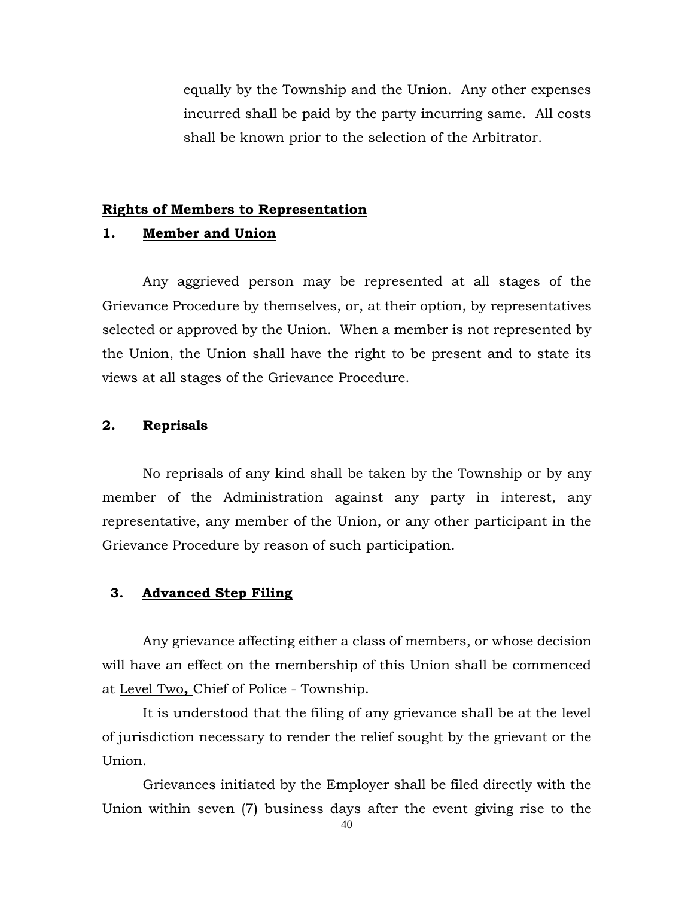equally by the Township and the Union. Any other expenses incurred shall be paid by the party incurring same. All costs shall be known prior to the selection of the Arbitrator.

## Rights of Members to Representation

### 1. Member and Union

Any aggrieved person may be represented at all stages of the Grievance Procedure by themselves, or, at their option, by representatives selected or approved by the Union. When a member is not represented by the Union, the Union shall have the right to be present and to state its views at all stages of the Grievance Procedure.

### 2. Reprisals

No reprisals of any kind shall be taken by the Township or by any member of the Administration against any party in interest, any representative, any member of the Union, or any other participant in the Grievance Procedure by reason of such participation.

### 3. Advanced Step Filing

Any grievance affecting either a class of members, or whose decision will have an effect on the membership of this Union shall be commenced at Level Two, Chief of Police - Township.

It is understood that the filing of any grievance shall be at the level of jurisdiction necessary to render the relief sought by the grievant or the Union.

Grievances initiated by the Employer shall be filed directly with the Union within seven (7) business days after the event giving rise to the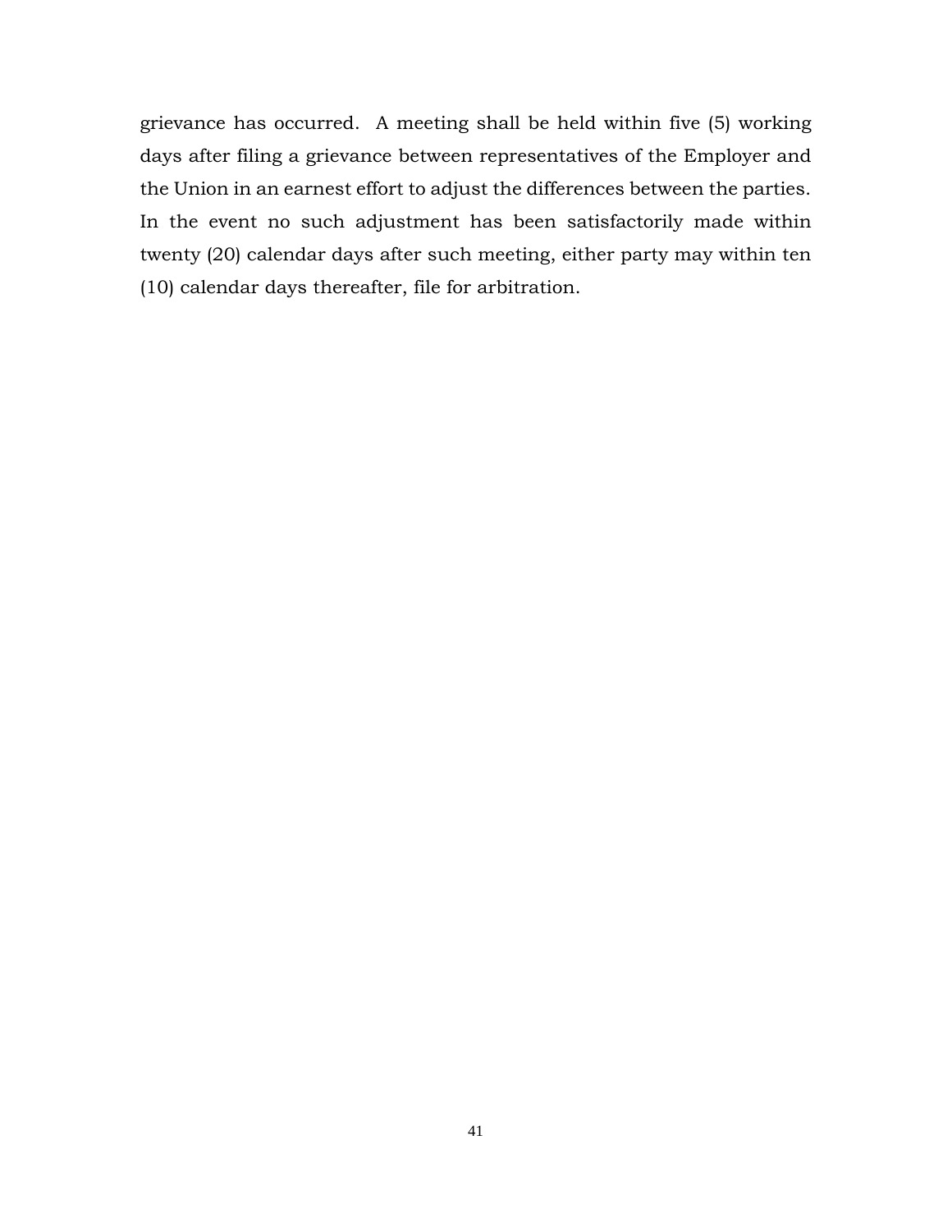grievance has occurred. A meeting shall be held within five (5) working days after filing a grievance between representatives of the Employer and the Union in an earnest effort to adjust the differences between the parties. In the event no such adjustment has been satisfactorily made within twenty (20) calendar days after such meeting, either party may within ten (10) calendar days thereafter, file for arbitration.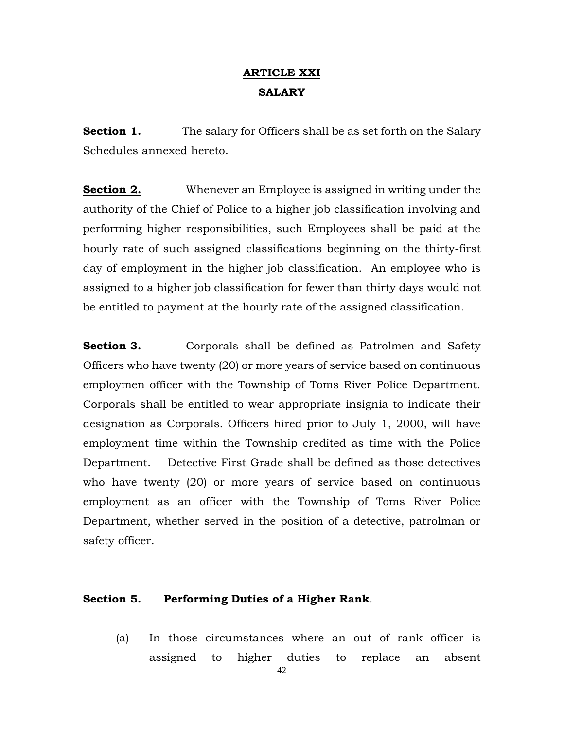# ARTICLE XXI
## SALARY

**Section 1.** The salary for Officers shall be as set forth on the Salary Schedules annexed hereto.

**Section 2.** Whenever an Employee is assigned in writing under the authority of the Chief of Police to a higher job classification involving and performing higher responsibilities, such Employees shall be paid at the hourly rate of such assigned classifications beginning on the thirty-first day of employment in the higher job classification. An employee who is assigned to a higher job classification for fewer than thirty days would not be entitled to payment at the hourly rate of the assigned classification.

**Section 3.** Corporals shall be defined as Patrolmen and Safety Officers who have twenty (20) or more years of service based on continuous employmen officer with the Township of Toms River Police Department. Corporals shall be entitled to wear appropriate insignia to indicate their designation as Corporals. Officers hired prior to July 1, 2000, will have employment time within the Township credited as time with the Police Department. Detective First Grade shall be defined as those detectives who have twenty (20) or more years of service based on continuous employment as an officer with the Township of Toms River Police Department, whether served in the position of a detective, patrolman or safety officer.

**Section 5. Performing Duties of a Higher Rank**.

(a) In those circumstances where an out of rank officer is assigned to higher duties to replace an absent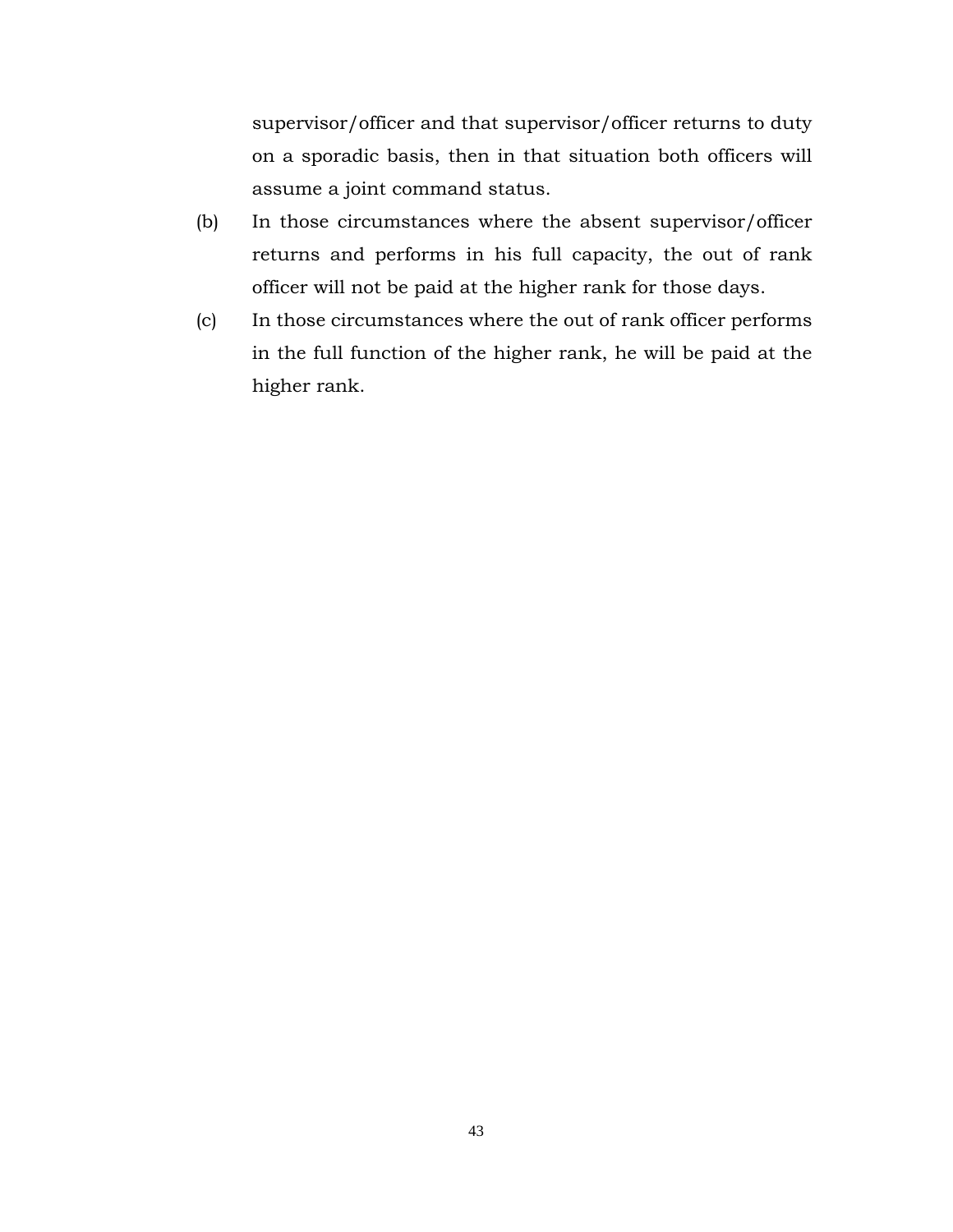supervisor/officer and that supervisor/officer returns to duty on a sporadic basis, then in that situation both officers will assume a joint command status.

(b) In those circumstances where the absent supervisor/officer returns and performs in his full capacity, the out of rank officer will not be paid at the higher rank for those days.

(c) In those circumstances where the out of rank officer performs in the full function of the higher rank, he will be paid at the higher rank.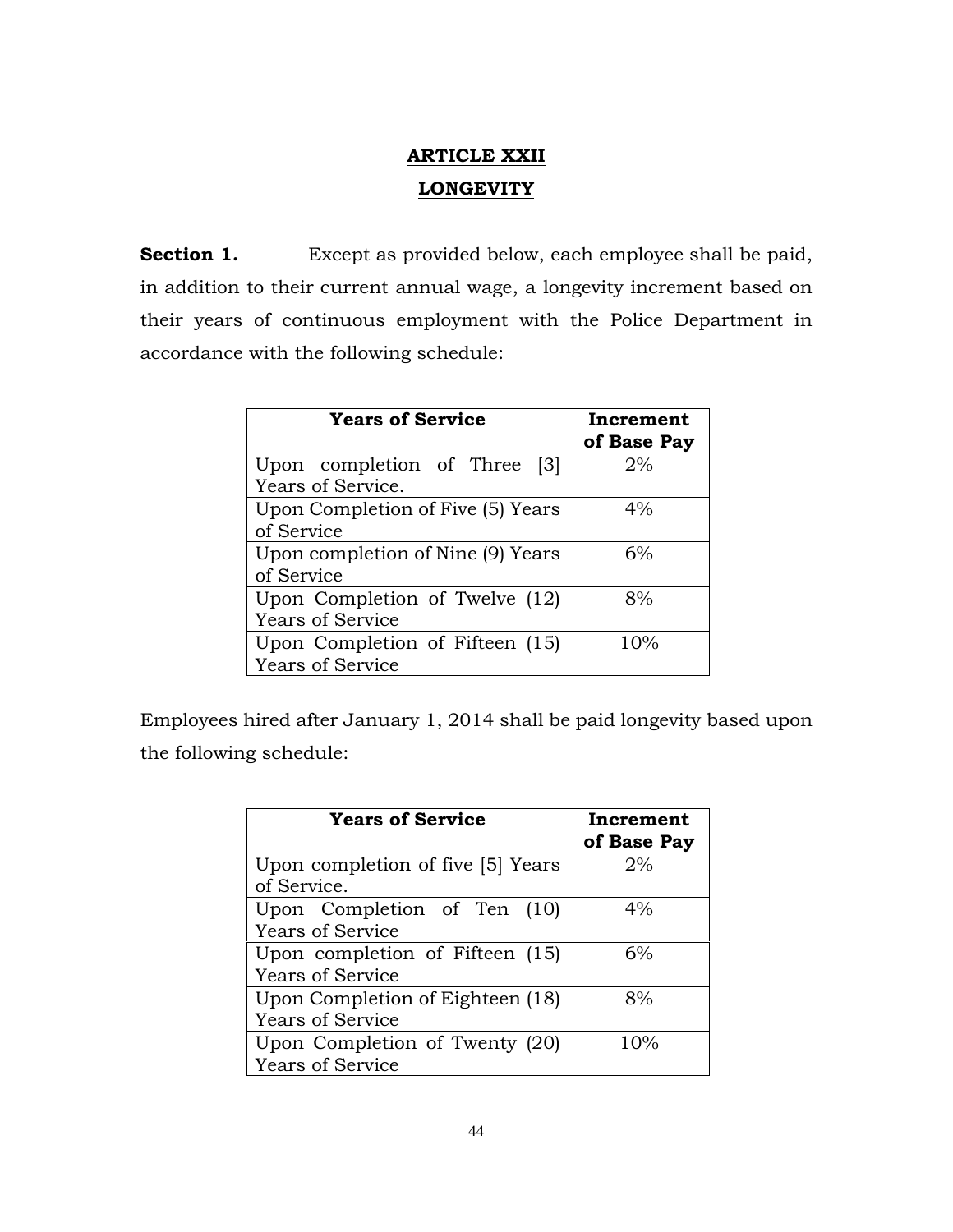# ARTICLE XXII

## LONGEVITY

**Section 1.** Except as provided below, each employee shall be paid, in addition to their current annual wage, a longevity increment based on their years of continuous employment with the Police Department in accordance with the following schedule:

| Years of Service | Increment of Base Pay |
|---|---|
| Upon completion of Three [3] Years of Service. | 2% |
| Upon Completion of Five (5) Years of Service | 4% |
| Upon completion of Nine (9) Years of Service | 6% |
| Upon Completion of Twelve (12) Years of Service | 8% |
| Upon Completion of Fifteen (15) Years of Service | 10% |

Employees hired after January 1, 2014 shall be paid longevity based upon the following schedule:

| Years of Service | Increment of Base Pay |
|---|---|
| Upon completion of five [5] Years of Service. | 2% |
| Upon Completion of Ten (10) Years of Service | 4% |
| Upon completion of Fifteen (15) Years of Service | 6% |
| Upon Completion of Eighteen (18) Years of Service | 8% |
| Upon Completion of Twenty (20) Years of Service | 10% |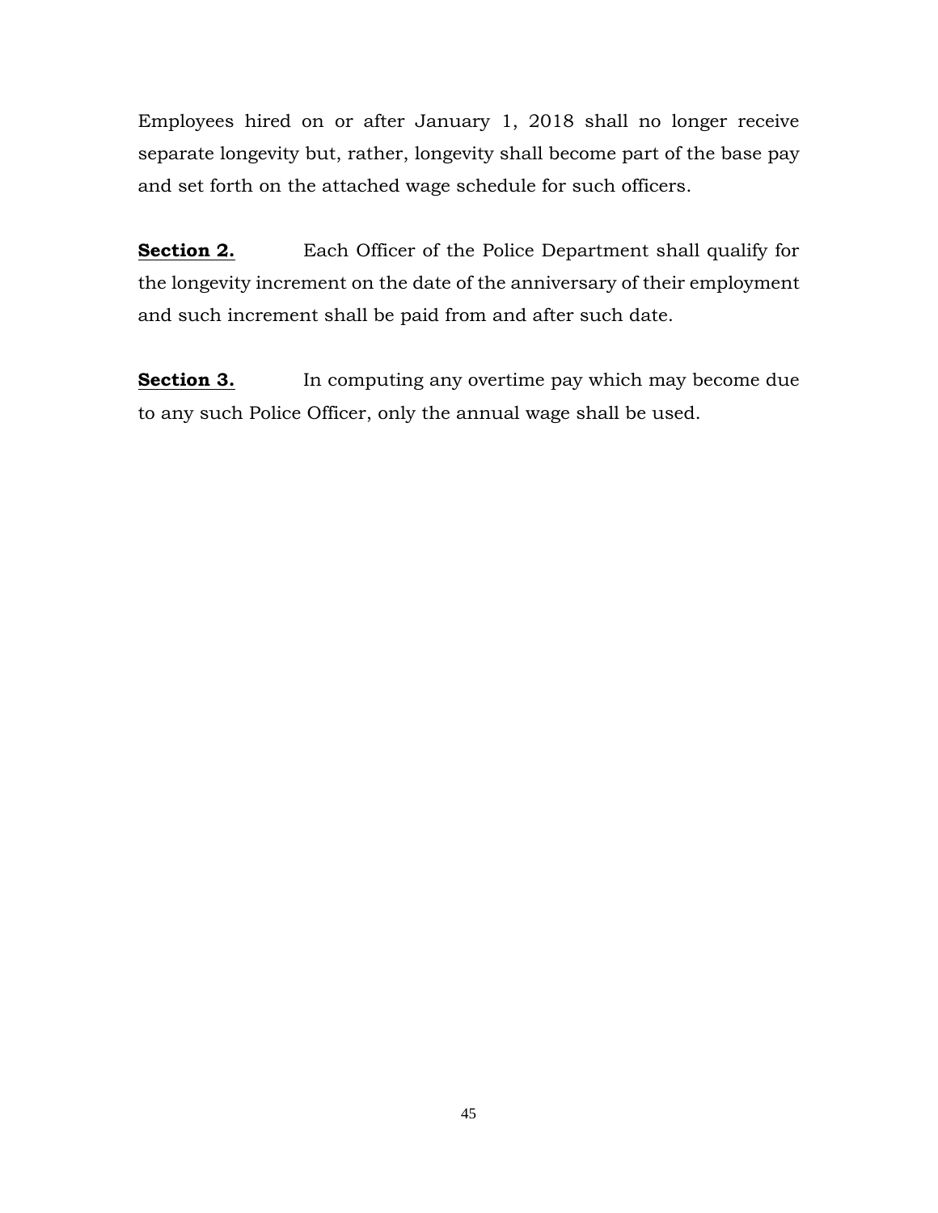Employees hired on or after January 1, 2018 shall no longer receive separate longevity but, rather, longevity shall become part of the base pay and set forth on the attached wage schedule for such officers.

**Section 2.** Each Officer of the Police Department shall qualify for the longevity increment on the date of the anniversary of their employment and such increment shall be paid from and after such date.

**Section 3.** In computing any overtime pay which may become due to any such Police Officer, only the annual wage shall be used.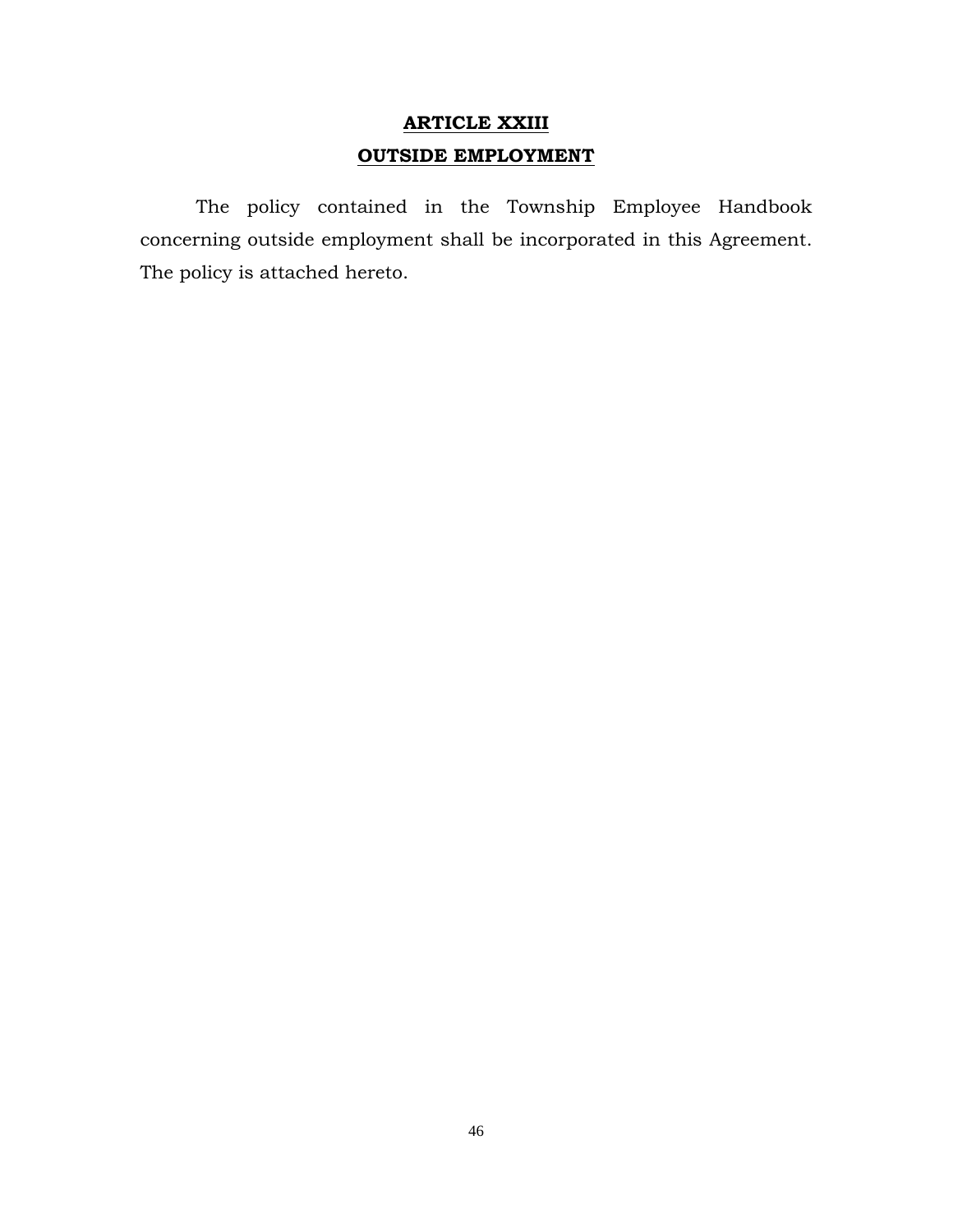# ARTICLE XXIII

# OUTSIDE EMPLOYMENT

The policy contained in the Township Employee Handbook concerning outside employment shall be incorporated in this Agreement. The policy is attached hereto.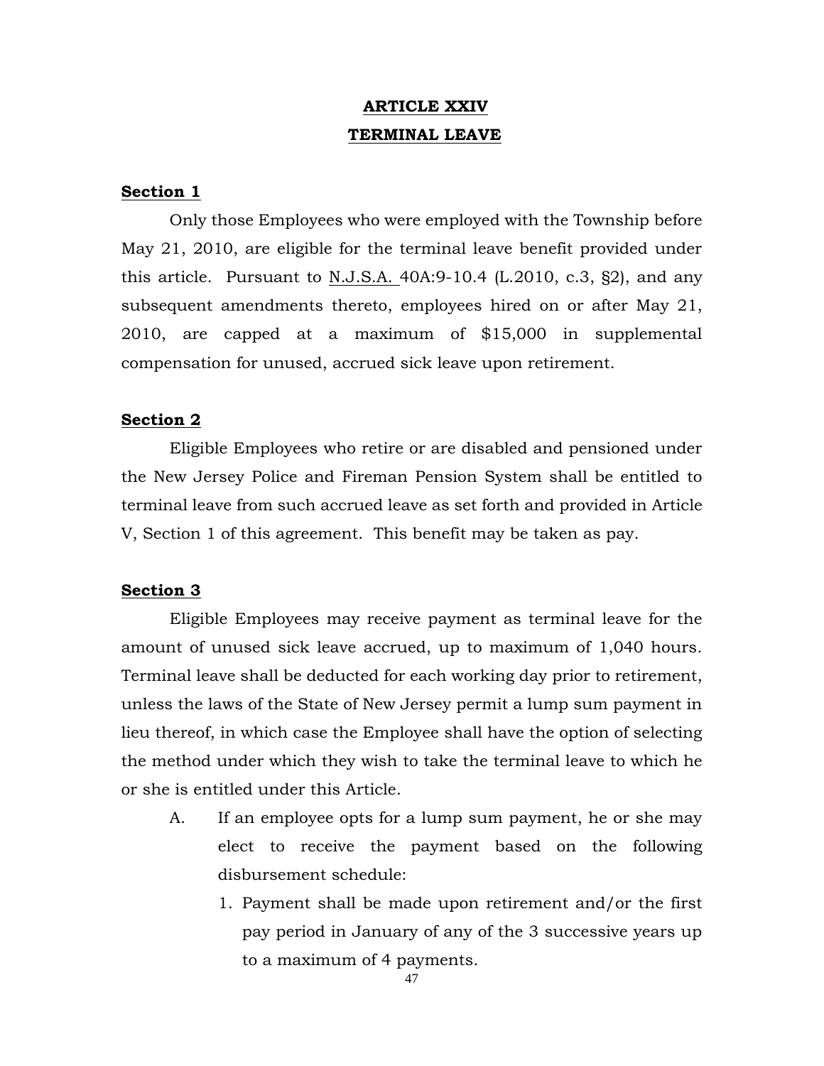# ARTICLE XXIV
# TERMINAL LEAVE

**Section 1**

Only those Employees who were employed with the Township before May 21, 2010, are eligible for the terminal leave benefit provided under this article. Pursuant to N.J.S.A. 40A:9-10.4 (L.2010, c.3, §2), and any subsequent amendments thereto, employees hired on or after May 21, 2010, are capped at a maximum of $15,000 in supplemental compensation for unused, accrued sick leave upon retirement.

**Section 2**

Eligible Employees who retire or are disabled and pensioned under the New Jersey Police and Fireman Pension System shall be entitled to terminal leave from such accrued leave as set forth and provided in Article V, Section 1 of this agreement. This benefit may be taken as pay.

**Section 3**

Eligible Employees may receive payment as terminal leave for the amount of unused sick leave accrued, up to maximum of 1,040 hours. Terminal leave shall be deducted for each working day prior to retirement, unless the laws of the State of New Jersey permit a lump sum payment in lieu thereof, in which case the Employee shall have the option of selecting the method under which they wish to take the terminal leave to which he or she is entitled under this Article.

A. If an employee opts for a lump sum payment, he or she may elect to receive the payment based on the following disbursement schedule:

   1. Payment shall be made upon retirement and/or the first pay period in January of any of the 3 successive years up to a maximum of 4 payments.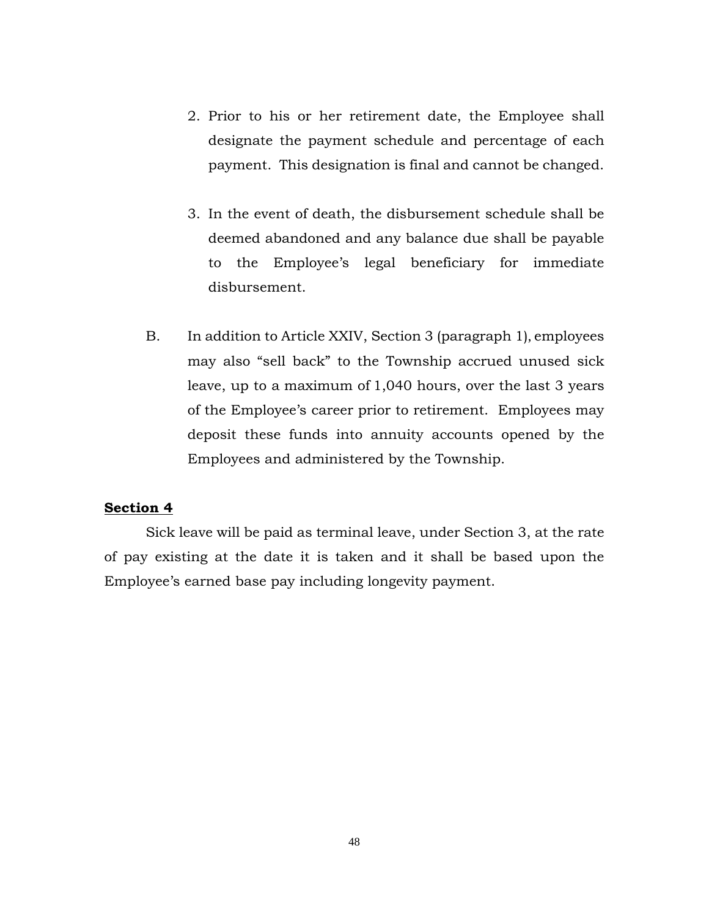2. Prior to his or her retirement date, the Employee shall designate the payment schedule and percentage of each payment. This designation is final and cannot be changed.

3. In the event of death, the disbursement schedule shall be deemed abandoned and any balance due shall be payable to the Employee's legal beneficiary for immediate disbursement.

B. In addition to Article XXIV, Section 3 (paragraph 1), employees may also "sell back" to the Township accrued unused sick leave, up to a maximum of 1,040 hours, over the last 3 years of the Employee's career prior to retirement. Employees may deposit these funds into annuity accounts opened by the Employees and administered by the Township.

**Section 4**

Sick leave will be paid as terminal leave, under Section 3, at the rate of pay existing at the date it is taken and it shall be based upon the Employee's earned base pay including longevity payment.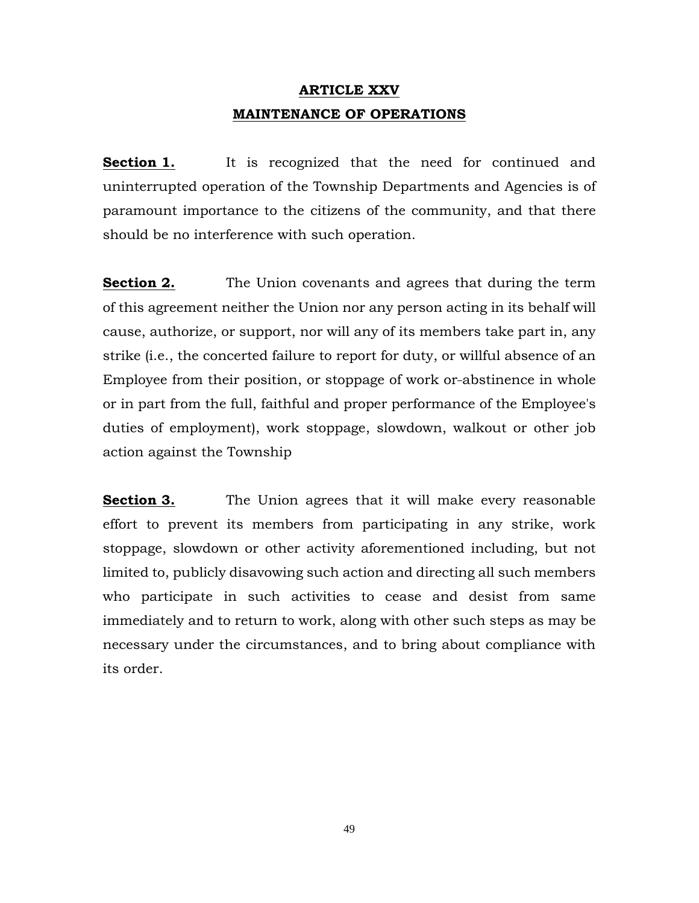# ARTICLE XXV
# MAINTENANCE OF OPERATIONS

**Section 1.** It is recognized that the need for continued and uninterrupted operation of the Township Departments and Agencies is of paramount importance to the citizens of the community, and that there should be no interference with such operation.

**Section 2.** The Union covenants and agrees that during the term of this agreement neither the Union nor any person acting in its behalf will cause, authorize, or support, nor will any of its members take part in, any strike (i.e., the concerted failure to report for duty, or willful absence of an Employee from their position, or stoppage of work or abstinence in whole or in part from the full, faithful and proper performance of the Employee's duties of employment), work stoppage, slowdown, walkout or other job action against the Township

**Section 3.** The Union agrees that it will make every reasonable effort to prevent its members from participating in any strike, work stoppage, slowdown or other activity aforementioned including, but not limited to, publicly disavowing such action and directing all such members who participate in such activities to cease and desist from same immediately and to return to work, along with other such steps as may be necessary under the circumstances, and to bring about compliance with its order.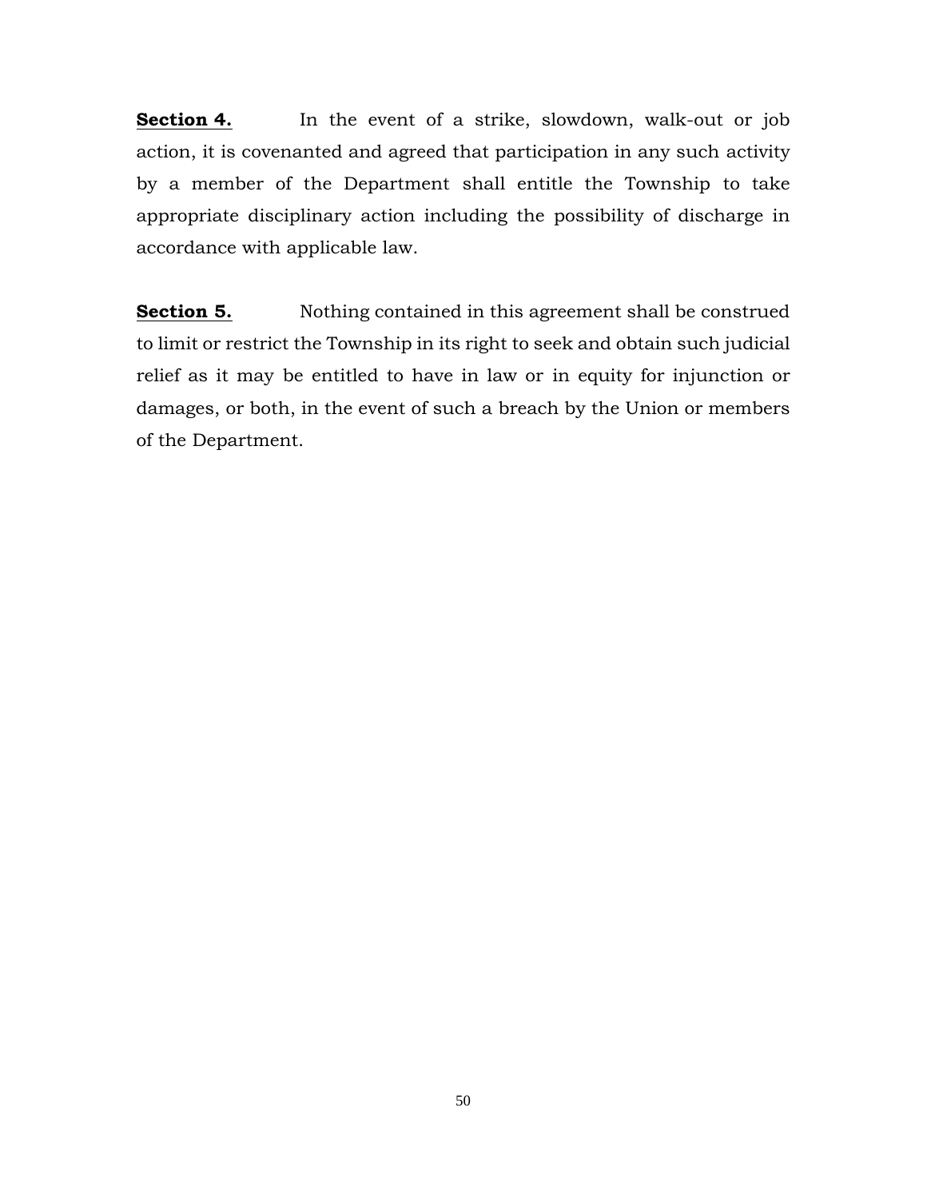**<u>Section 4.</u>** In the event of a strike, slowdown, walk-out or job action, it is covenanted and agreed that participation in any such activity by a member of the Department shall entitle the Township to take appropriate disciplinary action including the possibility of discharge in accordance with applicable law.

**<u>Section 5.</u>** Nothing contained in this agreement shall be construed to limit or restrict the Township in its right to seek and obtain such judicial relief as it may be entitled to have in law or in equity for injunction or damages, or both, in the event of such a breach by the Union or members of the Department.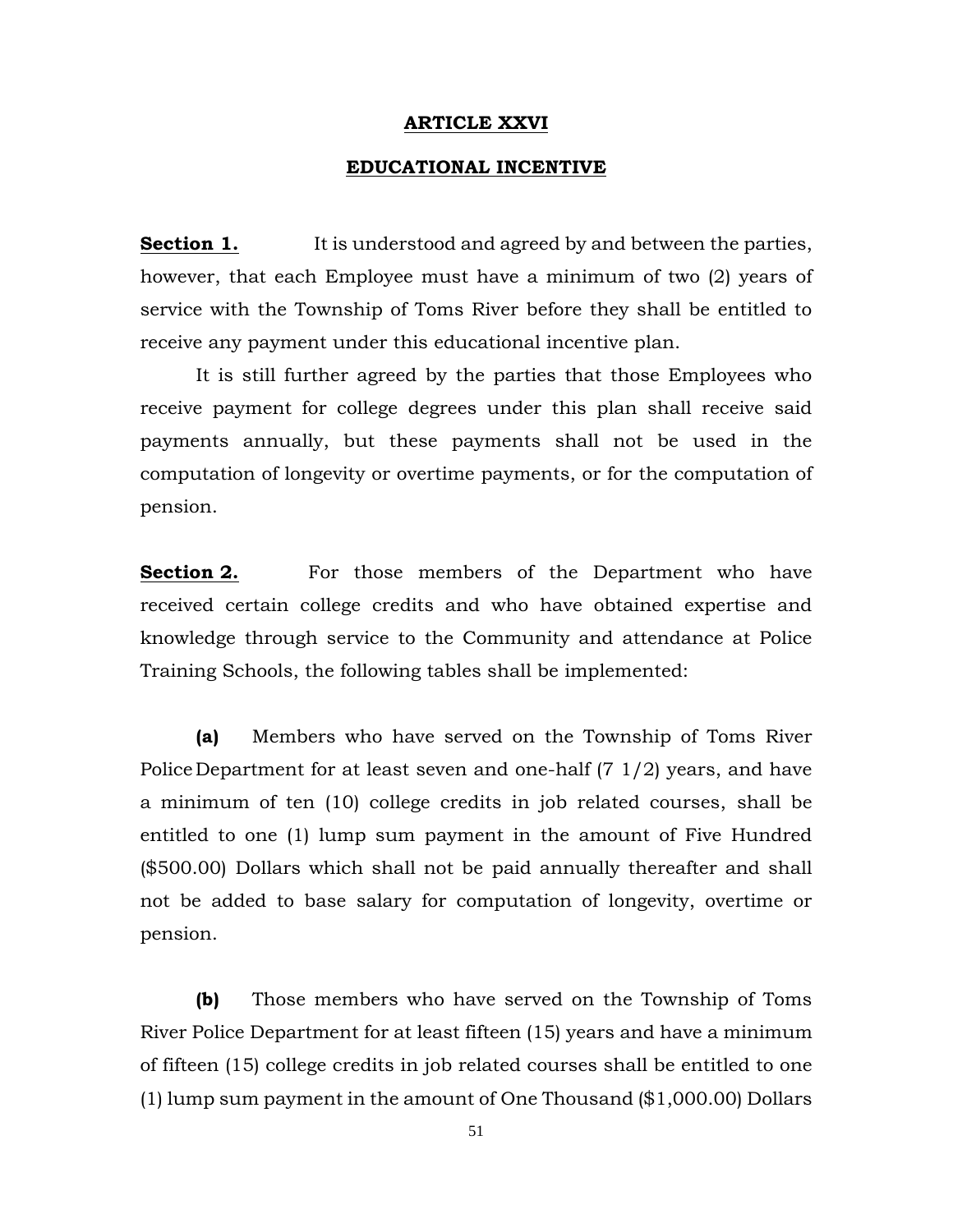# ARTICLE XXVI

## EDUCATIONAL INCENTIVE

**Section 1.** It is understood and agreed by and between the parties, however, that each Employee must have a minimum of two (2) years of service with the Township of Toms River before they shall be entitled to receive any payment under this educational incentive plan.

It is still further agreed by the parties that those Employees who receive payment for college degrees under this plan shall receive said payments annually, but these payments shall not be used in the computation of longevity or overtime payments, or for the computation of pension.

**Section 2.** For those members of the Department who have received certain college credits and who have obtained expertise and knowledge through service to the Community and attendance at Police Training Schools, the following tables shall be implemented:

**(a)** Members who have served on the Township of Toms River Police Department for at least seven and one-half (7 1/2) years, and have a minimum of ten (10) college credits in job related courses, shall be entitled to one (1) lump sum payment in the amount of Five Hundred ($500.00) Dollars which shall not be paid annually thereafter and shall not be added to base salary for computation of longevity, overtime or pension.

**(b)** Those members who have served on the Township of Toms River Police Department for at least fifteen (15) years and have a minimum of fifteen (15) college credits in job related courses shall be entitled to one (1) lump sum payment in the amount of One Thousand ($1,000.00) Dollars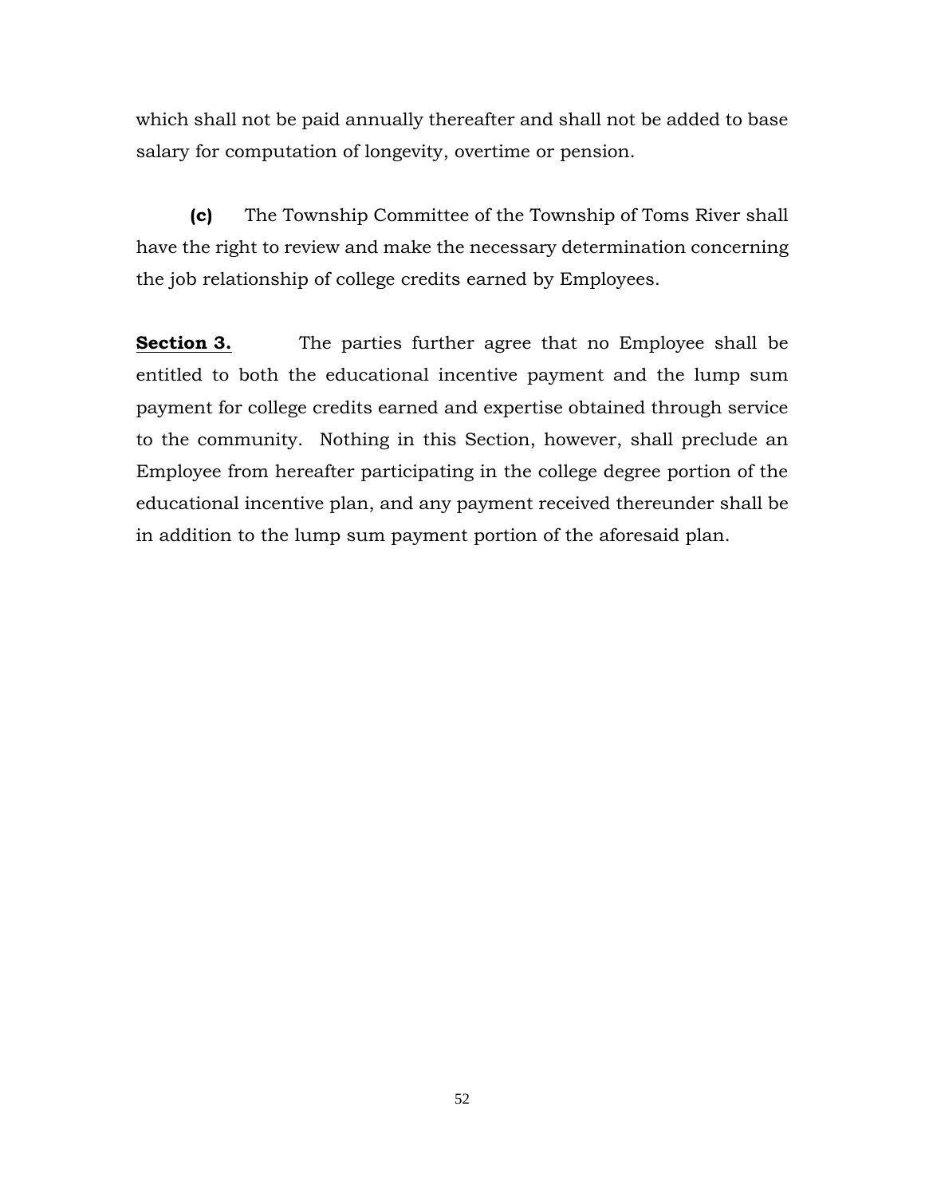which shall not be paid annually thereafter and shall not be added to base salary for computation of longevity, overtime or pension.

**(c)** The Township Committee of the Township of Toms River shall have the right to review and make the necessary determination concerning the job relationship of college credits earned by Employees.

**<u>Section 3.</u>** The parties further agree that no Employee shall be entitled to both the educational incentive payment and the lump sum payment for college credits earned and expertise obtained through service to the community. Nothing in this Section, however, shall preclude an Employee from hereafter participating in the college degree portion of the educational incentive plan, and any payment received thereunder shall be in addition to the lump sum payment portion of the aforesaid plan.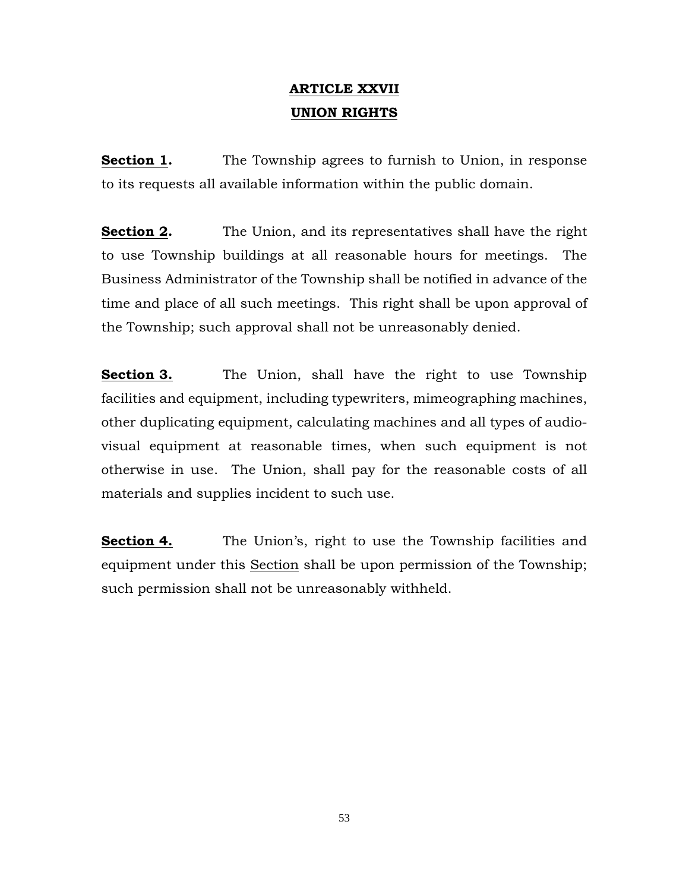# ARTICLE XXVII
## UNION RIGHTS

**Section 1.** The Township agrees to furnish to Union, in response to its requests all available information within the public domain.

**Section 2.** The Union, and its representatives shall have the right to use Township buildings at all reasonable hours for meetings. The Business Administrator of the Township shall be notified in advance of the time and place of all such meetings. This right shall be upon approval of the Township; such approval shall not be unreasonably denied.

**Section 3.** The Union, shall have the right to use Township facilities and equipment, including typewriters, mimeographing machines, other duplicating equipment, calculating machines and all types of audio-visual equipment at reasonable times, when such equipment is not otherwise in use. The Union, shall pay for the reasonable costs of all materials and supplies incident to such use.

**Section 4.** The Union's, right to use the Township facilities and equipment under this Section shall be upon permission of the Township; such permission shall not be unreasonably withheld.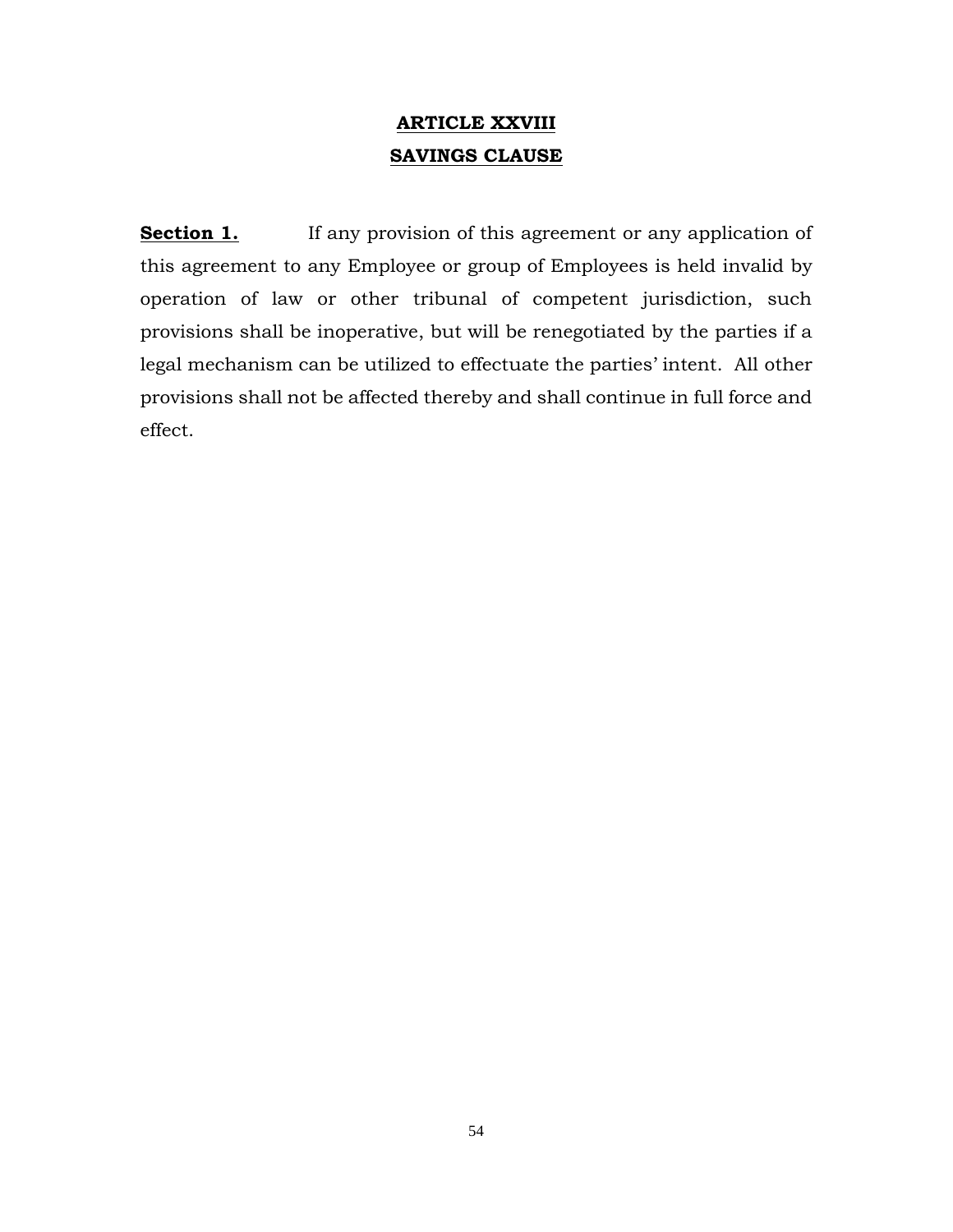# ARTICLE XXVIII
# SAVINGS CLAUSE

**Section 1.** If any provision of this agreement or any application of this agreement to any Employee or group of Employees is held invalid by operation of law or other tribunal of competent jurisdiction, such provisions shall be inoperative, but will be renegotiated by the parties if a legal mechanism can be utilized to effectuate the parties' intent. All other provisions shall not be affected thereby and shall continue in full force and effect.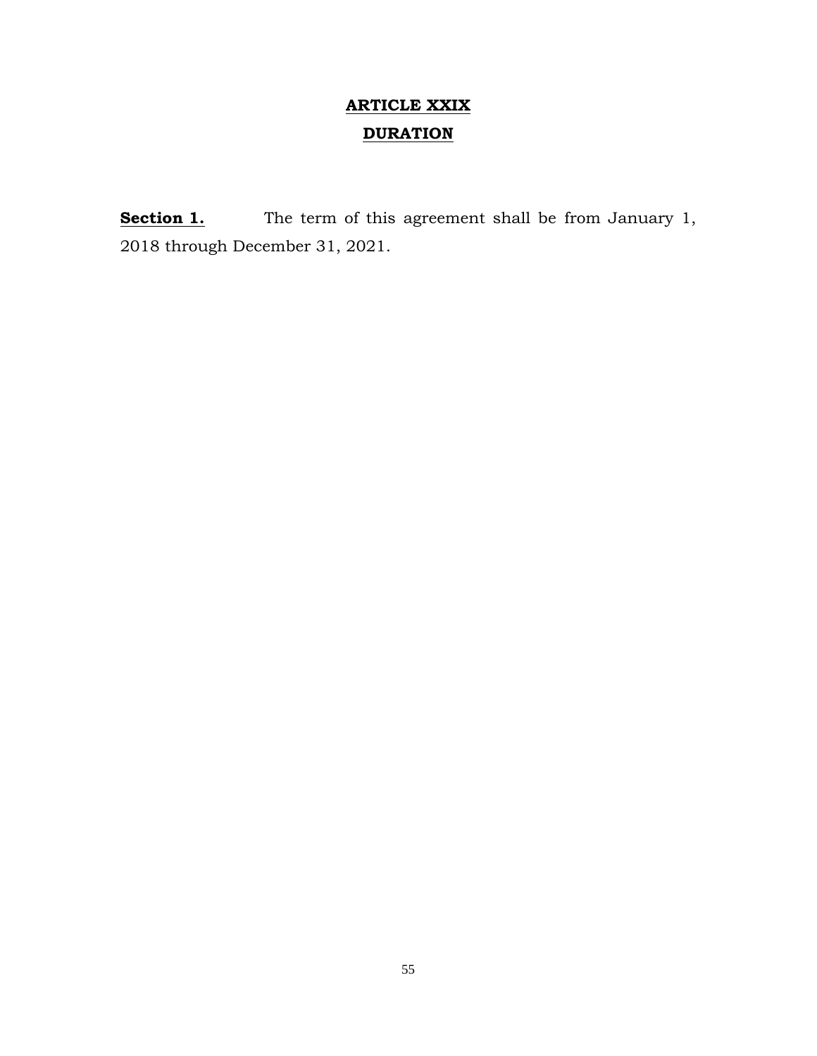# ARTICLE XXIX

## DURATION

**Section 1.** The term of this agreement shall be from January 1, 2018 through December 31, 2021.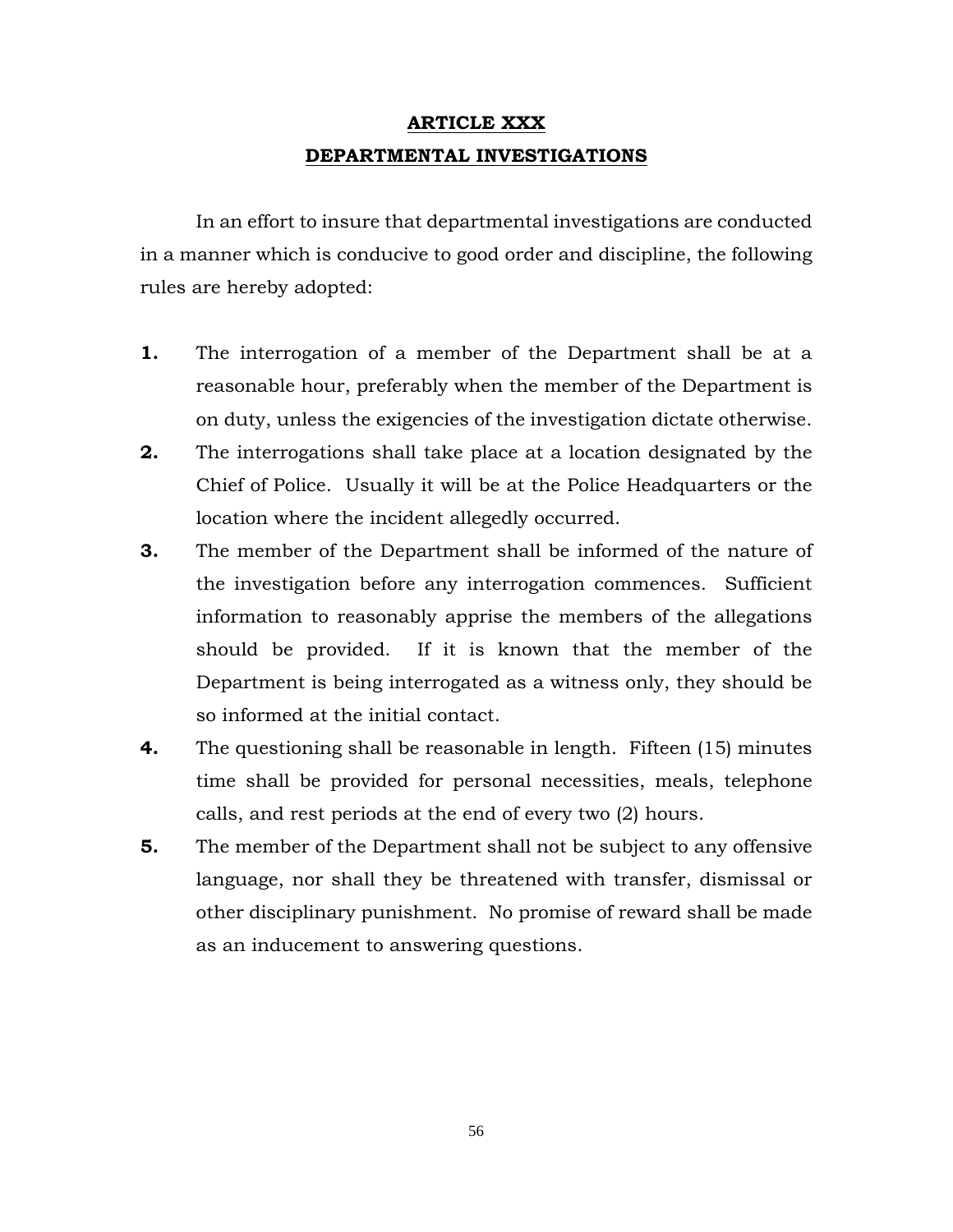# ARTICLE XXX

## DEPARTMENTAL INVESTIGATIONS

In an effort to insure that departmental investigations are conducted in a manner which is conducive to good order and discipline, the following rules are hereby adopted:

**1.** The interrogation of a member of the Department shall be at a reasonable hour, preferably when the member of the Department is on duty, unless the exigencies of the investigation dictate otherwise.

**2.** The interrogations shall take place at a location designated by the Chief of Police. Usually it will be at the Police Headquarters or the location where the incident allegedly occurred.

**3.** The member of the Department shall be informed of the nature of the investigation before any interrogation commences. Sufficient information to reasonably apprise the members of the allegations should be provided. If it is known that the member of the Department is being interrogated as a witness only, they should be so informed at the initial contact.

**4.** The questioning shall be reasonable in length. Fifteen (15) minutes time shall be provided for personal necessities, meals, telephone calls, and rest periods at the end of every two (2) hours.

**5.** The member of the Department shall not be subject to any offensive language, nor shall they be threatened with transfer, dismissal or other disciplinary punishment. No promise of reward shall be made as an inducement to answering questions.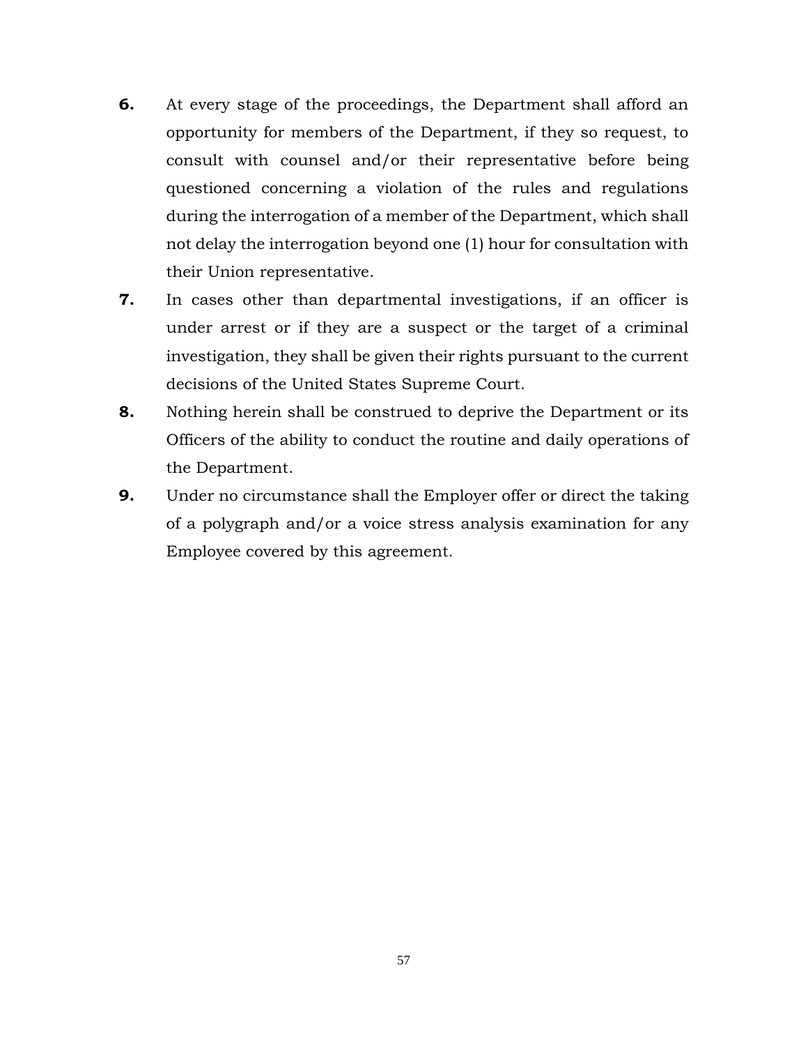**6.** At every stage of the proceedings, the Department shall afford an opportunity for members of the Department, if they so request, to consult with counsel and/or their representative before being questioned concerning a violation of the rules and regulations during the interrogation of a member of the Department, which shall not delay the interrogation beyond one (1) hour for consultation with their Union representative.

**7.** In cases other than departmental investigations, if an officer is under arrest or if they are a suspect or the target of a criminal investigation, they shall be given their rights pursuant to the current decisions of the United States Supreme Court.

**8.** Nothing herein shall be construed to deprive the Department or its Officers of the ability to conduct the routine and daily operations of the Department.

**9.** Under no circumstance shall the Employer offer or direct the taking of a polygraph and/or a voice stress analysis examination for any Employee covered by this agreement.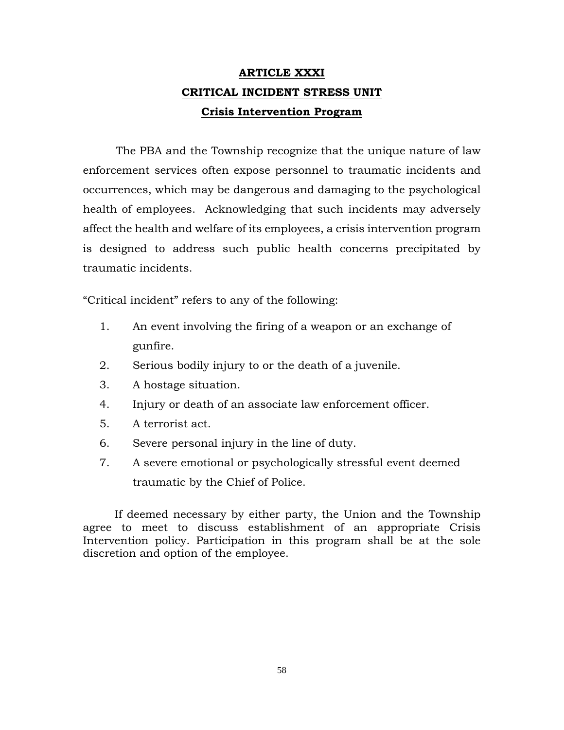# ARTICLE XXXI

## CRITICAL INCIDENT STRESS UNIT

### Crisis Intervention Program

The PBA and the Township recognize that the unique nature of law enforcement services often expose personnel to traumatic incidents and occurrences, which may be dangerous and damaging to the psychological health of employees. Acknowledging that such incidents may adversely affect the health and welfare of its employees, a crisis intervention program is designed to address such public health concerns precipitated by traumatic incidents.

"Critical incident" refers to any of the following:

1. An event involving the firing of a weapon or an exchange of gunfire.
2. Serious bodily injury to or the death of a juvenile.
3. A hostage situation.
4. Injury or death of an associate law enforcement officer.
5. A terrorist act.
6. Severe personal injury in the line of duty.
7. A severe emotional or psychologically stressful event deemed traumatic by the Chief of Police.

If deemed necessary by either party, the Union and the Township agree to meet to discuss establishment of an appropriate Crisis Intervention policy. Participation in this program shall be at the sole discretion and option of the employee.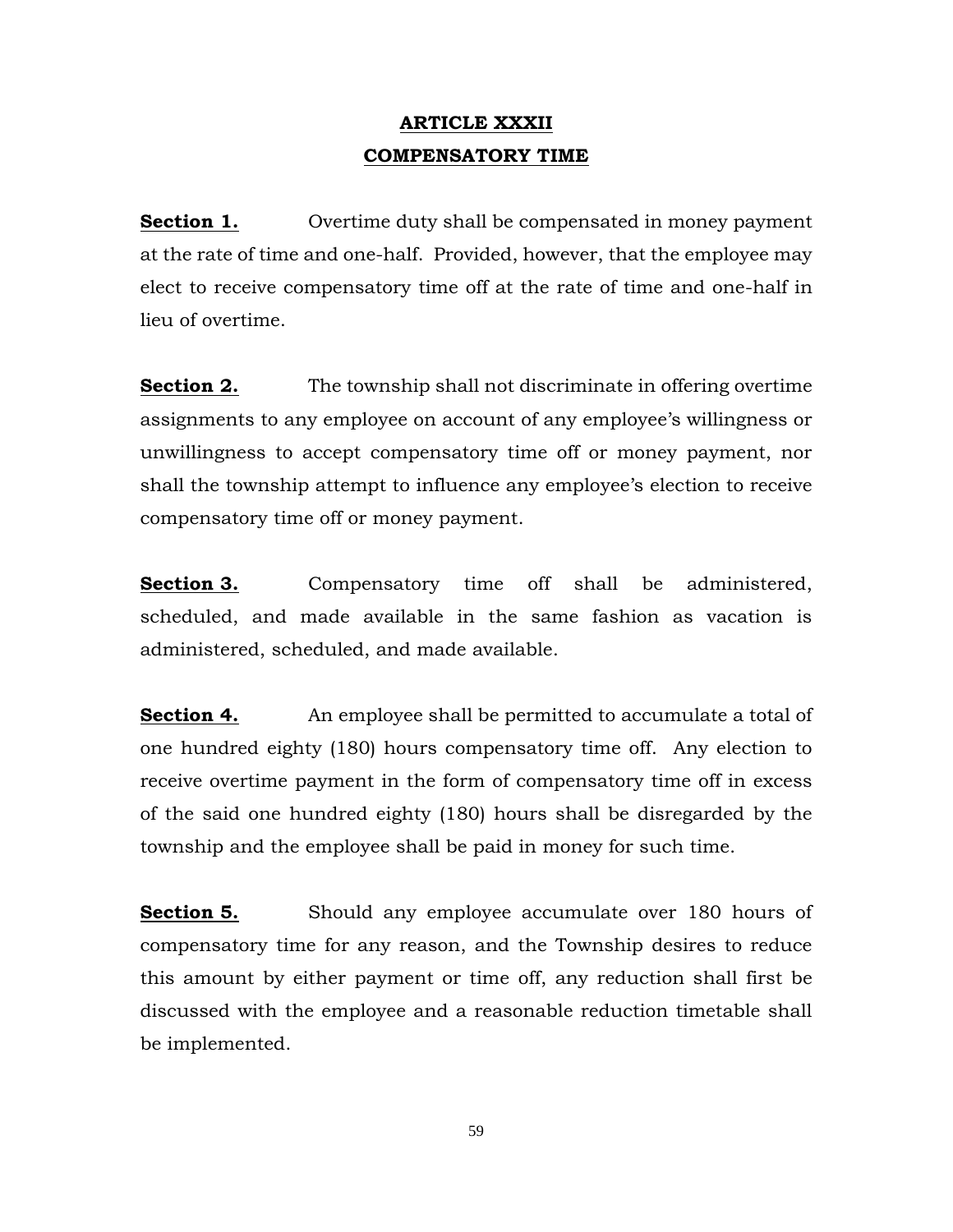# ARTICLE XXXII
# COMPENSATORY TIME

**Section 1.** Overtime duty shall be compensated in money payment at the rate of time and one-half. Provided, however, that the employee may elect to receive compensatory time off at the rate of time and one-half in lieu of overtime.

**Section 2.** The township shall not discriminate in offering overtime assignments to any employee on account of any employee's willingness or unwillingness to accept compensatory time off or money payment, nor shall the township attempt to influence any employee's election to receive compensatory time off or money payment.

**Section 3.** Compensatory time off shall be administered, scheduled, and made available in the same fashion as vacation is administered, scheduled, and made available.

**Section 4.** An employee shall be permitted to accumulate a total of one hundred eighty (180) hours compensatory time off. Any election to receive overtime payment in the form of compensatory time off in excess of the said one hundred eighty (180) hours shall be disregarded by the township and the employee shall be paid in money for such time.

**Section 5.** Should any employee accumulate over 180 hours of compensatory time for any reason, and the Township desires to reduce this amount by either payment or time off, any reduction shall first be discussed with the employee and a reasonable reduction timetable shall be implemented.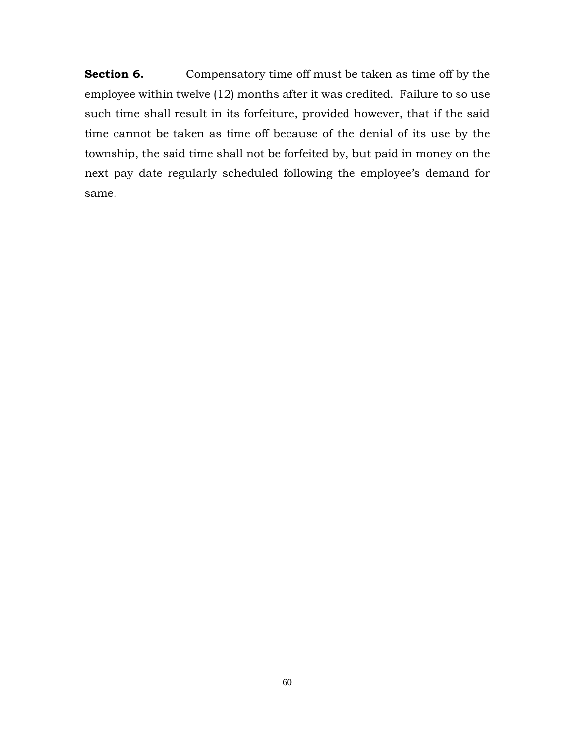<u>**Section 6.**</u> Compensatory time off must be taken as time off by the employee within twelve (12) months after it was credited. Failure to so use such time shall result in its forfeiture, provided however, that if the said time cannot be taken as time off because of the denial of its use by the township, the said time shall not be forfeited by, but paid in money on the next pay date regularly scheduled following the employee's demand for same.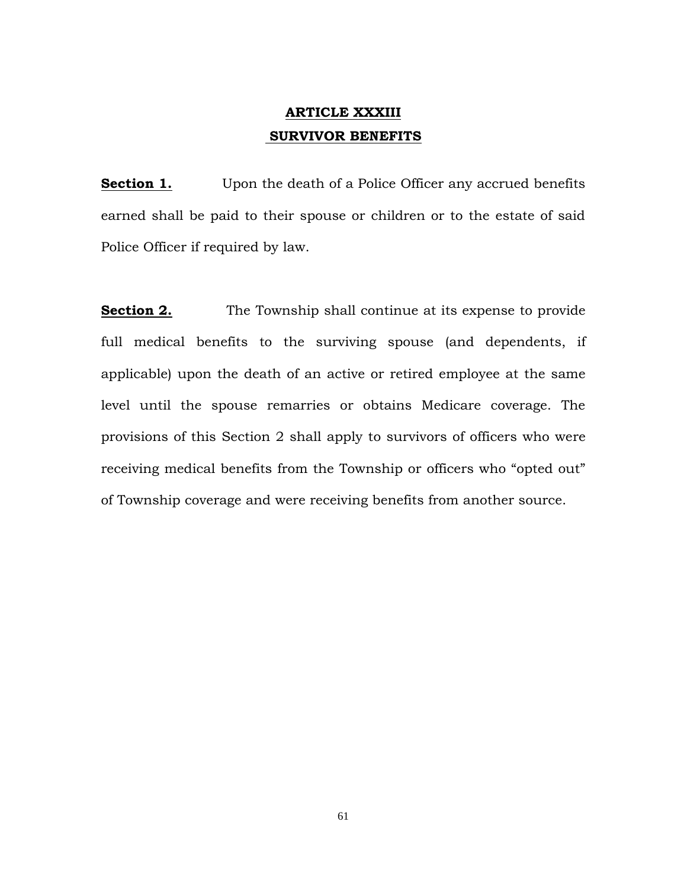# ARTICLE XXXIII
## SURVIVOR BENEFITS

**Section 1.** Upon the death of a Police Officer any accrued benefits earned shall be paid to their spouse or children or to the estate of said Police Officer if required by law.

**Section 2.** The Township shall continue at its expense to provide full medical benefits to the surviving spouse (and dependents, if applicable) upon the death of an active or retired employee at the same level until the spouse remarries or obtains Medicare coverage. The provisions of this Section 2 shall apply to survivors of officers who were receiving medical benefits from the Township or officers who "opted out" of Township coverage and were receiving benefits from another source.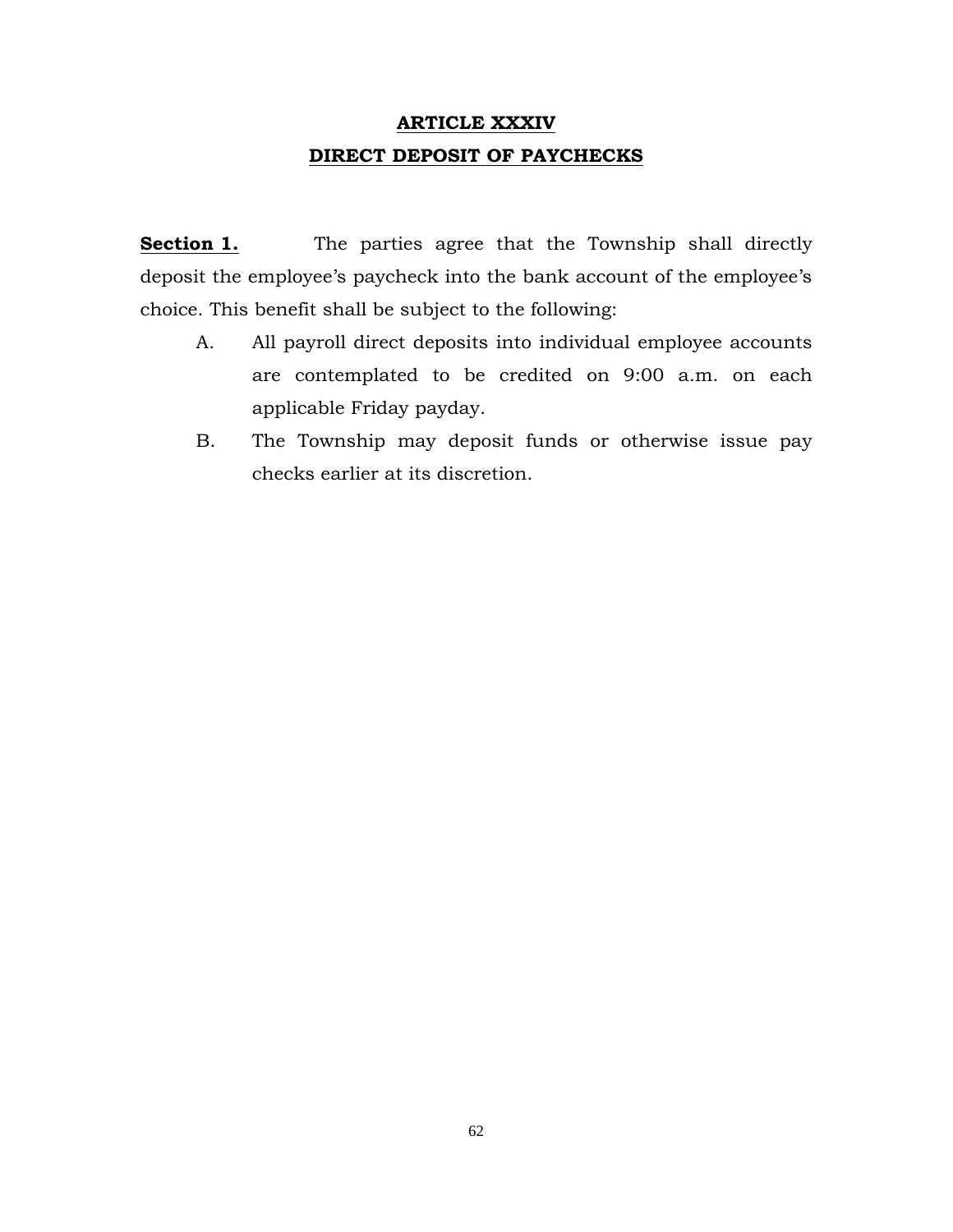# ARTICLE XXXIV
# DIRECT DEPOSIT OF PAYCHECKS

**Section 1.** The parties agree that the Township shall directly deposit the employee's paycheck into the bank account of the employee's choice. This benefit shall be subject to the following:

A. All payroll direct deposits into individual employee accounts are contemplated to be credited on 9:00 a.m. on each applicable Friday payday.

B. The Township may deposit funds or otherwise issue pay checks earlier at its discretion.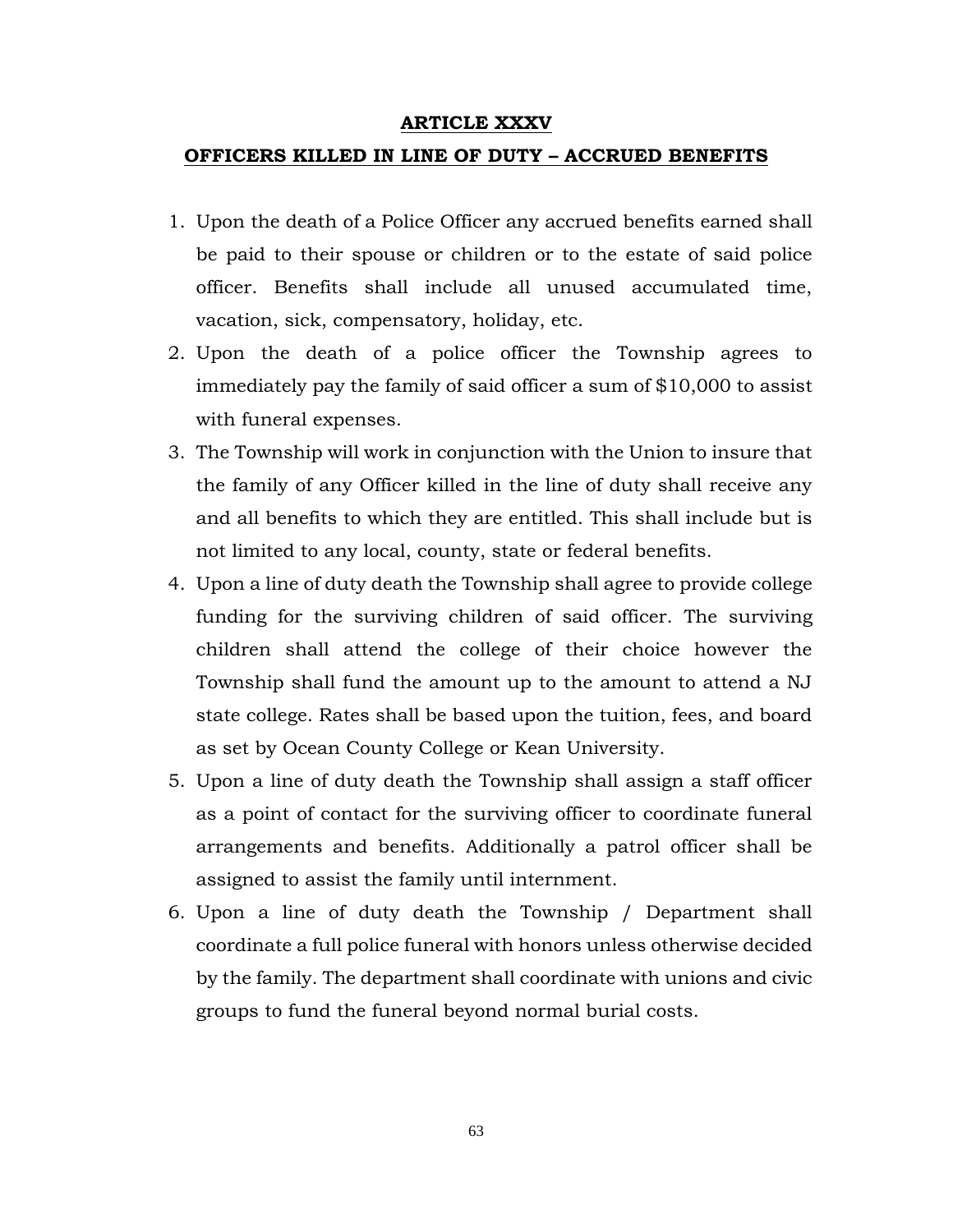## ARTICLE XXXV

## OFFICERS KILLED IN LINE OF DUTY – ACCRUED BENEFITS

1. Upon the death of a Police Officer any accrued benefits earned shall be paid to their spouse or children or to the estate of said police officer. Benefits shall include all unused accumulated time, vacation, sick, compensatory, holiday, etc.
2. Upon the death of a police officer the Township agrees to immediately pay the family of said officer a sum of $10,000 to assist with funeral expenses.
3. The Township will work in conjunction with the Union to insure that the family of any Officer killed in the line of duty shall receive any and all benefits to which they are entitled. This shall include but is not limited to any local, county, state or federal benefits.
4. Upon a line of duty death the Township shall agree to provide college funding for the surviving children of said officer. The surviving children shall attend the college of their choice however the Township shall fund the amount up to the amount to attend a NJ state college. Rates shall be based upon the tuition, fees, and board as set by Ocean County College or Kean University.
5. Upon a line of duty death the Township shall assign a staff officer as a point of contact for the surviving officer to coordinate funeral arrangements and benefits. Additionally a patrol officer shall be assigned to assist the family until internment.
6. Upon a line of duty death the Township / Department shall coordinate a full police funeral with honors unless otherwise decided by the family. The department shall coordinate with unions and civic groups to fund the funeral beyond normal burial costs.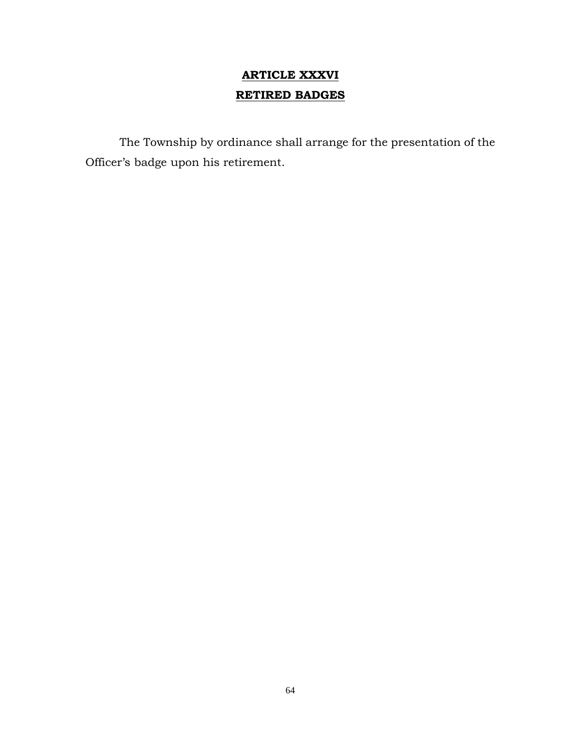# ARTICLE XXXVI

# RETIRED BADGES

The Township by ordinance shall arrange for the presentation of the Officer's badge upon his retirement.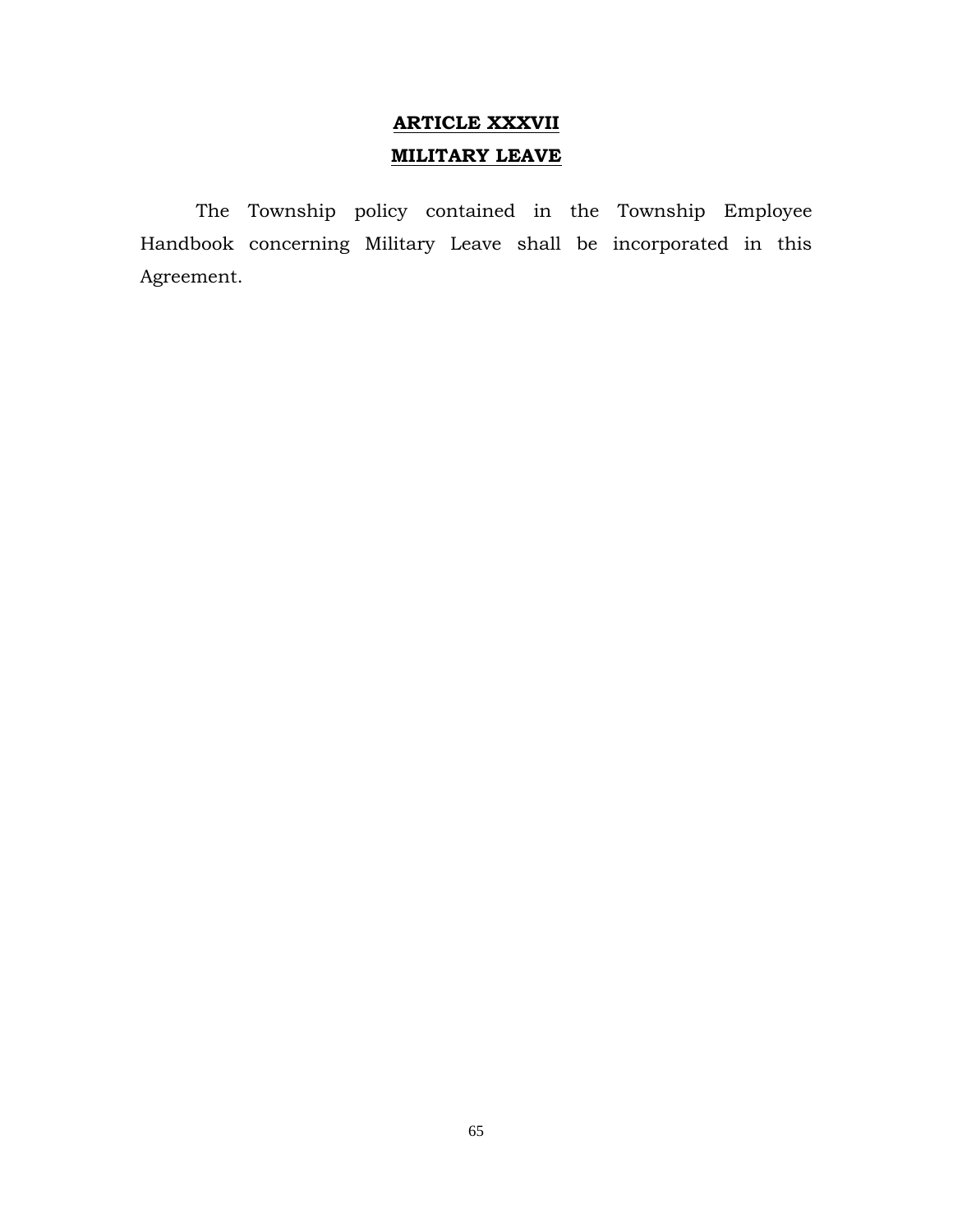# ARTICLE XXXVII

## MILITARY LEAVE

The Township policy contained in the Township Employee Handbook concerning Military Leave shall be incorporated in this Agreement.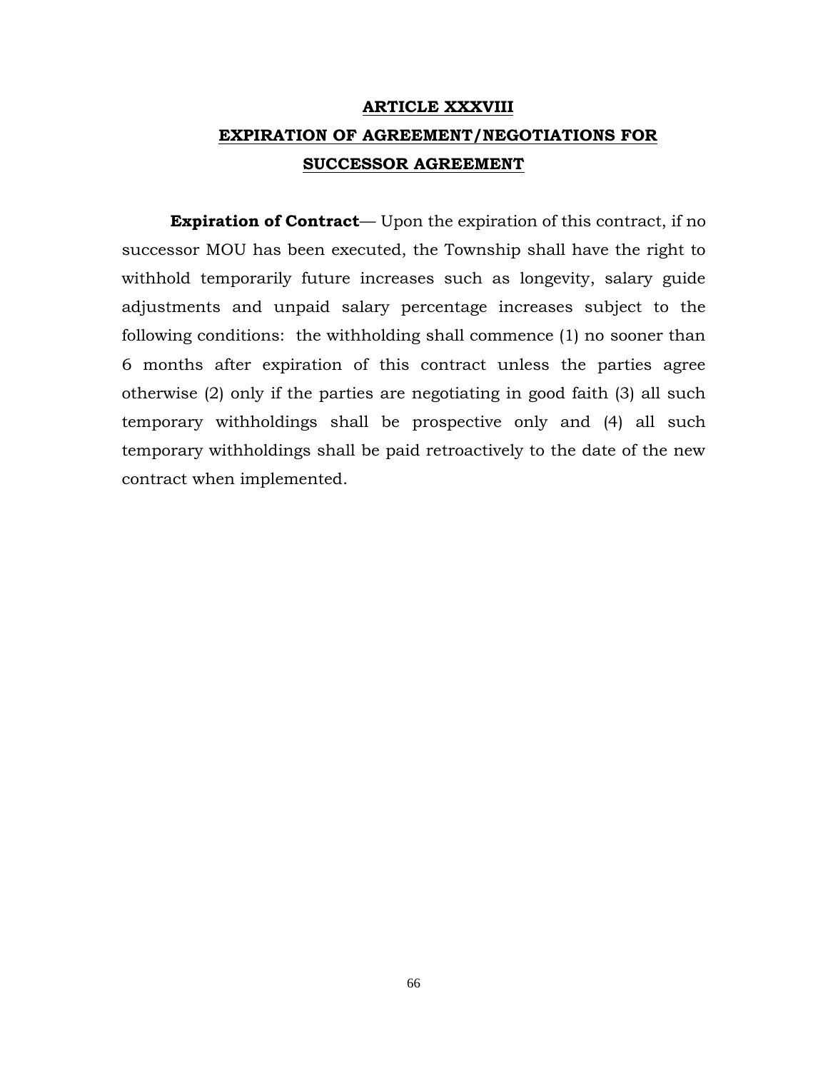## ARTICLE XXXVIII

## EXPIRATION OF AGREEMENT/NEGOTIATIONS FOR SUCCESSOR AGREEMENT

**Expiration of Contract**— Upon the expiration of this contract, if no successor MOU has been executed, the Township shall have the right to withhold temporarily future increases such as longevity, salary guide adjustments and unpaid salary percentage increases subject to the following conditions: the withholding shall commence (1) no sooner than 6 months after expiration of this contract unless the parties agree otherwise (2) only if the parties are negotiating in good faith (3) all such temporary withholdings shall be prospective only and (4) all such temporary withholdings shall be paid retroactively to the date of the new contract when implemented.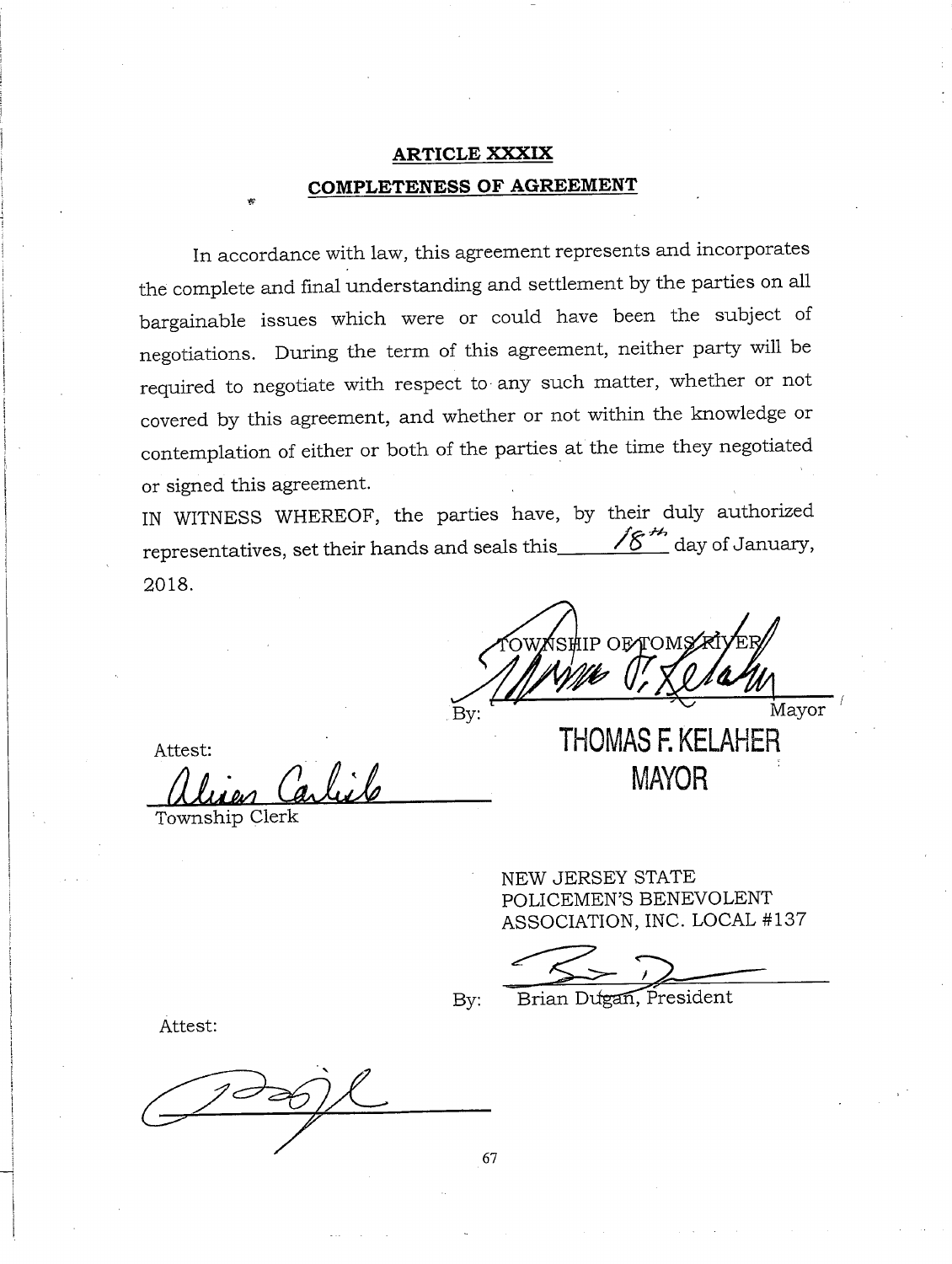## ARTICLE XXXIX

## COMPLETENESS OF AGREEMENT

In accordance with law, this agreement represents and incorporates the complete and final understanding and settlement by the parties on all bargainable issues which were or could have been the subject of negotiations. During the term of this agreement, neither party will be required to negotiate with respect to any such matter, whether or not covered by this agreement, and whether or not within the knowledge or contemplation of either or both of the parties at the time they negotiated or signed this agreement.

IN WITNESS WHEREOF, the parties have, by their duly authorized representatives, set their hands and seals this 18th day of January, 2018.

TOWNSHIP OF TOMS RIVER

By: ____________________ Mayor

**THOMAS F. KELAHER**
**MAYOR**

Attest:

____________________
Township Clerk

NEW JERSEY STATE POLICEMEN'S BENEVOLENT ASSOCIATION, INC. LOCAL #137

By: ____________________
Brian Dugan, President

Attest:

____________________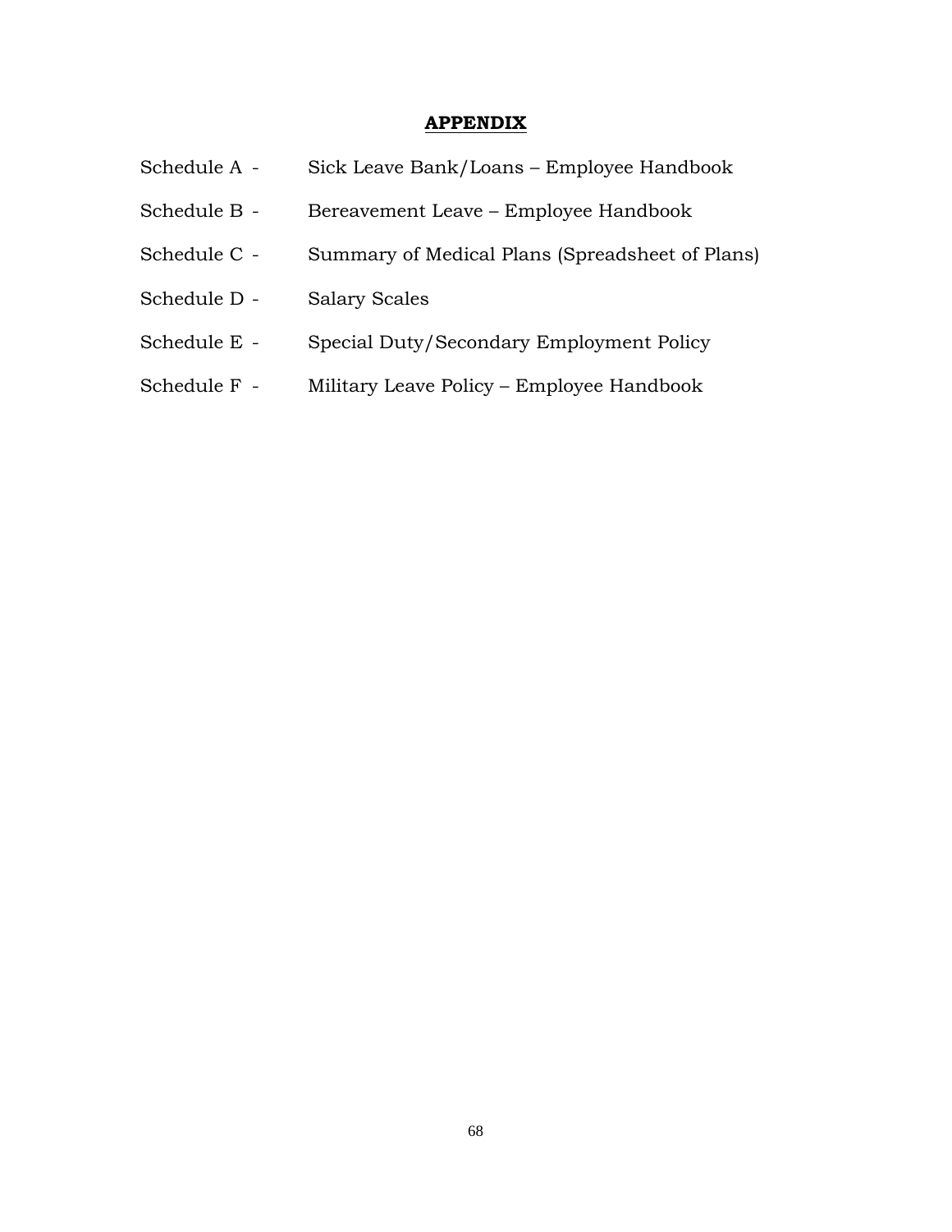# APPENDIX

Schedule A - Sick Leave Bank/Loans – Employee Handbook

Schedule B - Bereavement Leave – Employee Handbook

Schedule C - Summary of Medical Plans (Spreadsheet of Plans)

Schedule D - Salary Scales

Schedule E - Special Duty/Secondary Employment Policy

Schedule F - Military Leave Policy – Employee Handbook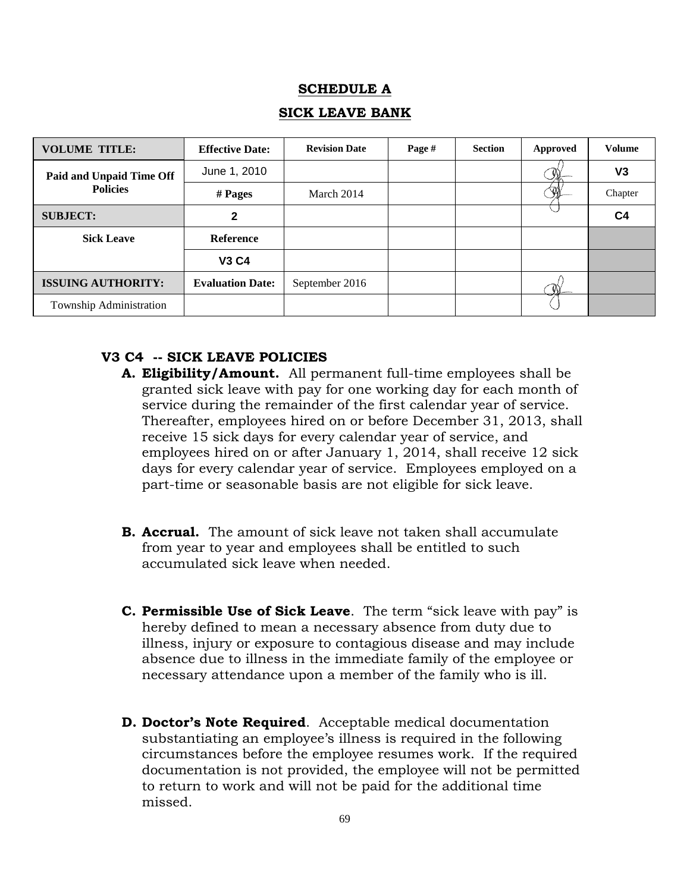## SCHEDULE A

## SICK LEAVE BANK

| VOLUME TITLE: | Effective Date: | Revision Date | Page # | Section | Approved | Volume |
|---|---|---|---|---|---|---|
| Paid and Unpaid Time Off Policies | June 1, 2010 | | | | | V3 |
| | # Pages | March 2014 | | | | Chapter |
| SUBJECT: | 2 | | | | | C4 |
| Sick Leave | Reference | | | | | |
| | V3 C4 | | | | | |
| ISSUING AUTHORITY: | Evaluation Date: | September 2016 | | | | |
| Township Administration | | | | | | |

### V3 C4 -- SICK LEAVE POLICIES

**A. Eligibility/Amount.** All permanent full-time employees shall be granted sick leave with pay for one working day for each month of service during the remainder of the first calendar year of service. Thereafter, employees hired on or before December 31, 2013, shall receive 15 sick days for every calendar year of service, and employees hired on or after January 1, 2014, shall receive 12 sick days for every calendar year of service. Employees employed on a part-time or seasonable basis are not eligible for sick leave.

**B. Accrual.** The amount of sick leave not taken shall accumulate from year to year and employees shall be entitled to such accumulated sick leave when needed.

**C. Permissible Use of Sick Leave**. The term "sick leave with pay" is hereby defined to mean a necessary absence from duty due to illness, injury or exposure to contagious disease and may include absence due to illness in the immediate family of the employee or necessary attendance upon a member of the family who is ill.

**D. Doctor's Note Required**. Acceptable medical documentation substantiating an employee's illness is required in the following circumstances before the employee resumes work. If the required documentation is not provided, the employee will not be permitted to return to work and will not be paid for the additional time missed.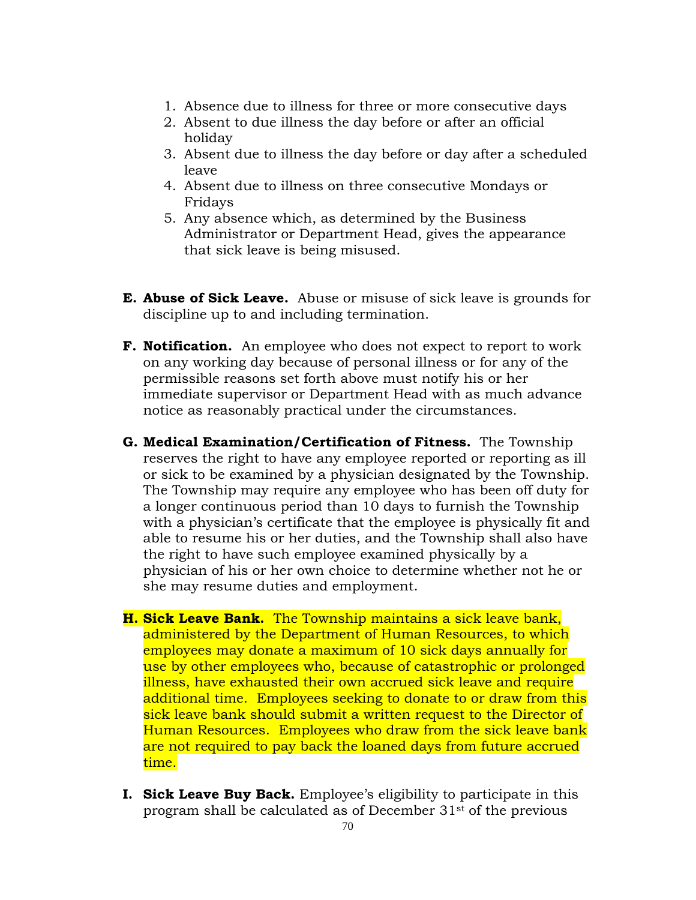1. Absence due to illness for three or more consecutive days
2. Absent to due illness the day before or after an official holiday
3. Absent due to illness the day before or day after a scheduled leave
4. Absent due to illness on three consecutive Mondays or Fridays
5. Any absence which, as determined by the Business Administrator or Department Head, gives the appearance that sick leave is being misused.

**E. Abuse of Sick Leave.** Abuse or misuse of sick leave is grounds for discipline up to and including termination.

**F. Notification.** An employee who does not expect to report to work on any working day because of personal illness or for any of the permissible reasons set forth above must notify his or her immediate supervisor or Department Head with as much advance notice as reasonably practical under the circumstances.

**G. Medical Examination/Certification of Fitness.** The Township reserves the right to have any employee reported or reporting as ill or sick to be examined by a physician designated by the Township. The Township may require any employee who has been off duty for a longer continuous period than 10 days to furnish the Township with a physician's certificate that the employee is physically fit and able to resume his or her duties, and the Township shall also have the right to have such employee examined physically by a physician of his or her own choice to determine whether not he or she may resume duties and employment.

**H. Sick Leave Bank.** The Township maintains a sick leave bank, administered by the Department of Human Resources, to which employees may donate a maximum of 10 sick days annually for use by other employees who, because of catastrophic or prolonged illness, have exhausted their own accrued sick leave and require additional time. Employees seeking to donate to or draw from this sick leave bank should submit a written request to the Director of Human Resources. Employees who draw from the sick leave bank are not required to pay back the loaned days from future accrued time.

**I. Sick Leave Buy Back.** Employee's eligibility to participate in this program shall be calculated as of December 31st of the previous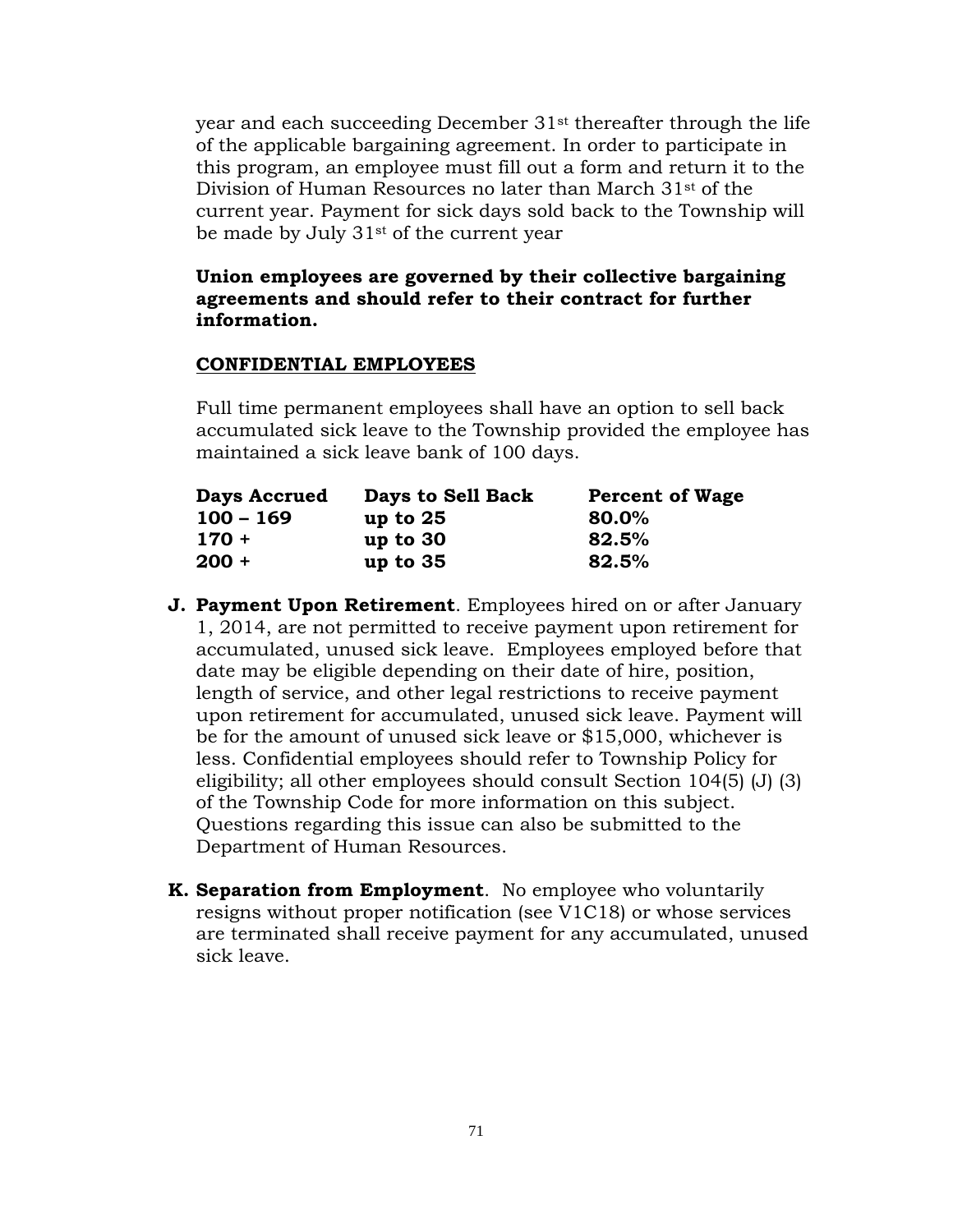year and each succeeding December 31st thereafter through the life of the applicable bargaining agreement. In order to participate in this program, an employee must fill out a form and return it to the Division of Human Resources no later than March 31st of the current year. Payment for sick days sold back to the Township will be made by July 31st of the current year

**Union employees are governed by their collective bargaining agreements and should refer to their contract for further information.**

**CONFIDENTIAL EMPLOYEES**

Full time permanent employees shall have an option to sell back accumulated sick leave to the Township provided the employee has maintained a sick leave bank of 100 days.

| Days Accrued | Days to Sell Back | Percent of Wage |
|---|---|---|
| **100 – 169** | **up to 25** | **80.0%** |
| **170 +** | **up to 30** | **82.5%** |
| **200 +** | **up to 35** | **82.5%** |

**J. Payment Upon Retirement**. Employees hired on or after January 1, 2014, are not permitted to receive payment upon retirement for accumulated, unused sick leave. Employees employed before that date may be eligible depending on their date of hire, position, length of service, and other legal restrictions to receive payment upon retirement for accumulated, unused sick leave. Payment will be for the amount of unused sick leave or $15,000, whichever is less. Confidential employees should refer to Township Policy for eligibility; all other employees should consult Section 104(5) (J) (3) of the Township Code for more information on this subject. Questions regarding this issue can also be submitted to the Department of Human Resources.

**K. Separation from Employment**. No employee who voluntarily resigns without proper notification (see V1C18) or whose services are terminated shall receive payment for any accumulated, unused sick leave.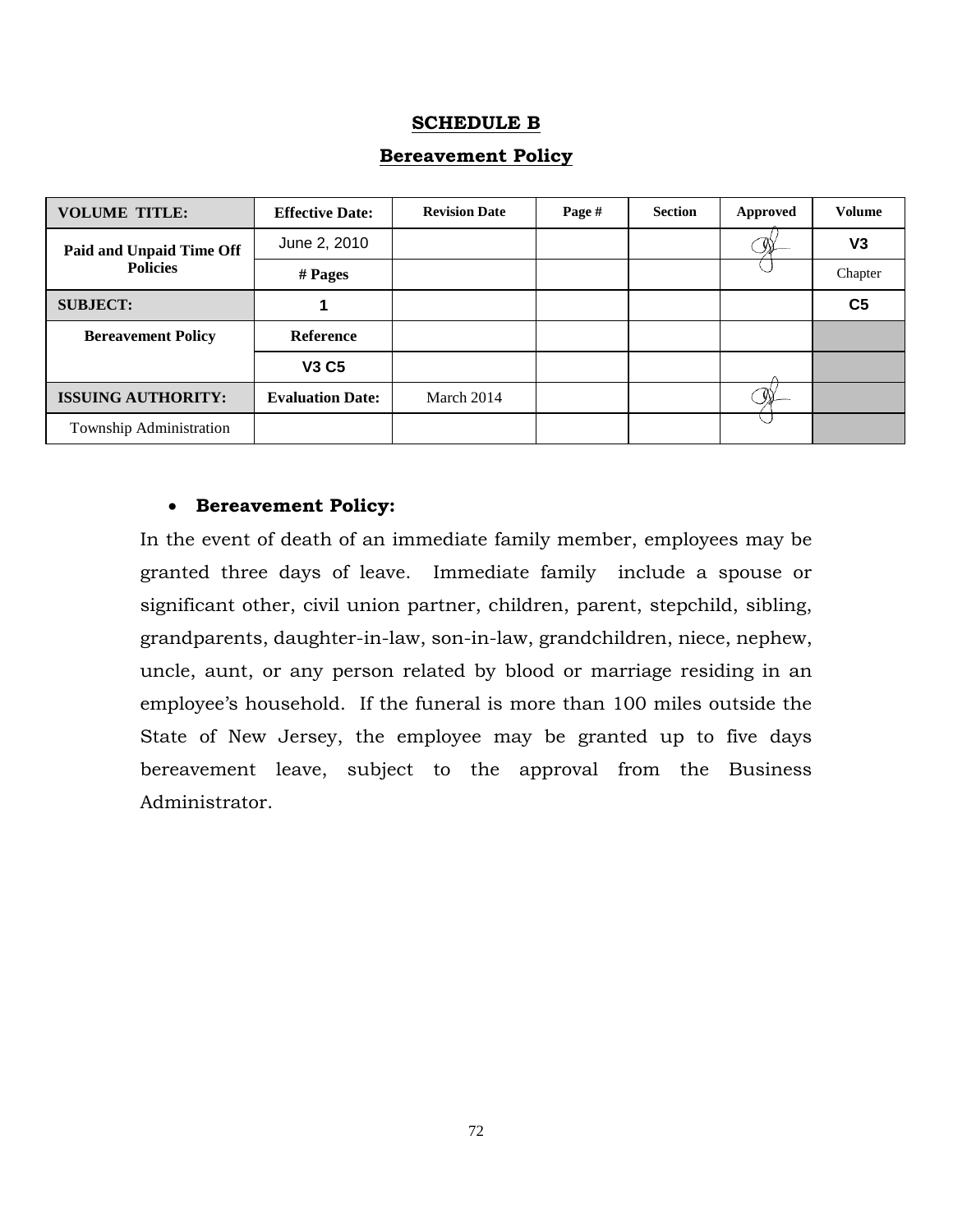# SCHEDULE B

## Bereavement Policy

| VOLUME TITLE: | Effective Date: | Revision Date | Page # | Section | Approved | Volume |
|---|---|---|---|---|---|---|
| Paid and Unpaid Time Off Policies | June 2, 2010 | | | | | V3 |
| | # Pages | | | | | Chapter |
| SUBJECT: | 1 | | | | | C5 |
| Bereavement Policy | Reference | | | | | |
| | V3 C5 | | | | | |
| ISSUING AUTHORITY: | Evaluation Date: | March 2014 | | | | |
| Township Administration | | | | | | |

- **Bereavement Policy:**

In the event of death of an immediate family member, employees may be granted three days of leave. Immediate family include a spouse or significant other, civil union partner, children, parent, stepchild, sibling, grandparents, daughter-in-law, son-in-law, grandchildren, niece, nephew, uncle, aunt, or any person related by blood or marriage residing in an employee's household. If the funeral is more than 100 miles outside the State of New Jersey, the employee may be granted up to five days bereavement leave, subject to the approval from the Business Administrator.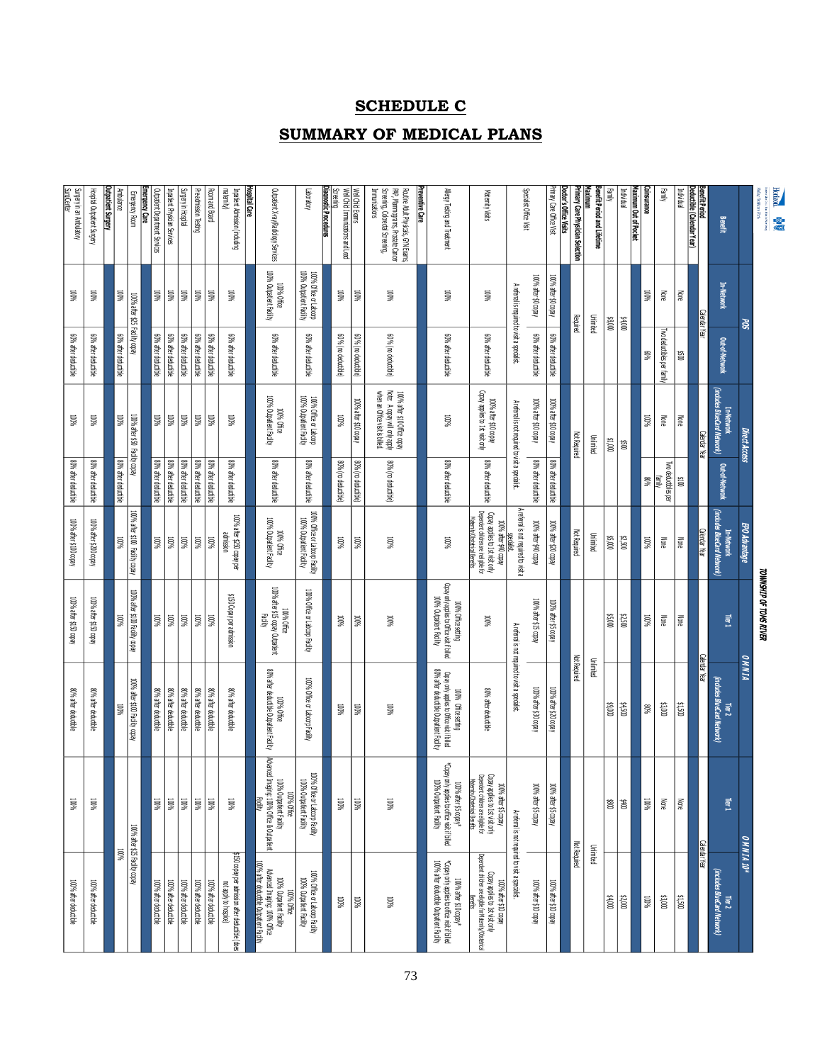# SCHEDULE C

# SUMMARY OF MEDICAL PLANS

**TOWNSHIP OF TOMS RIVER**

| Benefit | POS | | Direct Access | | EPO Advantage | OMNIA | | OMNIA 10* | |
|---|---|---|---|---|---|---|---|---|---|
| | In-Network | Out-of-Network | In-Network (includes BlueCard Network) | Out-of-Network | In-Network (includes BlueCard Network) | Tier 1 | Tier 2 (includes BlueCard Network) | Tier 1 | Tier 2 (includes BlueCard Network) |
| **Benefit Period** | Calendar Year | | Calendar Year | | Calendar Year | Calendar Year | | Calendar Year | |
| **Deductible (Calendar Year)** | | | | | | | | | |
| Individual | None | $500 | None | $100 | None | None | $1,500 | None | $1,500 |
| Family | None | Two deductibles per family | None | Two deductibles per family | None | None | $3,000 | None | $3,000 |
| **Coinsurance** | 100% | 60% | 100% | 80% | 100% | 100% | 80% | 100% | 100% |
| **Maximum Out of Pocket** | | | | | | | | | |
| Individual | $4,000 | | $500 | | $2,500 | $2,500 | $4,500 | $400 | $2,000 |
| Family | $8,000 | | $1,000 | | $5,000 | $5,000 | $9,000 | $800 | $4,000 |
| **Benefit Period and Lifetime Maximum** | Unlimited | | Unlimited | | Unlimited | Unlimited | | Unlimited | |
| **Primary Care Physician Selection** | Required | | Not Required | | Not Required | Not Required | | Not Required | |
| **Doctor's Office Visits** | | | | | | | | | |
| Primary Care Office Visit | 100% after $10 copay | 60% after deductible | 100% after $10 copay | 80% after deductible | 100% after $20 copay | 100% after $5 copay | 100% after $20 copay | 100% after $5 copay | 100% after $10 copay |
| Specialist Office Visit | 100% after $10 copay | 60% after deductible | 100% after $10 copay | 80% after deductible | 100% after $40 copay | 100% after $15 copay | 100% after $30 copay | 100% after $5 copay | 100% after $10 copay |
| | A referral is required to visit a specialist. | | A referral is not required to visit a specialist. | | A referral is not required to visit a specialist. | A referral is not required to visit a specialist. | | A referral is not required to visit a specialist. | |
| Maternity Visits | 100% | 60% after deductible | 100% after $10 copay Copay applies to 1st visit only | 80% after deductible | 100% after $40 copay Copay applies to 1st visit only Dependent children are ineligible for Maternity/Obstetrical Benefits | 100% | 80% after deductible | 100% after $5 copay Copay applies to 1st visit only Dependent children are eligible for Maternity/Obstetrical Benefits | 100% after $10 copay Copay applies to 1st visit only Dependent children are eligible for Maternity/Obstetrical Benefits |
| Allergy Testing and Treatment | 100% | 60% after deductible | 100% | 80% after deductible | 100% | 100% Office setting Copay only applies to office visit if billed 100% Outpatient Facility | 100% Office setting Copay only applies to office visit if billed 80% after deductible Outpatient Facility | 100% after $5 copay* *Copay only applies to office visit if billed 100% Outpatient Facility | 100% after $10 copay* *Copay only applies to office visit if billed 100% after deductible Outpatient Facility |
| **Preventive Care** | | | | | | | | | |
| Routine Adult Physicals, GYN Exams, PAP, Mammograms, Prostate Cancer Screening, Colorectal Screening, Immunizations | 100% | 60% (no deductible) | 100% after $10 Office copay Note: A copay will only apply when an Office visit is billed. | 80% (no deductible) | 100% | 100% | 100% | 100% | 100% |
| Well Child Exams | 100% | 60% (no deductible) | 100% after $10 copay | 80% (no deductible) | 100% | 100% | 100% | 100% | 100% |
| Well Child Immunizations and Lead Screening | 100% | 60% (no deductible) | 100% | 80% (no deductible) | 100% | 100% | 100% | 100% | 100% |
| **Diagnostic Procedures** | | | | | | | | | |
| Laboratory | 100% Office or Labcorp 100% Outpatient Facility | 60% after deductible | 100% Office or Labcorp 100% Outpatient Facility | 80% after deductible | 100% Office or Labcorp Facility 100% Outpatient Facility | 100% Office or Labcorp Facility | 100% Office or Labcorp Facility | 100% Office or Labcorp Facility 100% Outpatient Facility | 100% Office or Labcorp Facility 100% Outpatient Facility |
| Outpatient X-ray/Radiology Services | 100% Office 100% Outpatient Facility | 60% after deductible | 100% Office 100% Outpatient Facility | 80% after deductible | 100% Office 100% Outpatient Facility | 100% Office 100% after $15 copay Outpatient Facility | 100% Office 80% after deductible Outpatient Facility | 100% Office 100% Outpatient Facility Advanced Imaging: 100% Office & Outpatient Facility | 100% Office 100% Outpatient Facility Advanced Imaging: 100% Office 100% after deductible Outpatient Facility |
| **Hospital Care** | | | | | | | | | |
| Inpatient Admission (including maternity) | 100% | 60% after deductible | 100% | 80% after deductible | 100% after $250 copay per admission | $150 Copay per admission | 80% after deductible | 100% | $150 copay per admission after deductible (does not apply to hospice) |
| Room and Board | 100% | 60% after deductible | 100% | 80% after deductible | 100% | 100% | 80% after deductible | 100% | 100% after deductible |
| Preadmission Testing | 100% | 60% after deductible | 100% | 80% after deductible | 100% | 100% | 80% after deductible | 100% | 100% after deductible |
| Surgery in Hospital | 100% | 60% after deductible | 100% | 80% after deductible | 100% | 100% | 80% after deductible | 100% | 100% after deductible |
| Inpatient Physician Services | 100% | 60% after deductible | 100% | 80% after deductible | 100% | 100% | 80% after deductible | 100% | 100% after deductible |
| Outpatient Department Services | 100% | 60% after deductible | 100% | 80% after deductible | 100% | 100% | 80% after deductible | 100% | 100% after deductible |
| **Emergency Care** | | | | | | | | | |
| Emergency Room | 100% after $25 Facility copay | | 100% after $50 Facility copay | | 100% after $100 Facility copay | 100% after $100 Facility copay | 100% after $100 Facility copay | 100% after $25 Facility copay | |
| Ambulance | 100% | 60% after deductible | 100% | 80% after deductible | 100% | 100% | 100% | 100% | |
| **Outpatient Surgery** | | | | | | | | | |
| Hospital Outpatient Surgery | 100% | 60% after deductible | 100% | 80% after deductible | 100% after $200 copay | 100% after $150 copay | 80% after deductible | 100% | 100% after deductible |
| Surgery in an Ambulatory SurgiCenter | 100% | 60% after deductible | 100% | 80% after deductible | 100% after $100 copay | 100% after $50 copay | 80% after deductible | 100% | 100% after deductible |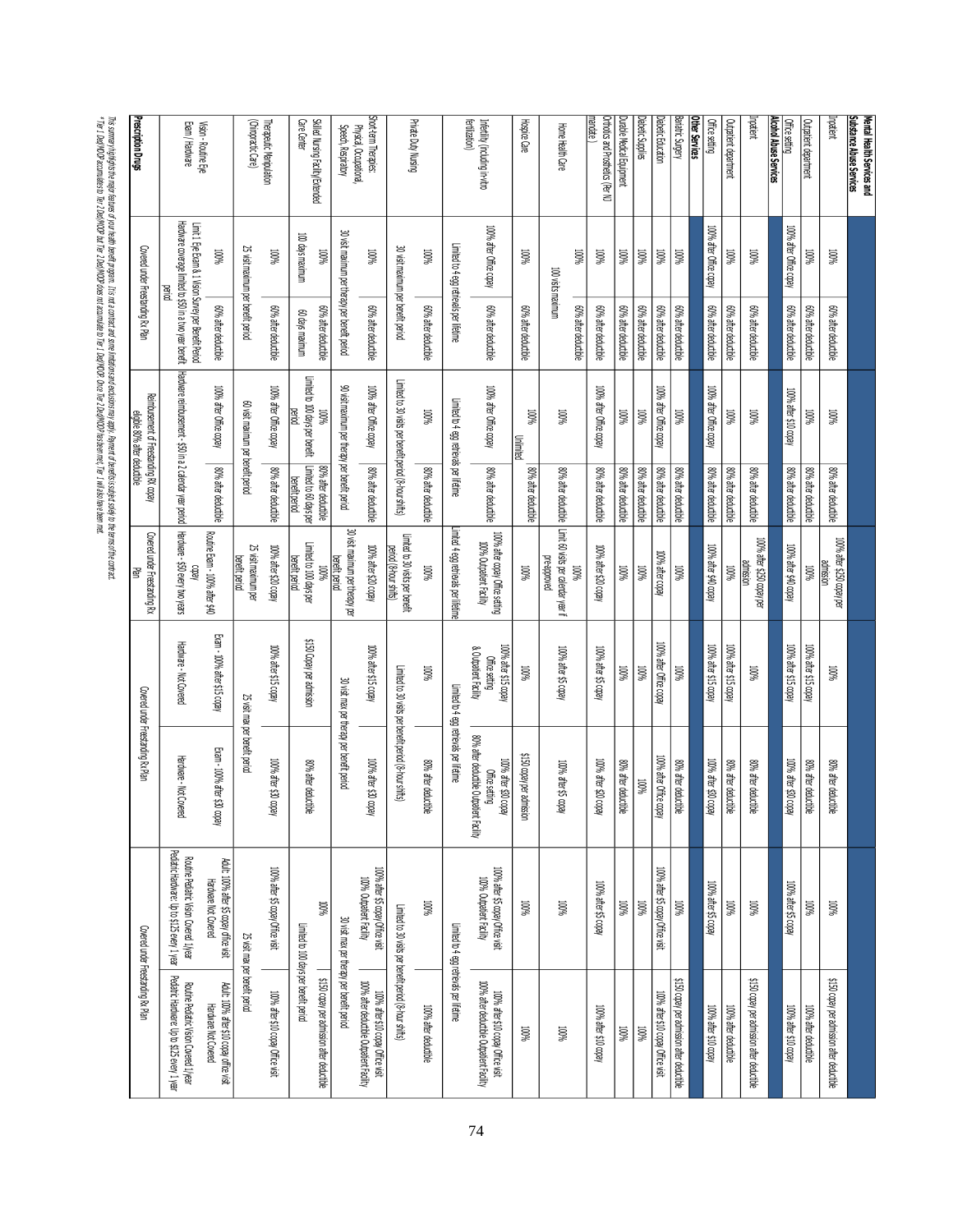| | | | | | | | | | |
|---|---|---|---|---|---|---|---|---|---|
| **Mental Health Services and Substance Abuse Services** | | | | | | | | | |
| Inpatient | 100% | 60% after deductible | 100% | 80% after deductible | 100% after $250 copay per admission | 100% | 80% after deductible | 100% | $150 copay per admission after deductible |
| Outpatient department | 100% | 60% after deductible | 100% | 80% after deductible | 100% | 100% after $15 copay | 80% after deductible | 100% | 100% after deductible |
| Office setting | 100% after Office copay | 60% after deductible | 100% after $10 copay | 80% after deductible | 100% after $40 copay | 100% after $15 copay | 100% after $30 copay | 100% after $5 copay | 100% after $10 copay |
| **Alcohol Abuse Services** | | | | | | | | | |
| Inpatient | 100% | 60% after deductible | 100% | 80% after deductible | 100% after $250 copay per admission | 100% | 80% after deductible | 100% | $150 copay per admission after deductible |
| Outpatient department | 100% | 60% after deductible | 100% | 80% after deductible | 100% | 100% after $15 copay | 80% after deductible | 100% | 100% after deductible |
| Office setting | 100% after Office copay | 60% after deductible | 100% after Office copay | 80% after deductible | 100% after $40 copay | 100% after $15 copay | 100% after $30 copay | 100% after $5 copay | 100% after $10 copay |
| **Other Services** | | | | | | | | | |
| Bariatric Surgery | 100% | 60% after deductible | 100% | 80% after deductible | 100% | 100% | 80% after deductible | 100% | $150 copay per admission after deductible |
| Diabetic Education | 100% | 60% after deductible | 100% after Office copay | 80% after deductible | 100% after copay | 100% after Office copay | 100% after Office copay | 100% after $5 copay Office visit | 100% after $10 copay Office visit |
| Diabetic Supplies | 100% | 60% after deductible | 100% | 80% after deductible | 100% | 100% | 100% | 100% | 100% |
| Durable Medical Equipment | 100% | 60% after deductible | 100% | 80% after deductible | 100% | 100% | 80% after deductible | 100% | 100% |
| Orthotics and Prosthetics (Per NJ mandate) | 100% | 60% after deductible | 100% after Office copay | 80% after deductible | 100% after $20 copay | 100% after $5 copay | 100% after $20 copay | 100% after $5 copay | 100% after $10 copay |
| Home Health Care | 100% | 60% after deductible | 100% | 80% after deductible | 100% Limit 60 visits per calendar year if preapproved | 100% after $5 copay | 100% after $5 copay | 100% | 100% |
| | 100 visits maximum | | | | | | | | |
| Hospice Care | 100% | 60% after deductible | 100% Unlimited | 80% after deductible | 100% | 100% | $150 copay per admission | 100% | 100% |
| Infertility (including in-vitro fertilization) | 100% after Office copay | 60% after deductible | 100% after Office copay | 80% after deductible | 100% after copay Office setting 100% Outpatient Facility | 100% after $15 copay Office setting & Outpatient Facility | 100% after $30 copay Office setting 80% after deductible Outpatient Facility | 100% after $5 copay Office visit 100% Outpatient Facility | 100% after $10 copay Office visit 100% after deductible Outpatient Facility |
| | Limited to 4 egg retrievals per lifetime | | Limited to 4 egg retrievals per lifetime | | Limited 4 egg retrievals per lifetime | Limited to 4 egg retrievals per lifetime | | Limited to 4 egg retrievals per lifetime | |
| Private Duty Nursing | 100% | 60% after deductible | 100% | 80% after deductible | 100% Limited to 30 visits per benefit period (8-hour shifts) | 100% | 80% after deductible | 100% | 100% after deductible |
| | 30 visit maximum per benefit period (8-hour shifts) | | Limited to 30 visits per benefit period (8-hour shifts) | | | Limited to 30 visits per benefit period (8-hour shifts) | | Limited to 30 visits per benefit period (8-hour shifts) | |
| Short-term Therapies: Physical, Occupational, Speech, Respiratory | 100% | 60% after deductible | 100% after Office copay | 80% after deductible | 100% after $20 copay 30 visit maximum per therapy per benefit period | 100% after $15 copay | 100% after $30 copay | 100% after $5 copay Office visit 100% Outpatient Facility | 100% after $10 copay Office visit 100% after deductible Outpatient Facility |
| | 30 visit maximum per therapy per benefit period | | 90 visit maximum per therapy per benefit period | | | 30 visit max per therapy per benefit period | | 30 visit max per therapy per benefit period | |
| Skilled Nursing Facility/Extended Care Center | 100% 120 days maximum | 60% after deductible 60 days maximum | 100% Limited to 120 days per benefit period | 80% after deductible Limited to 60 days per benefit period | 100% Limited to 100 days per benefit period | $150 Copay per admission | 80% after deductible | 100% | $150 copay per admission after deductible |
| | | | | | | | | Limited to 100 days per benefit period | |
| Therapeutic Manipulation (Chiropractic Care) | 100% | 60% after deductible | 100% after Office copay | 80% after deductible | 100% after $20 copay 25 visit maximum per benefit period | 100% after $15 copay | 100% after $30 copay | 100% after $5 copay Office visit | 100% after $10 copay Office visit |
| | 25 visit maximum per benefit period | | 60 visit maximum per benefit period | | | 25 visit max per benefit period | | 25 visit max per benefit period | |
| Vision - Routine Eye Exam / Hardware | 100% | 60% after deductible | 100% after Office copay | 80% after deductible | Routine Exam - 100% after $40 copay | Exam - 100% after $15 copay | Exam - 100% after $30 copay | Adult: 100% after $5 copay office visit Hardware Not Covered | Adult: 100% after $10 copay office visit Hardware Not Covered |
| | Limit 1 Eye Exam & 1 Vision Survey per Benefit Period Hardware coverage limited to $50 in a two year benefit period | | Hardware reimbursement - $50 in a 2 calendar year period | | Hardware - $50 every two years | Hardware - Not Covered | Hardware - Not Covered | Routine Pediatric Vision Covered 1/year Pediatric Hardware: Up to $125 every 1 year | Routine Pediatric Vision Covered 1/year Pediatric Hardware: Up to $125 every 1 year |
| **Prescription Drugs** | Covered under Freestanding Rx Plan | | Reimbursement of Freestanding Rx copay eligible 80% after deductible | | Covered under Freestanding Rx Plan | Covered under Freestanding Rx Plan | | Covered under Freestanding Rx Plan | |

*This summary highlights the major features of your health benefit program. It is not a contract and some limitations and exclusions may apply. Payment of benefits is subject solely to the terms of the contract.*

*\* Tier 1 Ded/MOOP accumulates to Tier 2 Ded/MOOP but Tier 2 Ded/MOOP does not accumulate to Tier 1 Ded/MOOP. Once Tier 2 Ded/MOOP has been met, Tier 1 will also have been met.*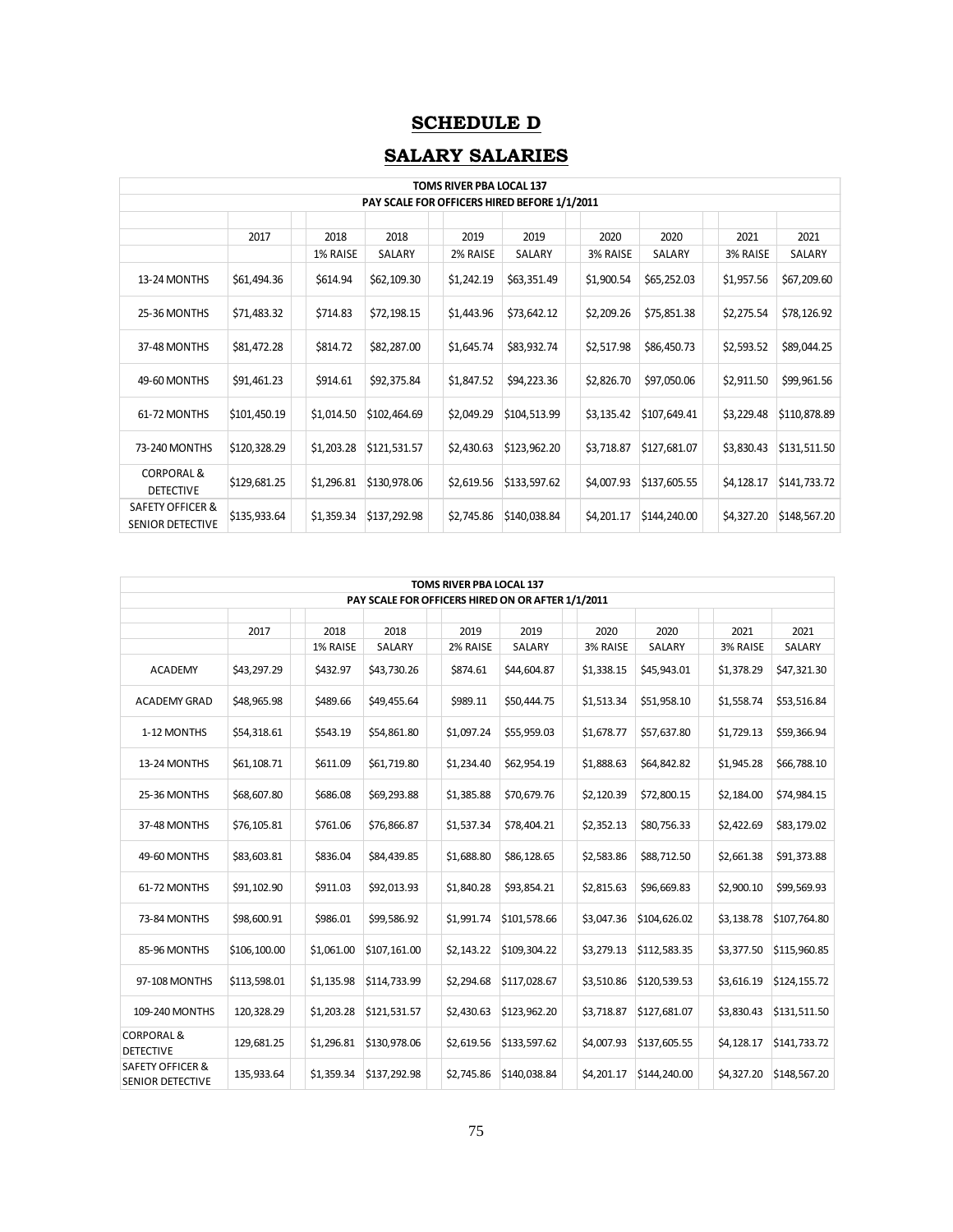# SCHEDULE D

# SALARY SALARIES

| TOMS RIVER PBA LOCAL 137 | | | | | | | | | |
|---|---|---|---|---|---|---|---|---|---|
| PAY SCALE FOR OFFICERS HIRED BEFORE 1/1/2011 | | | | | | | | | |
| | 2017 | 2018 | 2018 | 2019 | 2019 | 2020 | 2020 | 2021 | 2021 |
| | | 1% RAISE | SALARY | 2% RAISE | SALARY | 3% RAISE | SALARY | 3% RAISE | SALARY |
| 13-24 MONTHS | $61,494.36 | $614.94 | $62,109.30 | $1,242.19 | $63,351.49 | $1,900.54 | $65,252.03 | $1,957.56 | $67,209.60 |
| 25-36 MONTHS | $71,483.32 | $714.83 | $72,198.15 | $1,443.96 | $73,642.12 | $2,209.26 | $75,851.38 | $2,275.54 | $78,126.92 |
| 37-48 MONTHS | $81,472.28 | $814.72 | $82,287.00 | $1,645.74 | $83,932.74 | $2,517.98 | $86,450.73 | $2,593.52 | $89,044.25 |
| 49-60 MONTHS | $91,461.23 | $914.61 | $92,375.84 | $1,847.52 | $94,223.36 | $2,826.70 | $97,050.06 | $2,911.50 | $99,961.56 |
| 61-72 MONTHS | $101,450.19 | $1,014.50 | $102,464.69 | $2,049.29 | $104,513.99 | $3,135.42 | $107,649.41 | $3,229.48 | $110,878.89 |
| 73-240 MONTHS | $120,328.29 | $1,203.28 | $121,531.57 | $2,430.63 | $123,962.20 | $3,718.87 | $127,681.07 | $3,830.43 | $131,511.50 |
| CORPORAL & DETECTIVE | $129,681.25 | $1,296.81 | $130,978.06 | $2,619.56 | $133,597.62 | $4,007.93 | $137,605.55 | $4,128.17 | $141,733.72 |
| SAFETY OFFICER & SENIOR DETECTIVE | $135,933.64 | $1,359.34 | $137,292.98 | $2,745.86 | $140,038.84 | $4,201.17 | $144,240.00 | $4,327.20 | $148,567.20 |

| TOMS RIVER PBA LOCAL 137 | | | | | | | | | |
|---|---|---|---|---|---|---|---|---|---|
| PAY SCALE FOR OFFICERS HIRED ON OR AFTER 1/1/2011 | | | | | | | | | |
| | 2017 | 2018 | 2018 | 2019 | 2019 | 2020 | 2020 | 2021 | 2021 |
| | | 1% RAISE | SALARY | 2% RAISE | SALARY | 3% RAISE | SALARY | 3% RAISE | SALARY |
| ACADEMY | $43,297.29 | $432.97 | $43,730.26 | $874.61 | $44,604.87 | $1,338.15 | $45,943.01 | $1,378.29 | $47,321.30 |
| ACADEMY GRAD | $48,965.98 | $489.66 | $49,455.64 | $989.11 | $50,444.75 | $1,513.34 | $51,958.10 | $1,558.74 | $53,516.84 |
| 1-12 MONTHS | $54,318.61 | $543.19 | $54,861.80 | $1,097.24 | $55,959.03 | $1,678.77 | $57,637.80 | $1,729.13 | $59,366.94 |
| 13-24 MONTHS | $61,108.71 | $611.09 | $61,719.80 | $1,234.40 | $62,954.19 | $1,888.63 | $64,842.82 | $1,945.28 | $66,788.10 |
| 25-36 MONTHS | $68,607.80 | $686.08 | $69,293.88 | $1,385.88 | $70,679.76 | $2,120.39 | $72,800.15 | $2,184.00 | $74,984.15 |
| 37-48 MONTHS | $76,105.81 | $761.06 | $76,866.87 | $1,537.34 | $78,404.21 | $2,352.13 | $80,756.33 | $2,422.69 | $83,179.02 |
| 49-60 MONTHS | $83,603.81 | $836.04 | $84,439.85 | $1,688.80 | $86,128.65 | $2,583.86 | $88,712.50 | $2,661.38 | $91,373.88 |
| 61-72 MONTHS | $91,102.90 | $911.03 | $92,013.93 | $1,840.28 | $93,854.21 | $2,815.63 | $96,669.83 | $2,900.10 | $99,569.93 |
| 73-84 MONTHS | $98,600.91 | $986.01 | $99,586.92 | $1,991.74 | $101,578.66 | $3,047.36 | $104,626.02 | $3,138.78 | $107,764.80 |
| 85-96 MONTHS | $106,100.00 | $1,061.00 | $107,161.00 | $2,143.22 | $109,304.22 | $3,279.13 | $112,583.35 | $3,377.50 | $115,960.85 |
| 97-108 MONTHS | $113,598.01 | $1,135.98 | $114,733.99 | $2,294.68 | $117,028.67 | $3,510.86 | $120,539.53 | $3,616.19 | $124,155.72 |
| 109-240 MONTHS | 120,328.29 | $1,203.28 | $121,531.57 | $2,430.63 | $123,962.20 | $3,718.87 | $127,681.07 | $3,830.43 | $131,511.50 |
| CORPORAL & DETECTIVE | 129,681.25 | $1,296.81 | $130,978.06 | $2,619.56 | $133,597.62 | $4,007.93 | $137,605.55 | $4,128.17 | $141,733.72 |
| SAFETY OFFICER & SENIOR DETECTIVE | 135,933.64 | $1,359.34 | $137,292.98 | $2,745.86 | $140,038.84 | $4,201.17 | $144,240.00 | $4,327.20 | $148,567.20 |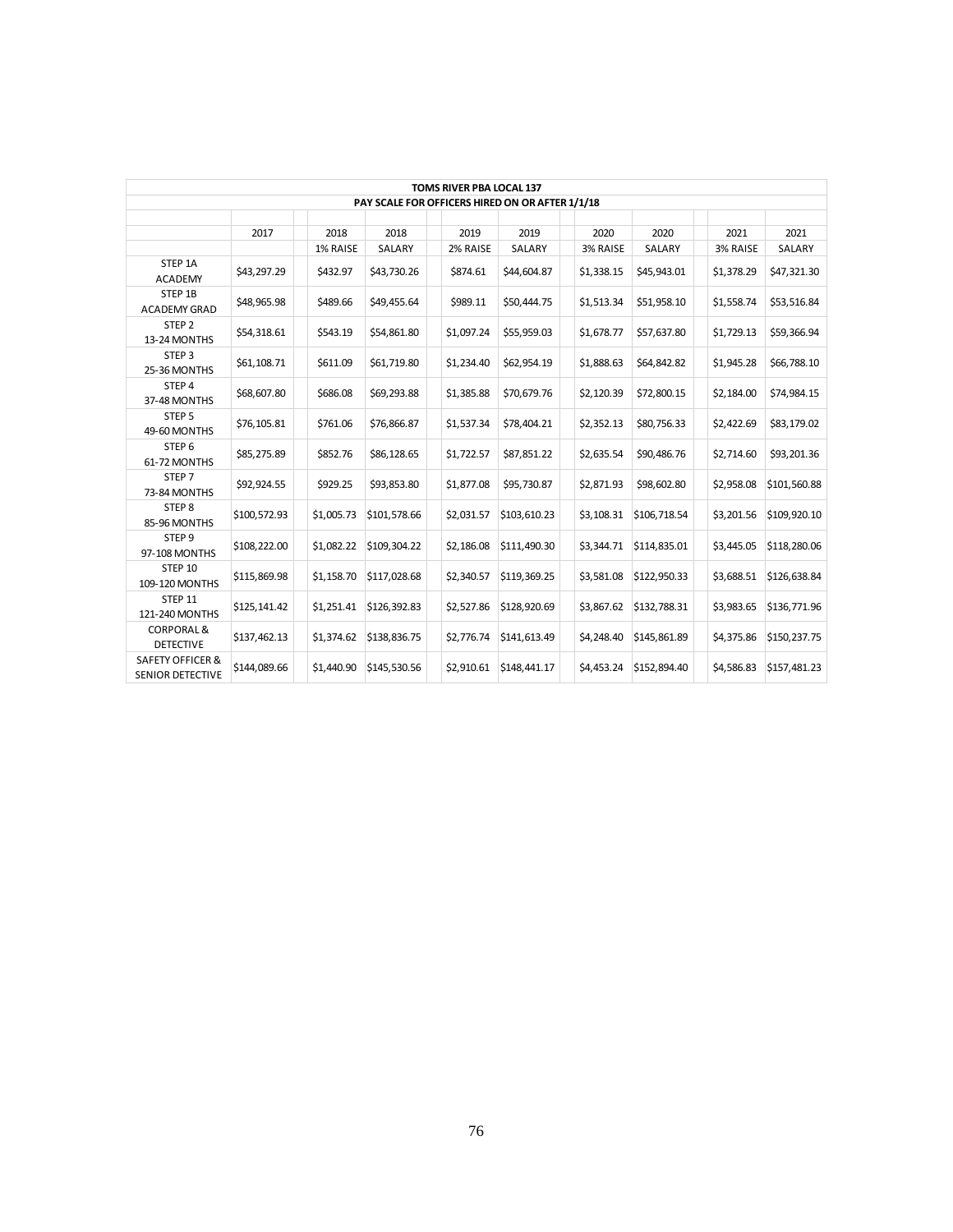| TOMS RIVER PBA LOCAL 137 | | | | | | | | | | |
|---|---|---|---|---|---|---|---|---|---|---|
| PAY SCALE FOR OFFICERS HIRED ON OR AFTER 1/1/18 | | | | | | | | | | |
| | 2017 | 2018 | 2018 | 2019 | 2019 | 2020 | 2020 | 2021 | 2021 |
| | | 1% RAISE | SALARY | 2% RAISE | SALARY | 3% RAISE | SALARY | 3% RAISE | SALARY |
| STEP 1A ACADEMY | $43,297.29 | $432.97 | $43,730.26 | $874.61 | $44,604.87 | $1,338.15 | $45,943.01 | $1,378.29 | $47,321.30 |
| STEP 1B ACADEMY GRAD | $48,965.98 | $489.66 | $49,455.64 | $989.11 | $50,444.75 | $1,513.34 | $51,958.10 | $1,558.74 | $53,516.84 |
| STEP 2 13-24 MONTHS | $54,318.61 | $543.19 | $54,861.80 | $1,097.24 | $55,959.03 | $1,678.77 | $57,637.80 | $1,729.13 | $59,366.94 |
| STEP 3 25-36 MONTHS | $61,108.71 | $611.09 | $61,719.80 | $1,234.40 | $62,954.19 | $1,888.63 | $64,842.82 | $1,945.28 | $66,788.10 |
| STEP 4 37-48 MONTHS | $68,607.80 | $686.08 | $69,293.88 | $1,385.88 | $70,679.76 | $2,120.39 | $72,800.15 | $2,184.00 | $74,984.15 |
| STEP 5 49-60 MONTHS | $76,105.81 | $761.06 | $76,866.87 | $1,537.34 | $78,404.21 | $2,352.13 | $80,756.33 | $2,422.69 | $83,179.02 |
| STEP 6 61-72 MONTHS | $85,275.89 | $852.76 | $86,128.65 | $1,722.57 | $87,851.22 | $2,635.54 | $90,486.76 | $2,714.60 | $93,201.36 |
| STEP 7 73-84 MONTHS | $92,924.55 | $929.25 | $93,853.80 | $1,877.08 | $95,730.87 | $2,871.93 | $98,602.80 | $2,958.08 | $101,560.88 |
| STEP 8 85-96 MONTHS | $100,572.93 | $1,005.73 | $101,578.66 | $2,031.57 | $103,610.23 | $3,108.31 | $106,718.54 | $3,201.56 | $109,920.10 |
| STEP 9 97-108 MONTHS | $108,222.00 | $1,082.22 | $109,304.22 | $2,186.08 | $111,490.30 | $3,344.71 | $114,835.01 | $3,445.05 | $118,280.06 |
| STEP 10 109-120 MONTHS | $115,869.98 | $1,158.70 | $117,028.68 | $2,340.57 | $119,369.25 | $3,581.08 | $122,950.33 | $3,688.51 | $126,638.84 |
| STEP 11 121-240 MONTHS | $125,141.42 | $1,251.41 | $126,392.83 | $2,527.86 | $128,920.69 | $3,867.62 | $132,788.31 | $3,983.65 | $136,771.96 |
| CORPORAL & DETECTIVE | $137,462.13 | $1,374.62 | $138,836.75 | $2,776.74 | $141,613.49 | $4,248.40 | $145,861.89 | $4,375.86 | $150,237.75 |
| SAFETY OFFICER & SENIOR DETECTIVE | $144,089.66 | $1,440.90 | $145,530.56 | $2,910.61 | $148,441.17 | $4,453.24 | $152,894.40 | $4,586.83 | $157,481.23 |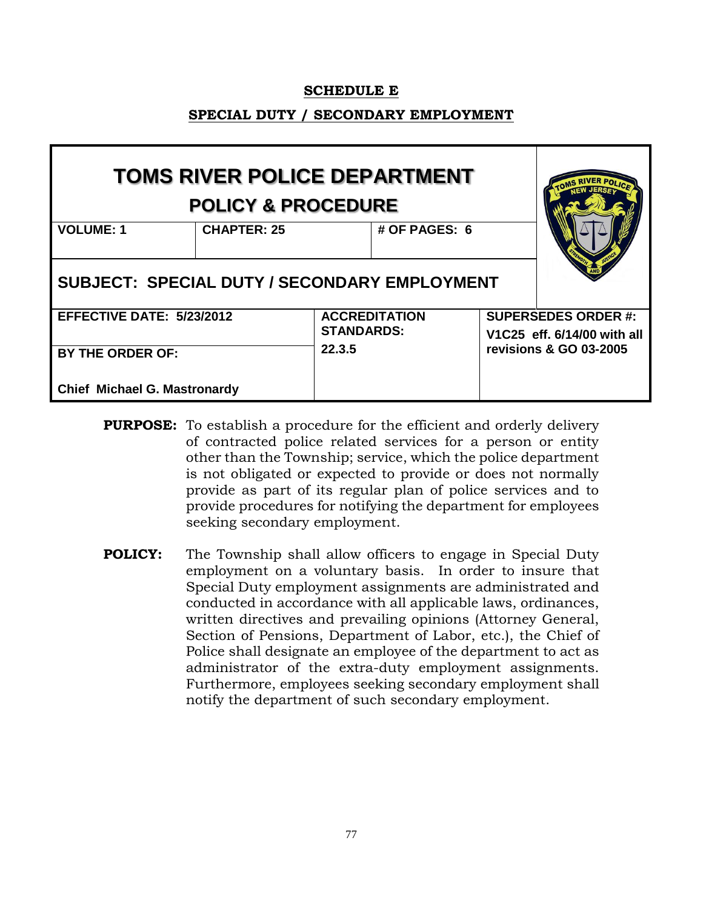**SCHEDULE E**

**SPECIAL DUTY / SECONDARY EMPLOYMENT**

| **TOMS RIVER POLICE DEPARTMENT** **POLICY & PROCEDURE** | | | |
|---|---|---|---|
| **VOLUME: 1** | **CHAPTER: 25** | **# OF PAGES: 6** | |
| **SUBJECT: SPECIAL DUTY / SECONDARY EMPLOYMENT** | | | |
| **EFFECTIVE DATE: 5/23/2012** | **ACCREDITATION STANDARDS:** 22.3.5 | | **SUPERSEDES ORDER #:** V1C25 eff. 6/14/00 with all revisions & GO 03-2005 |
| **BY THE ORDER OF:** Chief Michael G. Mastronardy | | | |

**PURPOSE:** To establish a procedure for the efficient and orderly delivery of contracted police related services for a person or entity other than the Township; service, which the police department is not obligated or expected to provide or does not normally provide as part of its regular plan of police services and to provide procedures for notifying the department for employees seeking secondary employment.

**POLICY:** The Township shall allow officers to engage in Special Duty employment on a voluntary basis. In order to insure that Special Duty employment assignments are administrated and conducted in accordance with all applicable laws, ordinances, written directives and prevailing opinions (Attorney General, Section of Pensions, Department of Labor, etc.), the Chief of Police shall designate an employee of the department to act as administrator of the extra-duty employment assignments. Furthermore, employees seeking secondary employment shall notify the department of such secondary employment.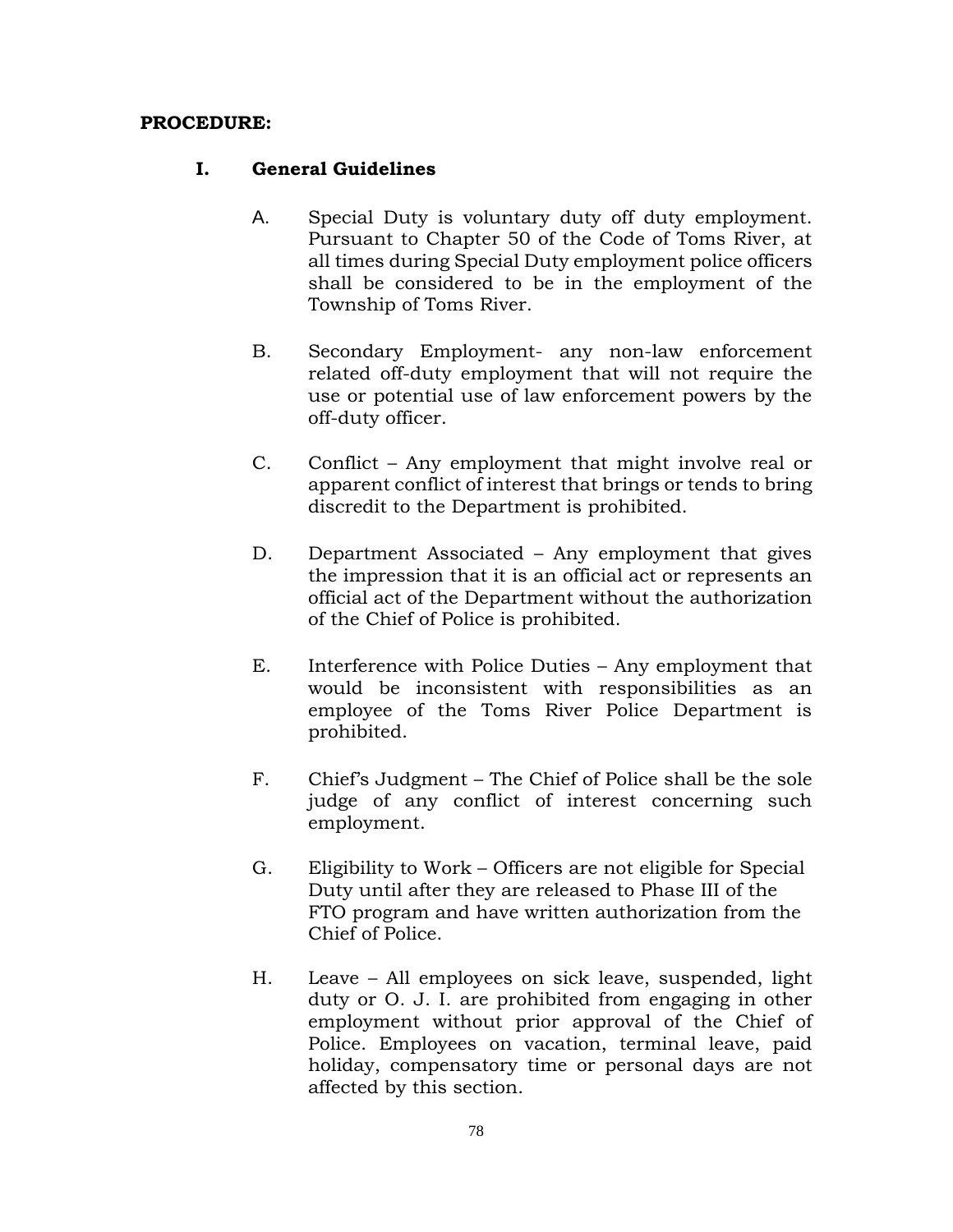**PROCEDURE:**

**I. General Guidelines**

A. Special Duty is voluntary duty off duty employment. Pursuant to Chapter 50 of the Code of Toms River, at all times during Special Duty employment police officers shall be considered to be in the employment of the Township of Toms River.

B. Secondary Employment- any non-law enforcement related off-duty employment that will not require the use or potential use of law enforcement powers by the off-duty officer.

C. Conflict – Any employment that might involve real or apparent conflict of interest that brings or tends to bring discredit to the Department is prohibited.

D. Department Associated – Any employment that gives the impression that it is an official act or represents an official act of the Department without the authorization of the Chief of Police is prohibited.

E. Interference with Police Duties – Any employment that would be inconsistent with responsibilities as an employee of the Toms River Police Department is prohibited.

F. Chief's Judgment – The Chief of Police shall be the sole judge of any conflict of interest concerning such employment.

G. Eligibility to Work – Officers are not eligible for Special Duty until after they are released to Phase III of the FTO program and have written authorization from the Chief of Police.

H. Leave – All employees on sick leave, suspended, light duty or O. J. I. are prohibited from engaging in other employment without prior approval of the Chief of Police. Employees on vacation, terminal leave, paid holiday, compensatory time or personal days are not affected by this section.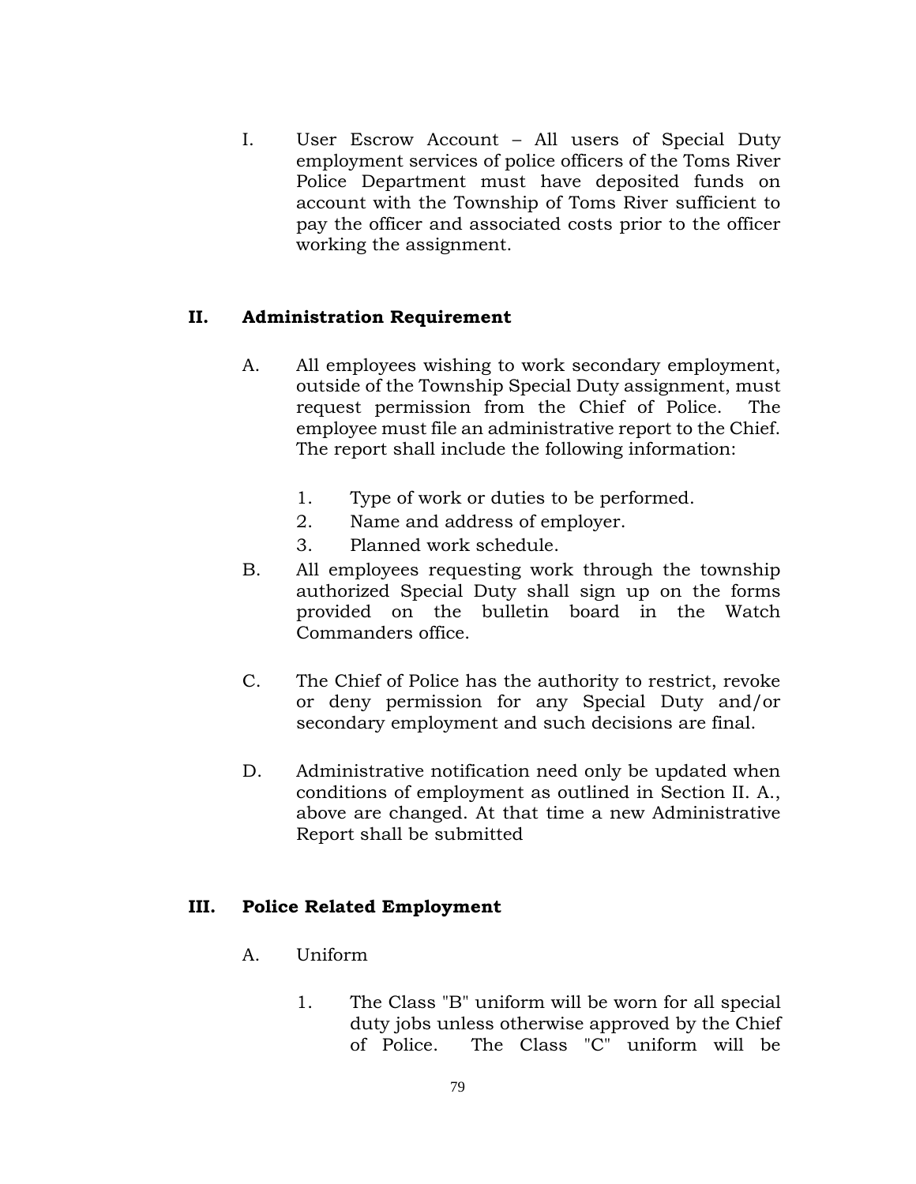I. User Escrow Account – All users of Special Duty employment services of police officers of the Toms River Police Department must have deposited funds on account with the Township of Toms River sufficient to pay the officer and associated costs prior to the officer working the assignment.

## II. Administration Requirement

A. All employees wishing to work secondary employment, outside of the Township Special Duty assignment, must request permission from the Chief of Police. The employee must file an administrative report to the Chief. The report shall include the following information:

1. Type of work or duties to be performed.
2. Name and address of employer.
3. Planned work schedule.

B. All employees requesting work through the township authorized Special Duty shall sign up on the forms provided on the bulletin board in the Watch Commanders office.

C. The Chief of Police has the authority to restrict, revoke or deny permission for any Special Duty and/or secondary employment and such decisions are final.

D. Administrative notification need only be updated when conditions of employment as outlined in Section II. A., above are changed. At that time a new Administrative Report shall be submitted

## III. Police Related Employment

A. Uniform

1. The Class "B" uniform will be worn for all special duty jobs unless otherwise approved by the Chief of Police. The Class "C" uniform will be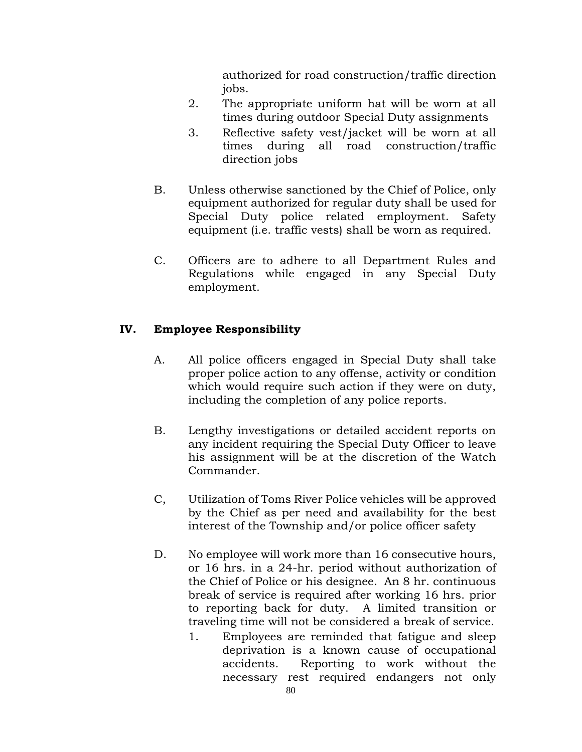authorized for road construction/traffic direction jobs.

2. The appropriate uniform hat will be worn at all times during outdoor Special Duty assignments
3. Reflective safety vest/jacket will be worn at all times during all road construction/traffic direction jobs

B. Unless otherwise sanctioned by the Chief of Police, only equipment authorized for regular duty shall be used for Special Duty police related employment. Safety equipment (i.e. traffic vests) shall be worn as required.

C. Officers are to adhere to all Department Rules and Regulations while engaged in any Special Duty employment.

## IV. Employee Responsibility

A. All police officers engaged in Special Duty shall take proper police action to any offense, activity or condition which would require such action if they were on duty, including the completion of any police reports.

B. Lengthy investigations or detailed accident reports on any incident requiring the Special Duty Officer to leave his assignment will be at the discretion of the Watch Commander.

C, Utilization of Toms River Police vehicles will be approved by the Chief as per need and availability for the best interest of the Township and/or police officer safety

D. No employee will work more than 16 consecutive hours, or 16 hrs. in a 24-hr. period without authorization of the Chief of Police or his designee. An 8 hr. continuous break of service is required after working 16 hrs. prior to reporting back for duty. A limited transition or traveling time will not be considered a break of service.

1. Employees are reminded that fatigue and sleep deprivation is a known cause of occupational accidents. Reporting to work without the necessary rest required endangers not only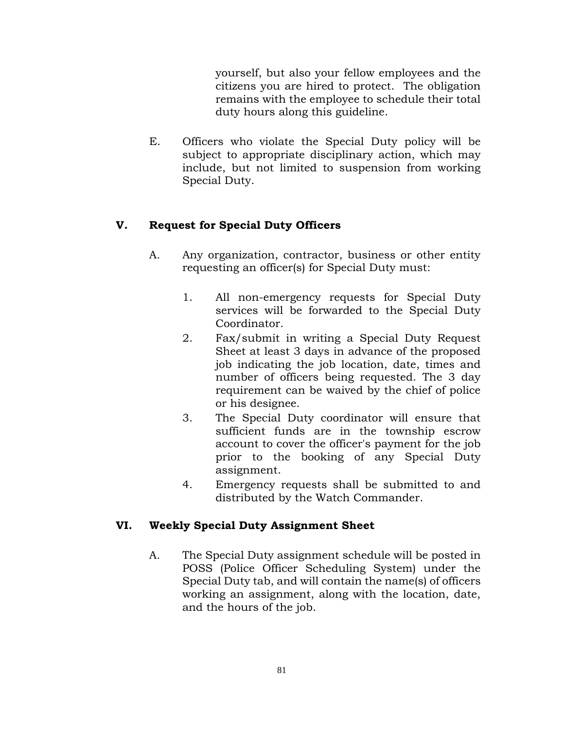yourself, but also your fellow employees and the citizens you are hired to protect. The obligation remains with the employee to schedule their total duty hours along this guideline.

E. Officers who violate the Special Duty policy will be subject to appropriate disciplinary action, which may include, but not limited to suspension from working Special Duty.

## V. Request for Special Duty Officers

A. Any organization, contractor, business or other entity requesting an officer(s) for Special Duty must:

1. All non-emergency requests for Special Duty services will be forwarded to the Special Duty Coordinator.
2. Fax/submit in writing a Special Duty Request Sheet at least 3 days in advance of the proposed job indicating the job location, date, times and number of officers being requested. The 3 day requirement can be waived by the chief of police or his designee.
3. The Special Duty coordinator will ensure that sufficient funds are in the township escrow account to cover the officer's payment for the job prior to the booking of any Special Duty assignment.
4. Emergency requests shall be submitted to and distributed by the Watch Commander.

## VI. Weekly Special Duty Assignment Sheet

A. The Special Duty assignment schedule will be posted in POSS (Police Officer Scheduling System) under the Special Duty tab, and will contain the name(s) of officers working an assignment, along with the location, date, and the hours of the job.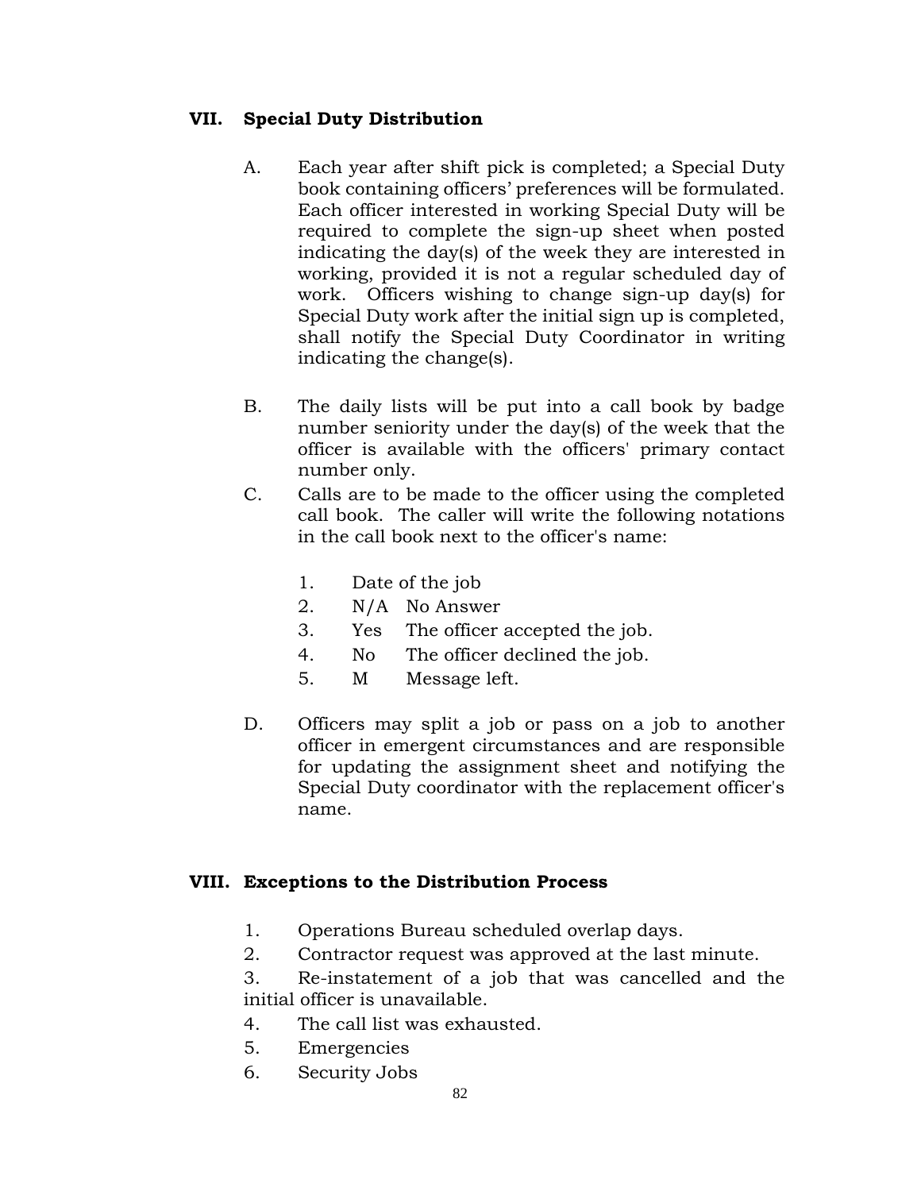## VII. Special Duty Distribution

A. Each year after shift pick is completed; a Special Duty book containing officers' preferences will be formulated. Each officer interested in working Special Duty will be required to complete the sign-up sheet when posted indicating the day(s) of the week they are interested in working, provided it is not a regular scheduled day of work. Officers wishing to change sign-up day(s) for Special Duty work after the initial sign up is completed, shall notify the Special Duty Coordinator in writing indicating the change(s).

B. The daily lists will be put into a call book by badge number seniority under the day(s) of the week that the officer is available with the officers' primary contact number only.

C. Calls are to be made to the officer using the completed call book. The caller will write the following notations in the call book next to the officer's name:

1. Date of the job
2. N/A No Answer
3. Yes The officer accepted the job.
4. No The officer declined the job.
5. M Message left.

D. Officers may split a job or pass on a job to another officer in emergent circumstances and are responsible for updating the assignment sheet and notifying the Special Duty coordinator with the replacement officer's name.

## VIII. Exceptions to the Distribution Process

1. Operations Bureau scheduled overlap days.
2. Contractor request was approved at the last minute.
3. Re-instatement of a job that was cancelled and the initial officer is unavailable.
4. The call list was exhausted.
5. Emergencies
6. Security Jobs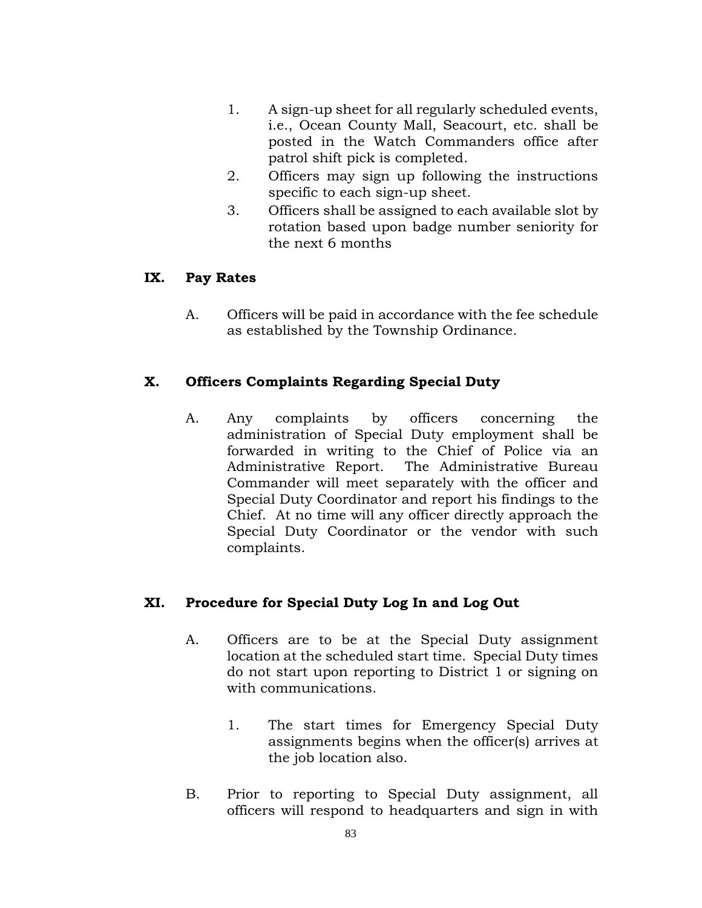1. A sign-up sheet for all regularly scheduled events, i.e., Ocean County Mall, Seacourt, etc. shall be posted in the Watch Commanders office after patrol shift pick is completed.
2. Officers may sign up following the instructions specific to each sign-up sheet.
3. Officers shall be assigned to each available slot by rotation based upon badge number seniority for the next 6 months

## IX. Pay Rates

A. Officers will be paid in accordance with the fee schedule as established by the Township Ordinance.

## X. Officers Complaints Regarding Special Duty

A. Any complaints by officers concerning the administration of Special Duty employment shall be forwarded in writing to the Chief of Police via an Administrative Report. The Administrative Bureau Commander will meet separately with the officer and Special Duty Coordinator and report his findings to the Chief. At no time will any officer directly approach the Special Duty Coordinator or the vendor with such complaints.

## XI. Procedure for Special Duty Log In and Log Out

A. Officers are to be at the Special Duty assignment location at the scheduled start time. Special Duty times do not start upon reporting to District 1 or signing on with communications.

   1. The start times for Emergency Special Duty assignments begins when the officer(s) arrives at the job location also.

B. Prior to reporting to Special Duty assignment, all officers will respond to headquarters and sign in with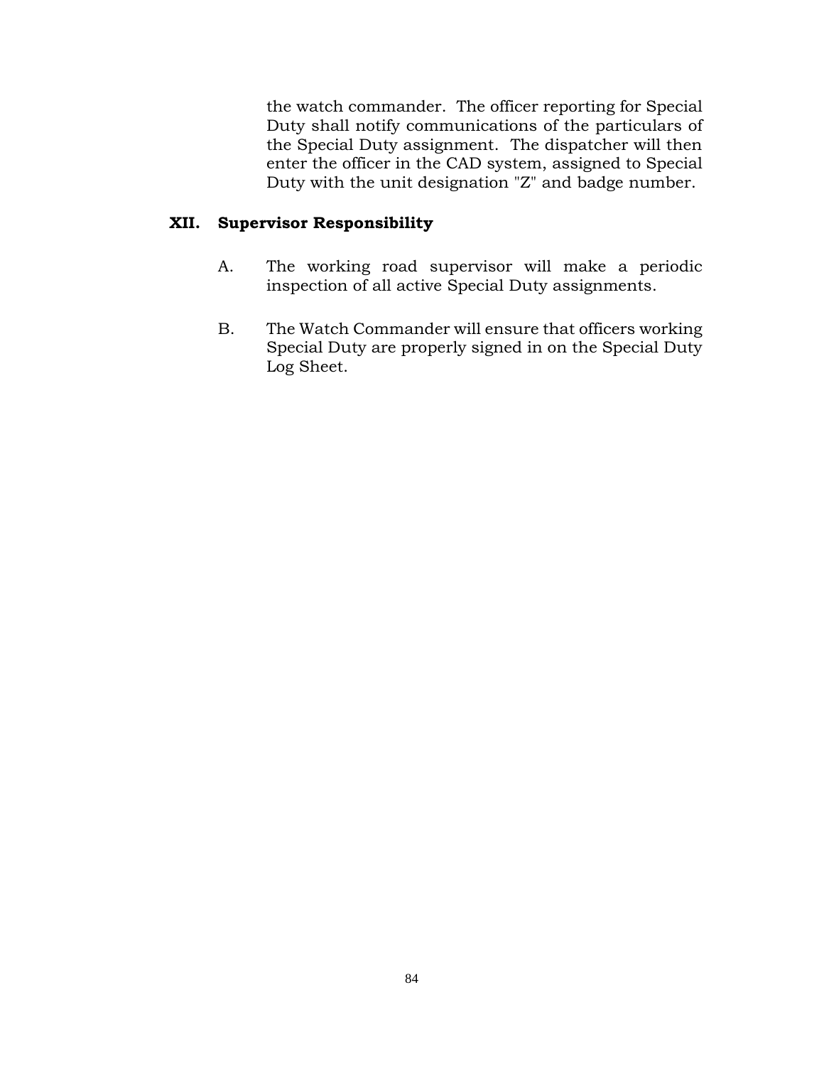the watch commander. The officer reporting for Special Duty shall notify communications of the particulars of the Special Duty assignment. The dispatcher will then enter the officer in the CAD system, assigned to Special Duty with the unit designation "Z" and badge number.

## XII. Supervisor Responsibility

A. The working road supervisor will make a periodic inspection of all active Special Duty assignments.

B. The Watch Commander will ensure that officers working Special Duty are properly signed in on the Special Duty Log Sheet.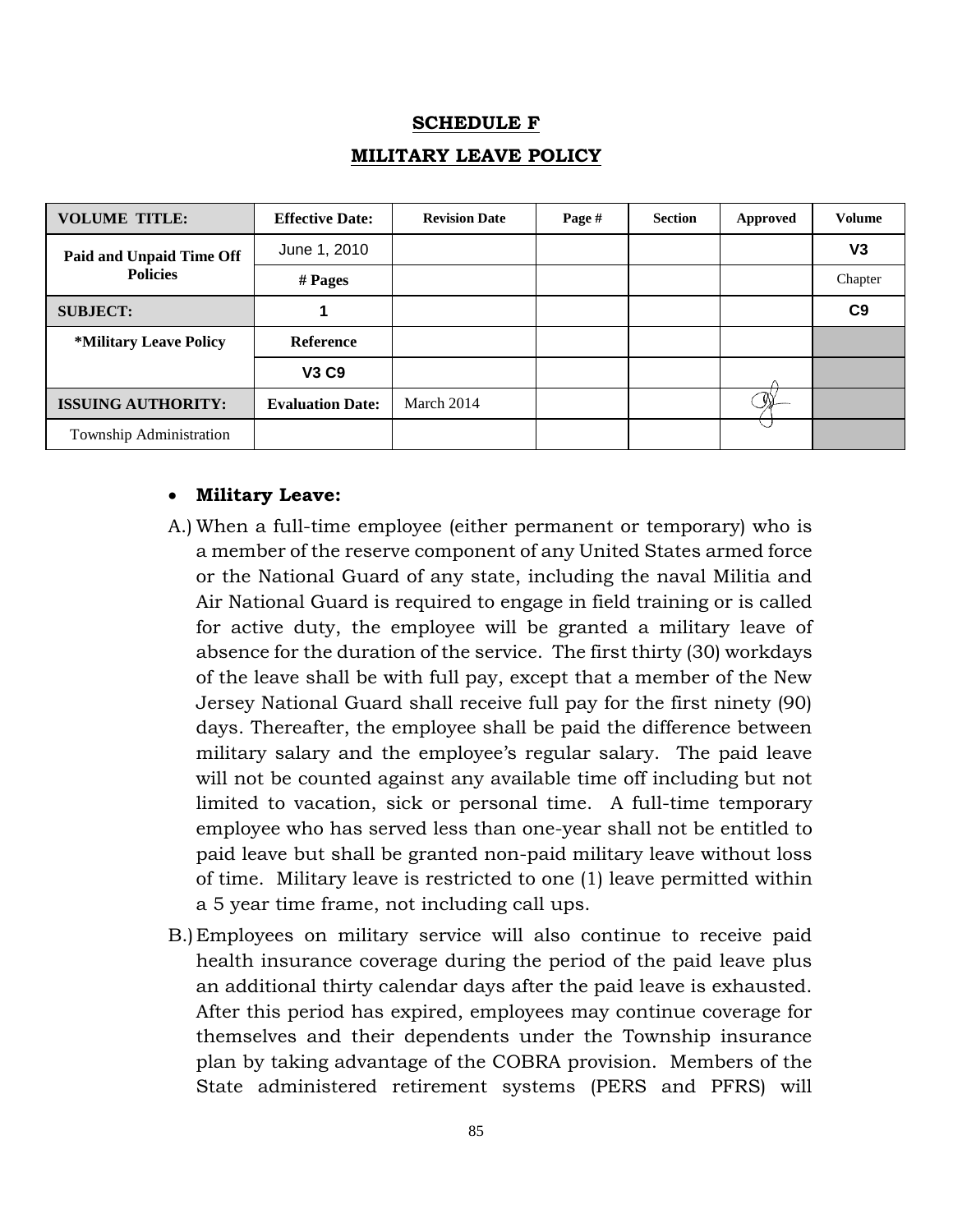## SCHEDULE F

## MILITARY LEAVE POLICY

| VOLUME TITLE: | Effective Date: | Revision Date | Page # | Section | Approved | Volume |
|---|---|---|---|---|---|---|
| Paid and Unpaid Time Off Policies | June 1, 2010 | | | | | V3 |
| | # Pages | | | | | Chapter |
| SUBJECT: | 1 | | | | | C9 |
| *Military Leave Policy | Reference | | | | | |
| | V3 C9 | | | | | |
| ISSUING AUTHORITY: | Evaluation Date: | March 2014 | | | | |
| Township Administration | | | | | | |

- **Military Leave:**

A.) When a full-time employee (either permanent or temporary) who is a member of the reserve component of any United States armed force or the National Guard of any state, including the naval Militia and Air National Guard is required to engage in field training or is called for active duty, the employee will be granted a military leave of absence for the duration of the service. The first thirty (30) workdays of the leave shall be with full pay, except that a member of the New Jersey National Guard shall receive full pay for the first ninety (90) days. Thereafter, the employee shall be paid the difference between military salary and the employee's regular salary. The paid leave will not be counted against any available time off including but not limited to vacation, sick or personal time. A full-time temporary employee who has served less than one-year shall not be entitled to paid leave but shall be granted non-paid military leave without loss of time. Military leave is restricted to one (1) leave permitted within a 5 year time frame, not including call ups.

B.) Employees on military service will also continue to receive paid health insurance coverage during the period of the paid leave plus an additional thirty calendar days after the paid leave is exhausted. After this period has expired, employees may continue coverage for themselves and their dependents under the Township insurance plan by taking advantage of the COBRA provision. Members of the State administered retirement systems (PERS and PFRS) will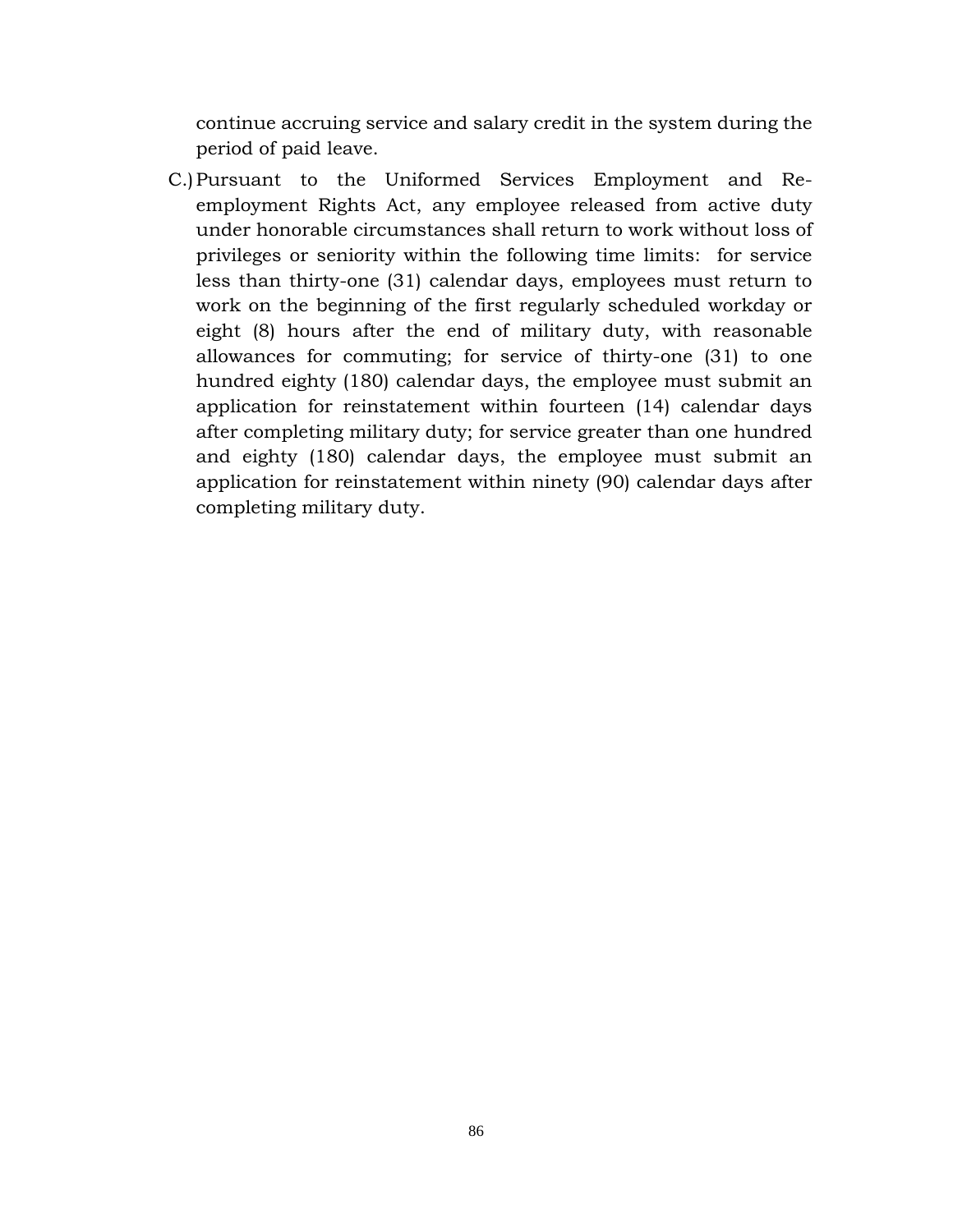continue accruing service and salary credit in the system during the period of paid leave.

C.) Pursuant to the Uniformed Services Employment and Re-employment Rights Act, any employee released from active duty under honorable circumstances shall return to work without loss of privileges or seniority within the following time limits: for service less than thirty-one (31) calendar days, employees must return to work on the beginning of the first regularly scheduled workday or eight (8) hours after the end of military duty, with reasonable allowances for commuting; for service of thirty-one (31) to one hundred eighty (180) calendar days, the employee must submit an application for reinstatement within fourteen (14) calendar days after completing military duty; for service greater than one hundred and eighty (180) calendar days, the employee must submit an application for reinstatement within ninety (90) calendar days after completing military duty.